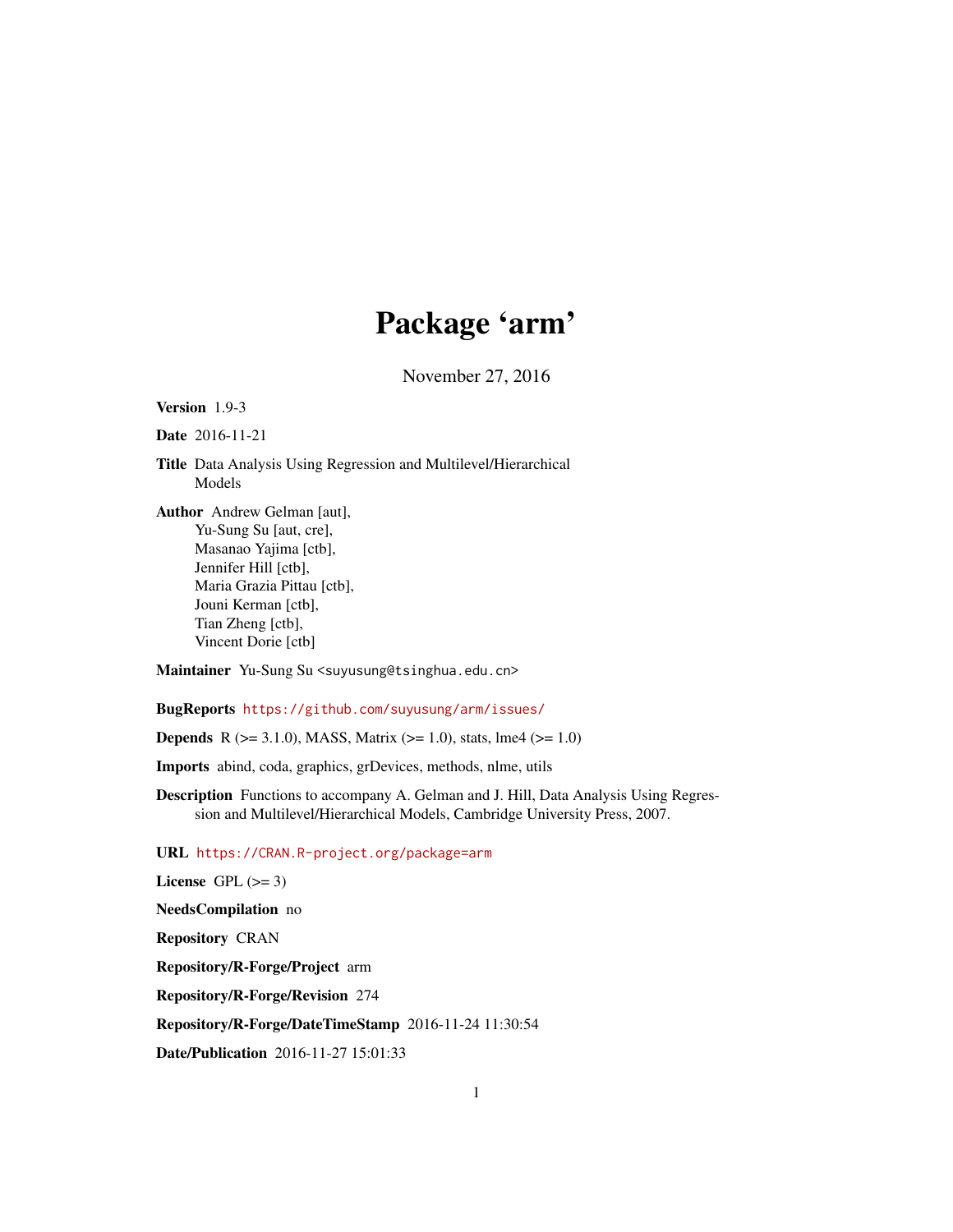# Package 'arm'

November 27, 2016

**Version** 1.9-3

**Date** 2016-11-21

**Title** Data Analysis Using Regression and Multilevel/Hierarchical Models

**Author** Andrew Gelman [aut],
Yu-Sung Su [aut, cre],
Masanao Yajima [ctb],
Jennifer Hill [ctb],
Maria Grazia Pittau [ctb],
Jouni Kerman [ctb],
Tian Zheng [ctb],
Vincent Dorie [ctb]

**Maintainer** Yu-Sung Su <suyusung@tsinghua.edu.cn>

**BugReports** https://github.com/suyusung/arm/issues/

**Depends** R (>= 3.1.0), MASS, Matrix (>= 1.0), stats, lme4 (>= 1.0)

**Imports** abind, coda, graphics, grDevices, methods, nlme, utils

**Description** Functions to accompany A. Gelman and J. Hill, Data Analysis Using Regression and Multilevel/Hierarchical Models, Cambridge University Press, 2007.

**URL** https://CRAN.R-project.org/package=arm

**License** GPL (>= 3)

**NeedsCompilation** no

**Repository** CRAN

**Repository/R-Forge/Project** arm

**Repository/R-Forge/Revision** 274

**Repository/R-Forge/DateTimeStamp** 2016-11-24 11:30:54

**Date/Publication** 2016-11-27 15:01:33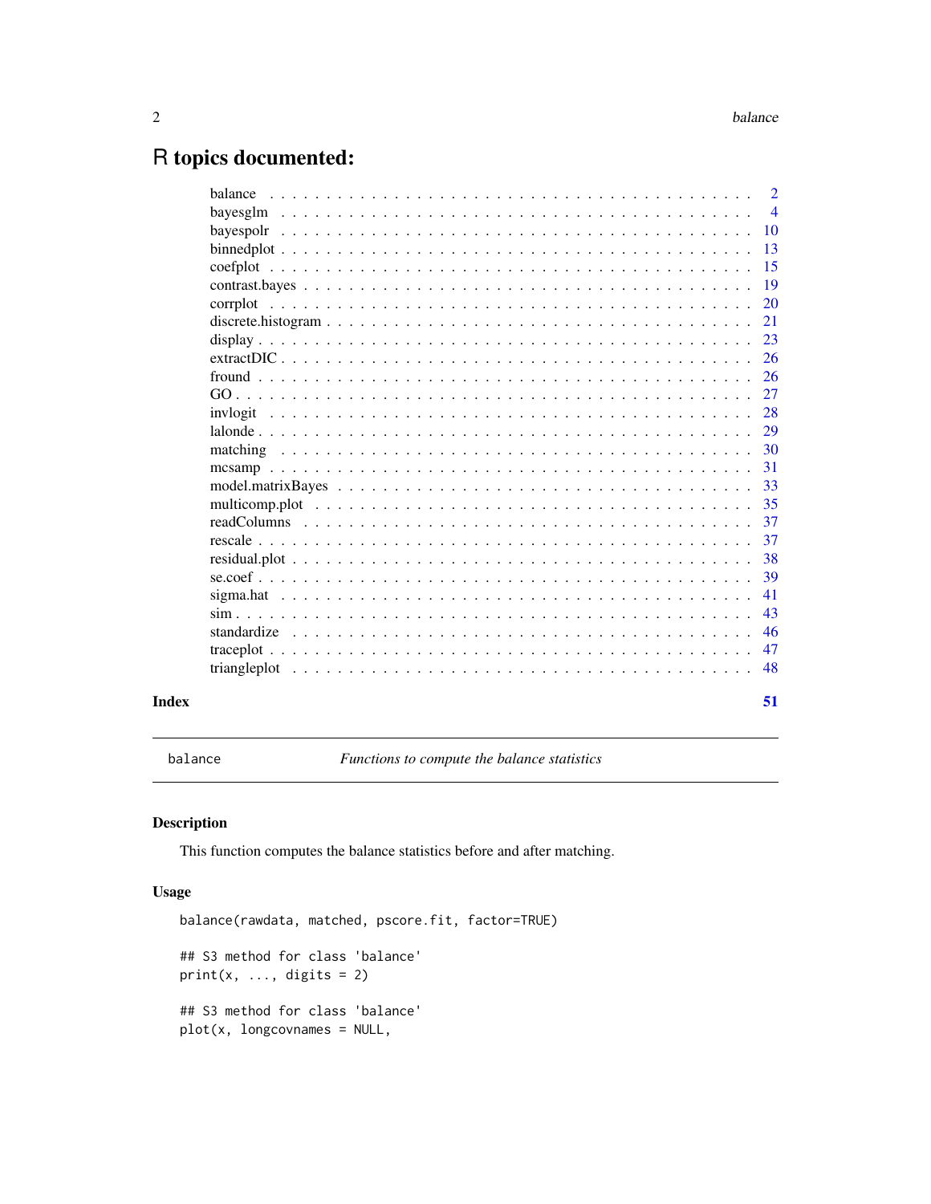# R topics documented:

| | |
|---|---|
| balance | 2 |
| bayesglm | 4 |
| bayespolr | 10 |
| binnedplot | 13 |
| coefplot | 15 |
| contrast.bayes | 19 |
| corrplot | 20 |
| discrete.histogram | 21 |
| display | 23 |
| extractDIC | 26 |
| fround | 26 |
| GO | 27 |
| invlogit | 28 |
| lalonde | 29 |
| matching | 30 |
| mcsamp | 31 |
| model.matrixBayes | 33 |
| multicomp.plot | 35 |
| readColumns | 37 |
| rescale | 37 |
| residual.plot | 38 |
| se.coef | 39 |
| sigma.hat | 41 |
| sim | 43 |
| standardize | 46 |
| traceplot | 47 |
| triangleplot | 48 |

**Index** **51**

---

balance *Functions to compute the balance statistics*

---

## Description

This function computes the balance statistics before and after matching.

## Usage

```
balance(rawdata, matched, pscore.fit, factor=TRUE)

## S3 method for class 'balance'
print(x, ..., digits = 2)

## S3 method for class 'balance'
plot(x, longcovnames = NULL,
```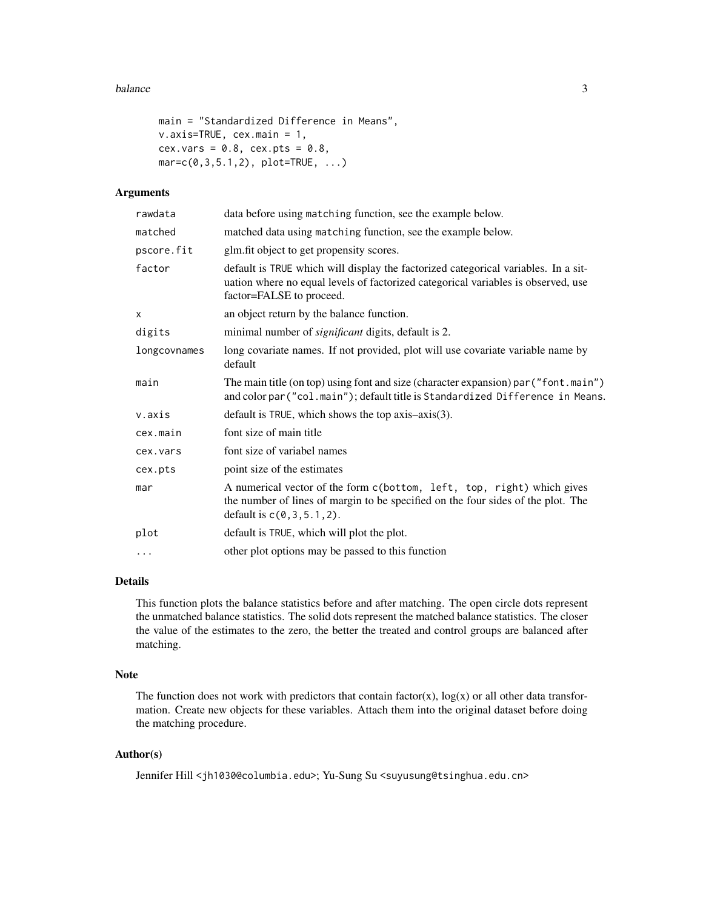```
main = "Standardized Difference in Means",
v.axis=TRUE, cex.main = 1,
cex.vars = 0.8, cex.pts = 0.8,
mar=c(0,3,5.1,2), plot=TRUE, ...)
```

## Arguments

| | |
|---|---|
| `rawdata` | data before using `matching` function, see the example below. |
| `matched` | matched data using `matching` function, see the example below. |
| `pscore.fit` | glm.fit object to get propensity scores. |
| `factor` | default is `TRUE` which will display the factorized categorical variables. In a situation where no equal levels of factorized categorical variables is observed, use factor=FALSE to proceed. |
| `x` | an object return by the balance function. |
| `digits` | minimal number of *significant* digits, default is 2. |
| `longcovnames` | long covariate names. If not provided, plot will use covariate variable name by default |
| `main` | The main title (on top) using font and size (character expansion) `par("font.main")` and color `par("col.main")`; default title is `Standardized Difference in Means`. |
| `v.axis` | default is `TRUE`, which shows the top axis–axis(3). |
| `cex.main` | font size of main title |
| `cex.vars` | font size of variabel names |
| `cex.pts` | point size of the estimates |
| `mar` | A numerical vector of the form `c(bottom, left, top, right)` which gives the number of lines of margin to be specified on the four sides of the plot. The default is `c(0,3,5.1,2)`. |
| `plot` | default is `TRUE`, which will plot the plot. |
| `...` | other plot options may be passed to this function |

## Details

This function plots the balance statistics before and after matching. The open circle dots represent the unmatched balance statistics. The solid dots represent the matched balance statistics. The closer the value of the estimates to the zero, the better the treated and control groups are balanced after matching.

## Note

The function does not work with predictors that contain factor(x), log(x) or all other data transformation. Create new objects for these variables. Attach them into the original dataset before doing the matching procedure.

## Author(s)

Jennifer Hill <jh1030@columbia.edu>; Yu-Sung Su <suyusung@tsinghua.edu.cn>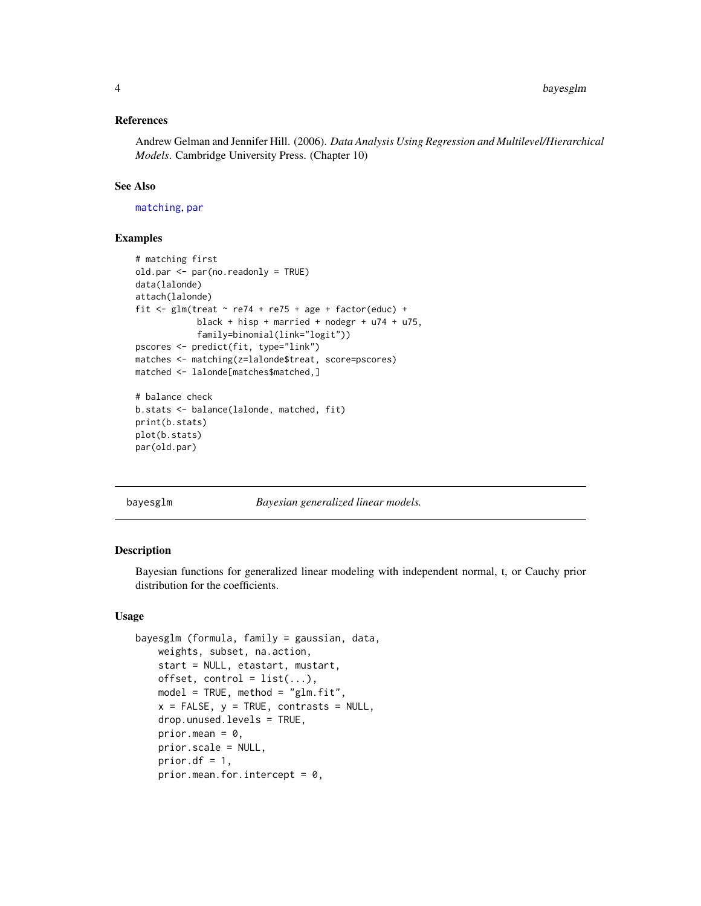### References

Andrew Gelman and Jennifer Hill. (2006). *Data Analysis Using Regression and Multilevel/Hierarchical Models*. Cambridge University Press. (Chapter 10)

### See Also

matching, par

### Examples

```
# matching first
old.par <- par(no.readonly = TRUE)
data(lalonde)
attach(lalonde)
fit <- glm(treat ~ re74 + re75 + age + factor(educ) +
            black + hisp + married + nodegr + u74 + u75,
            family=binomial(link="logit"))
pscores <- predict(fit, type="link")
matches <- matching(z=lalonde$treat, score=pscores)
matched <- lalonde[matches$matched,]

# balance check
b.stats <- balance(lalonde, matched, fit)
print(b.stats)
plot(b.stats)
par(old.par)
```

---

## bayesglm *Bayesian generalized linear models.*

### Description

Bayesian functions for generalized linear modeling with independent normal, t, or Cauchy prior distribution for the coefficients.

### Usage

```
bayesglm (formula, family = gaussian, data,
    weights, subset, na.action,
    start = NULL, etastart, mustart,
    offset, control = list(...),
    model = TRUE, method = "glm.fit",
    x = FALSE, y = TRUE, contrasts = NULL,
    drop.unused.levels = TRUE,
    prior.mean = 0,
    prior.scale = NULL,
    prior.df = 1,
    prior.mean.for.intercept = 0,
```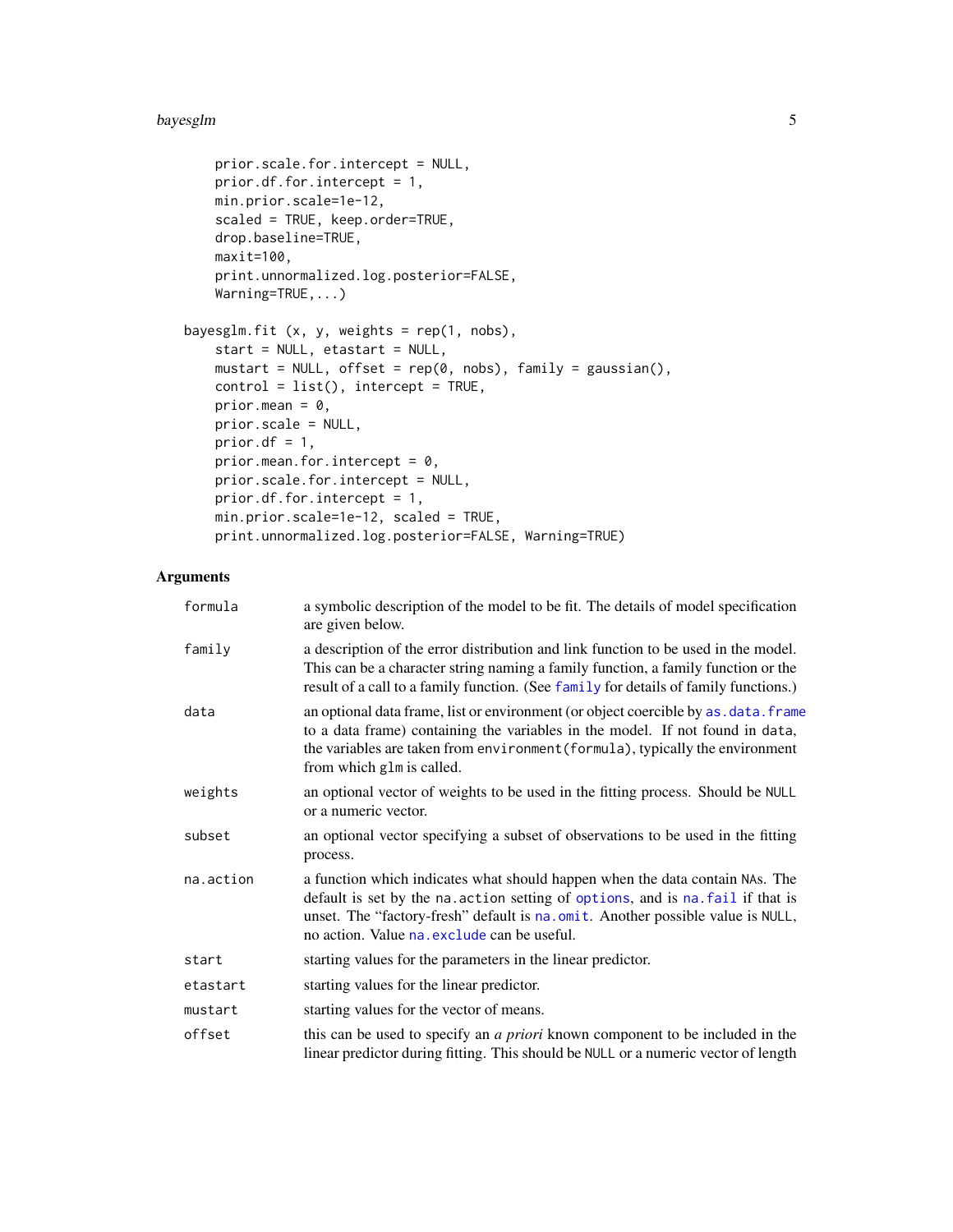```
      prior.scale.for.intercept = NULL,
      prior.df.for.intercept = 1,
      min.prior.scale=1e-12,
      scaled = TRUE, keep.order=TRUE,
      drop.baseline=TRUE,
      maxit=100,
      print.unnormalized.log.posterior=FALSE,
      Warning=TRUE,...)

bayesglm.fit (x, y, weights = rep(1, nobs),
      start = NULL, etastart = NULL,
      mustart = NULL, offset = rep(0, nobs), family = gaussian(),
      control = list(), intercept = TRUE,
      prior.mean = 0,
      prior.scale = NULL,
      prior.df = 1,
      prior.mean.for.intercept = 0,
      prior.scale.for.intercept = NULL,
      prior.df.for.intercept = 1,
      min.prior.scale=1e-12, scaled = TRUE,
      print.unnormalized.log.posterior=FALSE, Warning=TRUE)
```

## Arguments

| | |
|---|---|
| `formula` | a symbolic description of the model to be fit. The details of model specification are given below. |
| `family` | a description of the error distribution and link function to be used in the model. This can be a character string naming a family function, a family function or the result of a call to a family function. (See `family` for details of family functions.) |
| `data` | an optional data frame, list or environment (or object coercible by `as.data.frame` to a data frame) containing the variables in the model. If not found in `data`, the variables are taken from `environment(formula)`, typically the environment from which `glm` is called. |
| `weights` | an optional vector of weights to be used in the fitting process. Should be `NULL` or a numeric vector. |
| `subset` | an optional vector specifying a subset of observations to be used in the fitting process. |
| `na.action` | a function which indicates what should happen when the data contain `NA`s. The default is set by the `na.action` setting of `options`, and is `na.fail` if that is unset. The "factory-fresh" default is `na.omit`. Another possible value is `NULL`, no action. Value `na.exclude` can be useful. |
| `start` | starting values for the parameters in the linear predictor. |
| `etastart` | starting values for the linear predictor. |
| `mustart` | starting values for the vector of means. |
| `offset` | this can be used to specify an *a priori* known component to be included in the linear predictor during fitting. This should be `NULL` or a numeric vector of length |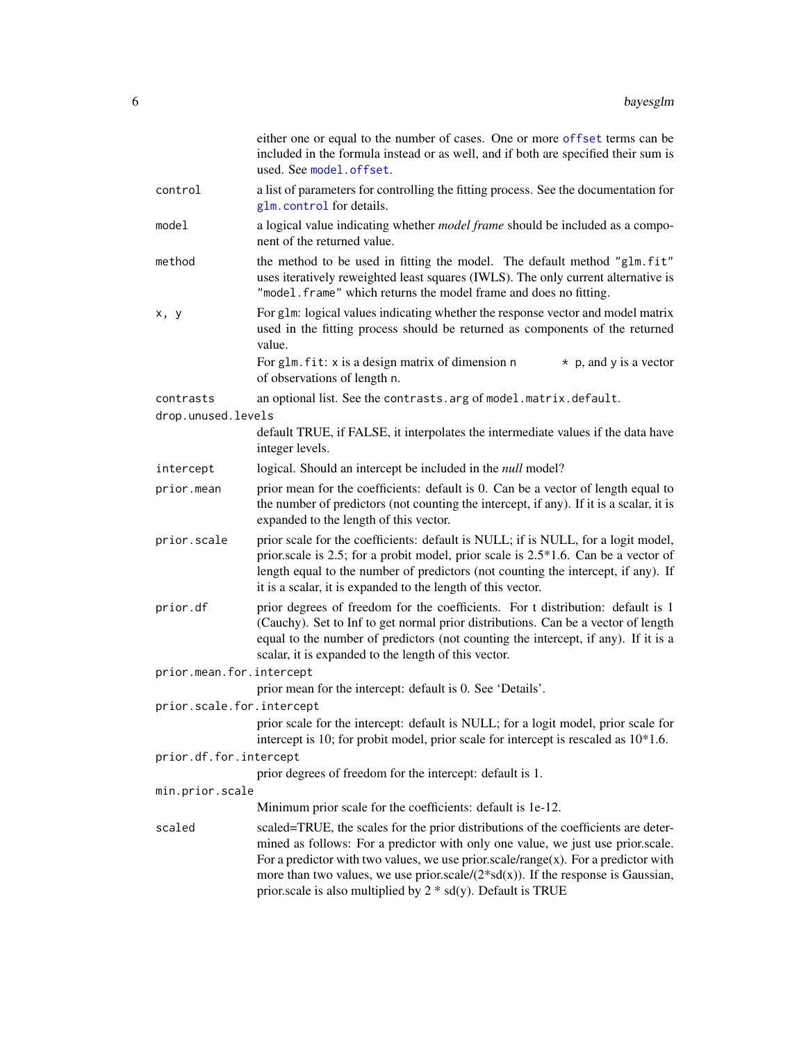either one or equal to the number of cases. One or more `offset` terms can be included in the formula instead or as well, and if both are specified their sum is used. See `model.offset`.

`control`
: a list of parameters for controlling the fitting process. See the documentation for `glm.control` for details.

`model`
: a logical value indicating whether *model frame* should be included as a component of the returned value.

`method`
: the method to be used in fitting the model. The default method `"glm.fit"` uses iteratively reweighted least squares (IWLS). The only current alternative is `"model.frame"` which returns the model frame and does no fitting.

`x, y`
: For `glm`: logical values indicating whether the response vector and model matrix used in the fitting process should be returned as components of the returned value.

  For `glm.fit`: `x` is a design matrix of dimension `n * p`, and `y` is a vector of observations of length `n`.

`contrasts`
: an optional list. See the `contrasts.arg` of `model.matrix.default`.

`drop.unused.levels`
: default TRUE, if FALSE, it interpolates the intermediate values if the data have integer levels.

`intercept`
: logical. Should an intercept be included in the *null* model?

`prior.mean`
: prior mean for the coefficients: default is 0. Can be a vector of length equal to the number of predictors (not counting the intercept, if any). If it is a scalar, it is expanded to the length of this vector.

`prior.scale`
: prior scale for the coefficients: default is NULL; if is NULL, for a logit model, prior.scale is 2.5; for a probit model, prior scale is 2.5*1.6. Can be a vector of length equal to the number of predictors (not counting the intercept, if any). If it is a scalar, it is expanded to the length of this vector.

`prior.df`
: prior degrees of freedom for the coefficients. For t distribution: default is 1 (Cauchy). Set to Inf to get normal prior distributions. Can be a vector of length equal to the number of predictors (not counting the intercept, if any). If it is a scalar, it is expanded to the length of this vector.

`prior.mean.for.intercept`
: prior mean for the intercept: default is 0. See 'Details'.

`prior.scale.for.intercept`
: prior scale for the intercept: default is NULL; for a logit model, prior scale for intercept is 10; for probit model, prior scale for intercept is rescaled as 10*1.6.

`prior.df.for.intercept`
: prior degrees of freedom for the intercept: default is 1.

`min.prior.scale`
: Minimum prior scale for the coefficients: default is 1e-12.

`scaled`
: scaled=TRUE, the scales for the prior distributions of the coefficients are determined as follows: For a predictor with only one value, we just use prior.scale. For a predictor with two values, we use prior.scale/range(x). For a predictor with more than two values, we use prior.scale/(2*sd(x)). If the response is Gaussian, prior.scale is also multiplied by 2 * sd(y). Default is TRUE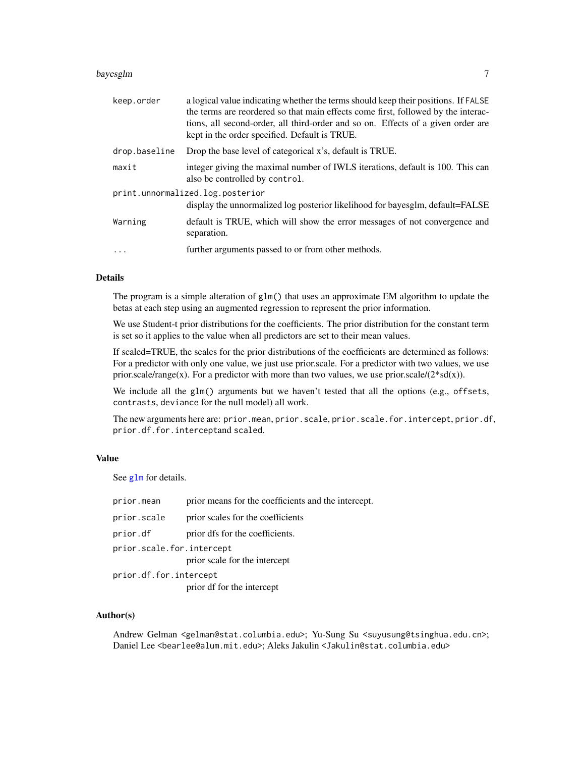| | |
|---|---|
| `keep.order` | a logical value indicating whether the terms should keep their positions. If `FALSE` the terms are reordered so that main effects come first, followed by the interactions, all second-order, all third-order and so on. Effects of a given order are kept in the order specified. Default is TRUE. |
| `drop.baseline` | Drop the base level of categorical x's, default is TRUE. |
| `maxit` | integer giving the maximal number of IWLS iterations, default is 100. This can also be controlled by `control`. |
| `print.unnormalized.log.posterior` | display the unnormalized log posterior likelihood for bayesglm, default=FALSE |
| `Warning` | default is TRUE, which will show the error messages of not convergence and separation. |
| `...` | further arguments passed to or from other methods. |

## Details

The program is a simple alteration of `glm()` that uses an approximate EM algorithm to update the betas at each step using an augmented regression to represent the prior information.

We use Student-t prior distributions for the coefficients. The prior distribution for the constant term is set so it applies to the value when all predictors are set to their mean values.

If scaled=TRUE, the scales for the prior distributions of the coefficients are determined as follows: For a predictor with only one value, we just use prior.scale. For a predictor with two values, we use prior.scale/range(x). For a predictor with more than two values, we use prior.scale/(2*sd(x)).

We include all the `glm()` arguments but we haven't tested that all the options (e.g., `offsets`, `contrasts`, `deviance` for the null model) all work.

The new arguments here are: `prior.mean`, `prior.scale`, `prior.scale.for.intercept`, `prior.df`, `prior.df.for.intercept`and `scaled`.

## Value

See `glm` for details.

| | |
|---|---|
| `prior.mean` | prior means for the coefficients and the intercept. |
| `prior.scale` | prior scales for the coefficients |
| `prior.df` | prior dfs for the coefficients. |
| `prior.scale.for.intercept` | prior scale for the intercept |
| `prior.df.for.intercept` | prior df for the intercept |

## Author(s)

Andrew Gelman <gelman@stat.columbia.edu>; Yu-Sung Su <suyusung@tsinghua.edu.cn>; Daniel Lee <bearlee@alum.mit.edu>; Aleks Jakulin <Jakulin@stat.columbia.edu>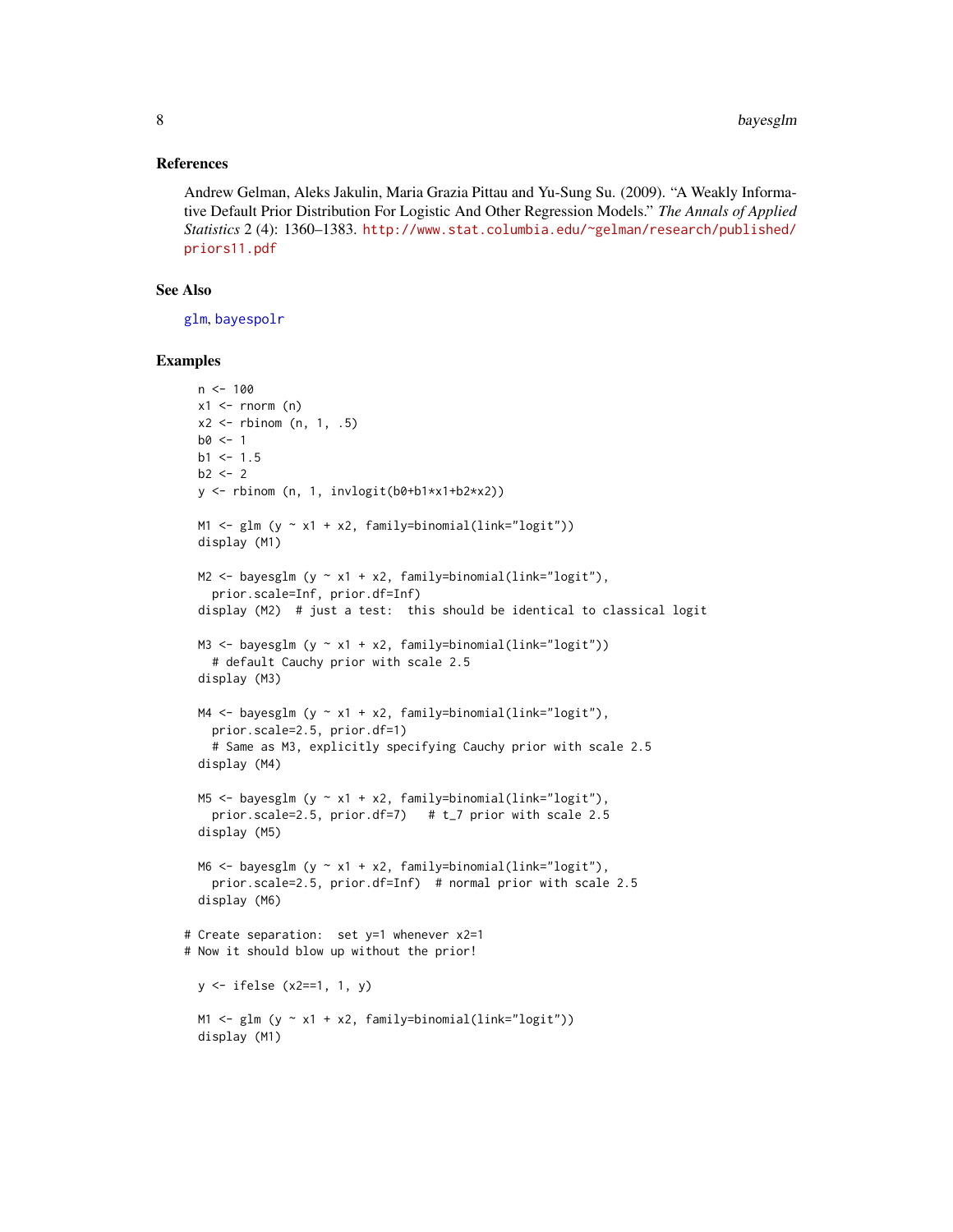## References

Andrew Gelman, Aleks Jakulin, Maria Grazia Pittau and Yu-Sung Su. (2009). "A Weakly Informative Default Prior Distribution For Logistic And Other Regression Models." *The Annals of Applied Statistics* 2 (4): 1360–1383. http://www.stat.columbia.edu/~gelman/research/published/priors11.pdf

## See Also

glm, bayespolr

## Examples

```
  n <- 100
  x1 <- rnorm (n)
  x2 <- rbinom (n, 1, .5)
  b0 <- 1
  b1 <- 1.5
  b2 <- 2
  y <- rbinom (n, 1, invlogit(b0+b1*x1+b2*x2))

  M1 <- glm (y ~ x1 + x2, family=binomial(link="logit"))
  display (M1)

  M2 <- bayesglm (y ~ x1 + x2, family=binomial(link="logit"),
    prior.scale=Inf, prior.df=Inf)
  display (M2)  # just a test:  this should be identical to classical logit

  M3 <- bayesglm (y ~ x1 + x2, family=binomial(link="logit"))
    # default Cauchy prior with scale 2.5
  display (M3)

  M4 <- bayesglm (y ~ x1 + x2, family=binomial(link="logit"),
    prior.scale=2.5, prior.df=1)
    # Same as M3, explicitly specifying Cauchy prior with scale 2.5
  display (M4)

  M5 <- bayesglm (y ~ x1 + x2, family=binomial(link="logit"),
    prior.scale=2.5, prior.df=7)   # t_7 prior with scale 2.5
  display (M5)

  M6 <- bayesglm (y ~ x1 + x2, family=binomial(link="logit"),
    prior.scale=2.5, prior.df=Inf)  # normal prior with scale 2.5
  display (M6)

# Create separation:  set y=1 whenever x2=1
# Now it should blow up without the prior!

  y <- ifelse (x2==1, 1, y)

  M1 <- glm (y ~ x1 + x2, family=binomial(link="logit"))
  display (M1)
```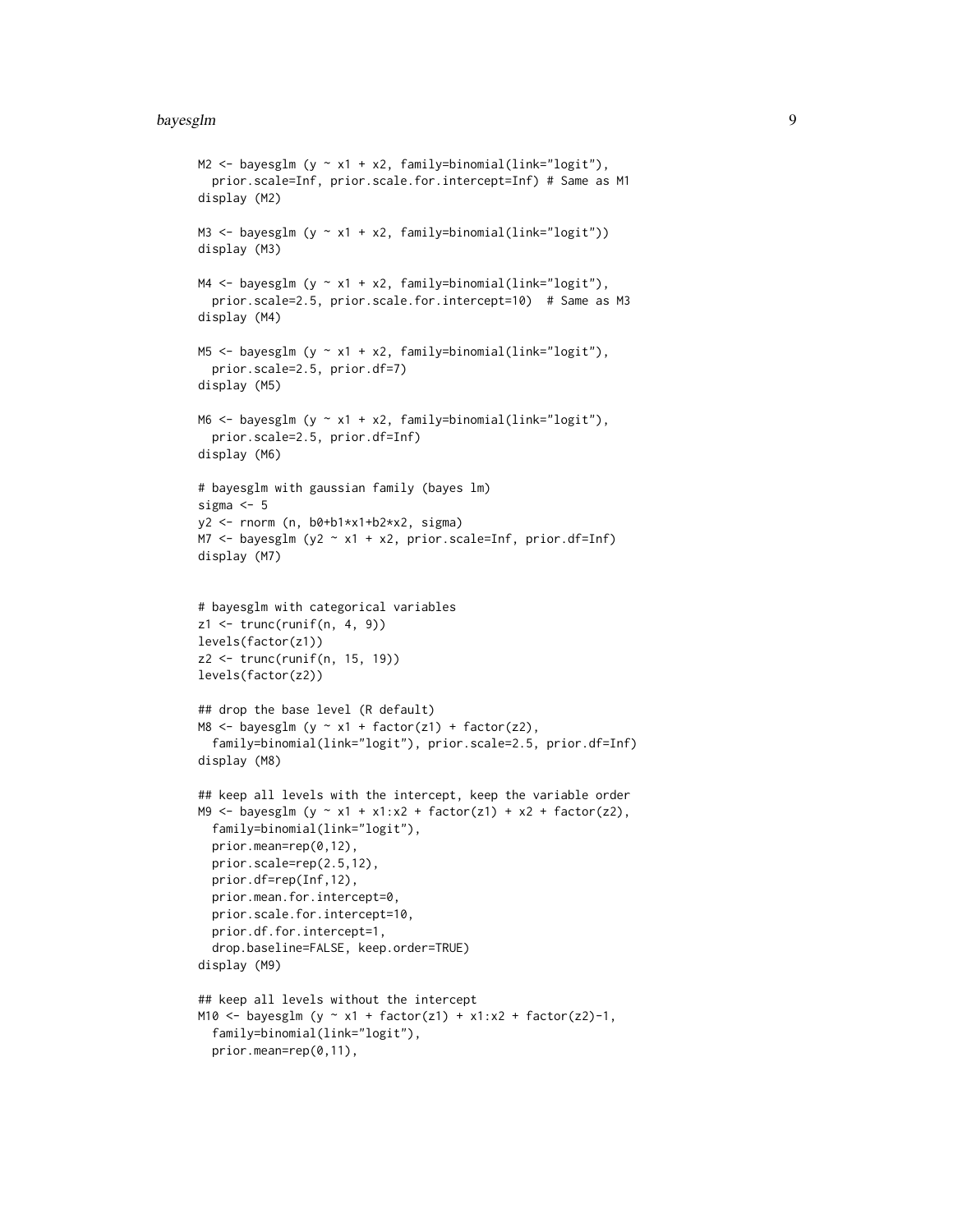```
M2 <- bayesglm (y ~ x1 + x2, family=binomial(link="logit"),
  prior.scale=Inf, prior.scale.for.intercept=Inf) # Same as M1
display (M2)

M3 <- bayesglm (y ~ x1 + x2, family=binomial(link="logit"))
display (M3)

M4 <- bayesglm (y ~ x1 + x2, family=binomial(link="logit"),
  prior.scale=2.5, prior.scale.for.intercept=10)  # Same as M3
display (M4)

M5 <- bayesglm (y ~ x1 + x2, family=binomial(link="logit"),
  prior.scale=2.5, prior.df=7)
display (M5)

M6 <- bayesglm (y ~ x1 + x2, family=binomial(link="logit"),
  prior.scale=2.5, prior.df=Inf)
display (M6)

# bayesglm with gaussian family (bayes lm)
sigma <- 5
y2 <- rnorm (n, b0+b1*x1+b2*x2, sigma)
M7 <- bayesglm (y2 ~ x1 + x2, prior.scale=Inf, prior.df=Inf)
display (M7)


# bayesglm with categorical variables
z1 <- trunc(runif(n, 4, 9))
levels(factor(z1))
z2 <- trunc(runif(n, 15, 19))
levels(factor(z2))

## drop the base level (R default)
M8 <- bayesglm (y ~ x1 + factor(z1) + factor(z2),
  family=binomial(link="logit"), prior.scale=2.5, prior.df=Inf)
display (M8)

## keep all levels with the intercept, keep the variable order
M9 <- bayesglm (y ~ x1 + x1:x2 + factor(z1) + x2 + factor(z2),
  family=binomial(link="logit"),
  prior.mean=rep(0,12),
  prior.scale=rep(2.5,12),
  prior.df=rep(Inf,12),
  prior.mean.for.intercept=0,
  prior.scale.for.intercept=10,
  prior.df.for.intercept=1,
  drop.baseline=FALSE, keep.order=TRUE)
display (M9)

## keep all levels without the intercept
M10 <- bayesglm (y ~ x1 + factor(z1) + x1:x2 + factor(z2)-1,
  family=binomial(link="logit"),
  prior.mean=rep(0,11),
```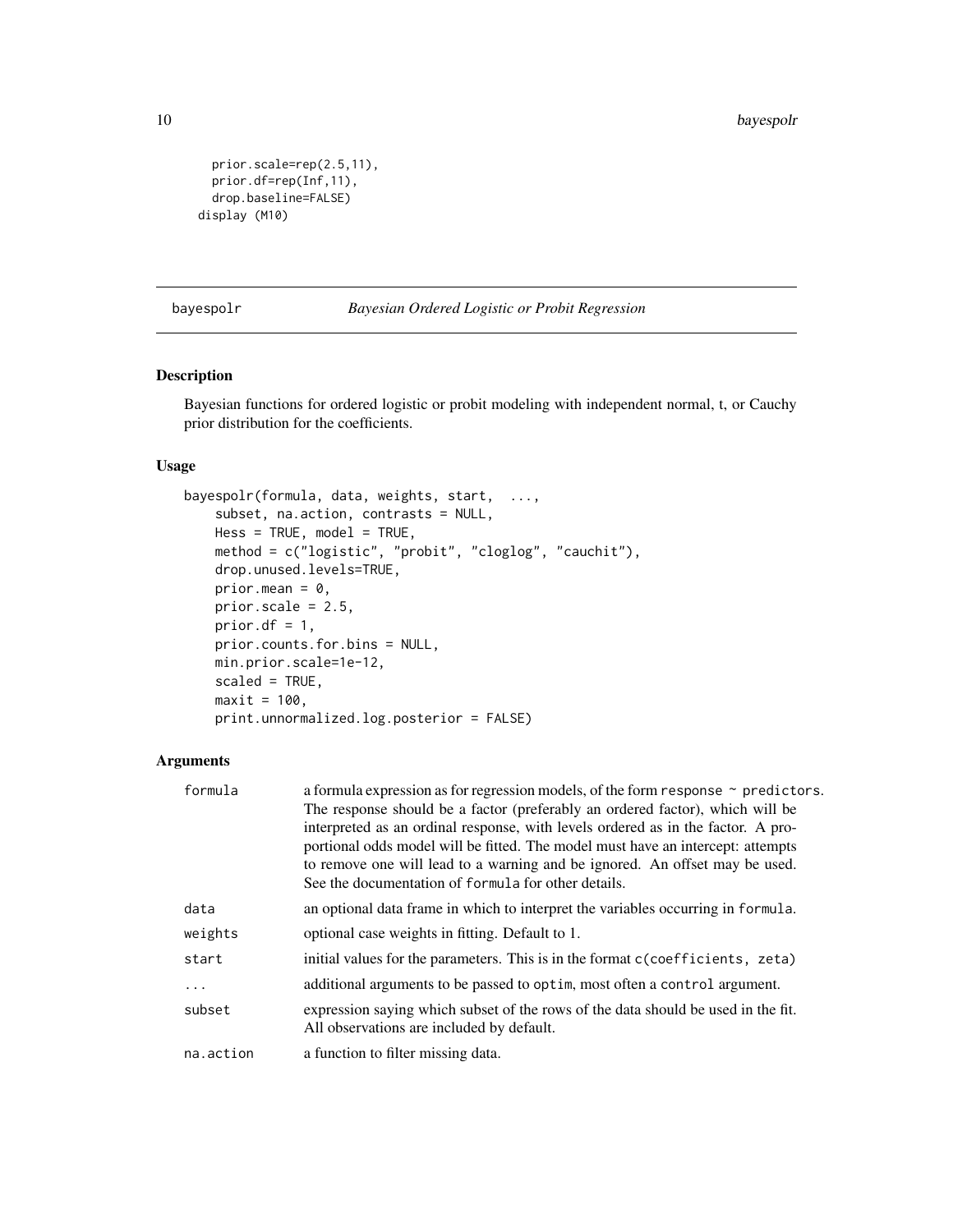```
    prior.scale=rep(2.5,11),
    prior.df=rep(Inf,11),
    drop.baseline=FALSE)
  display (M10)
```

## bayespolr — *Bayesian Ordered Logistic or Probit Regression*

### Description

Bayesian functions for ordered logistic or probit modeling with independent normal, t, or Cauchy prior distribution for the coefficients.

### Usage

```
bayespolr(formula, data, weights, start,  ...,
    subset, na.action, contrasts = NULL,
    Hess = TRUE, model = TRUE,
    method = c("logistic", "probit", "cloglog", "cauchit"),
    drop.unused.levels=TRUE,
    prior.mean = 0,
    prior.scale = 2.5,
    prior.df = 1,
    prior.counts.for.bins = NULL,
    min.prior.scale=1e-12,
    scaled = TRUE,
    maxit = 100,
    print.unnormalized.log.posterior = FALSE)
```

### Arguments

| | |
|---|---|
| `formula` | a formula expression as for regression models, of the form `response ~ predictors`. The response should be a factor (preferably an ordered factor), which will be interpreted as an ordinal response, with levels ordered as in the factor. A proportional odds model will be fitted. The model must have an intercept: attempts to remove one will lead to a warning and be ignored. An offset may be used. See the documentation of `formula` for other details. |
| `data` | an optional data frame in which to interpret the variables occurring in `formula`. |
| `weights` | optional case weights in fitting. Default to 1. |
| `start` | initial values for the parameters. This is in the format `c(coefficients, zeta)` |
| `...` | additional arguments to be passed to `optim`, most often a `control` argument. |
| `subset` | expression saying which subset of the rows of the data should be used in the fit. All observations are included by default. |
| `na.action` | a function to filter missing data. |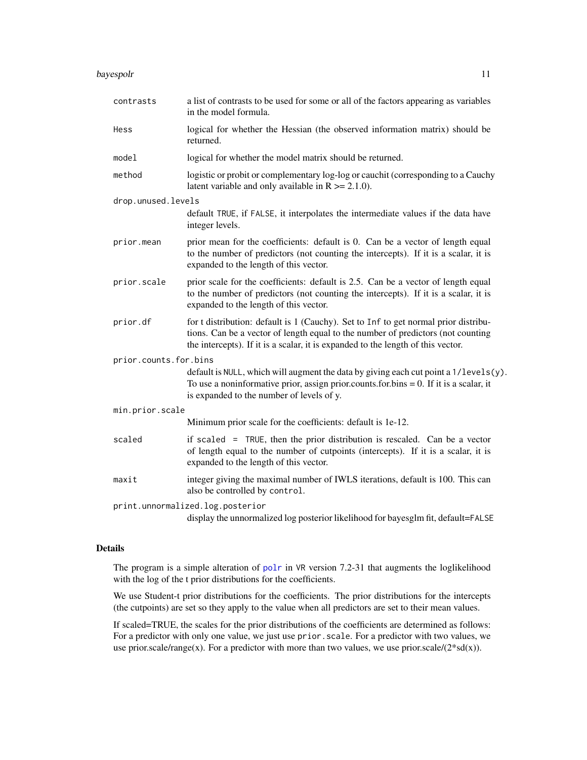| | |
|---|---|
| `contrasts` | a list of contrasts to be used for some or all of the factors appearing as variables in the model formula. |
| `Hess` | logical for whether the Hessian (the observed information matrix) should be returned. |
| `model` | logical for whether the model matrix should be returned. |
| `method` | logistic or probit or complementary log-log or cauchit (corresponding to a Cauchy latent variable and only available in R >= 2.1.0). |
| `drop.unused.levels` | default `TRUE`, if `FALSE`, it interpolates the intermediate values if the data have integer levels. |
| `prior.mean` | prior mean for the coefficients: default is 0. Can be a vector of length equal to the number of predictors (not counting the intercepts). If it is a scalar, it is expanded to the length of this vector. |
| `prior.scale` | prior scale for the coefficients: default is 2.5. Can be a vector of length equal to the number of predictors (not counting the intercepts). If it is a scalar, it is expanded to the length of this vector. |
| `prior.df` | for t distribution: default is 1 (Cauchy). Set to `Inf` to get normal prior distributions. Can be a vector of length equal to the number of predictors (not counting the intercepts). If it is a scalar, it is expanded to the length of this vector. |
| `prior.counts.for.bins` | default is `NULL`, which will augment the data by giving each cut point a `1/levels(y)`. To use a noninformative prior, assign prior.counts.for.bins = 0. If it is a scalar, it is expanded to the number of levels of y. |
| `min.prior.scale` | Minimum prior scale for the coefficients: default is 1e-12. |
| `scaled` | if `scaled = TRUE`, then the prior distribution is rescaled. Can be a vector of length equal to the number of cutpoints (intercepts). If it is a scalar, it is expanded to the length of this vector. |
| `maxit` | integer giving the maximal number of IWLS iterations, default is 100. This can also be controlled by `control`. |
| `print.unnormalized.log.posterior` | display the unnormalized log posterior likelihood for bayesglm fit, default=`FALSE` |

## Details

The program is a simple alteration of `polr` in `VR` version 7.2-31 that augments the loglikelihood with the log of the t prior distributions for the coefficients.

We use Student-t prior distributions for the coefficients. The prior distributions for the intercepts (the cutpoints) are set so they apply to the value when all predictors are set to their mean values.

If scaled=TRUE, the scales for the prior distributions of the coefficients are determined as follows: For a predictor with only one value, we just use `prior.scale`. For a predictor with two values, we use prior.scale/range(x). For a predictor with more than two values, we use prior.scale/(2*sd(x)).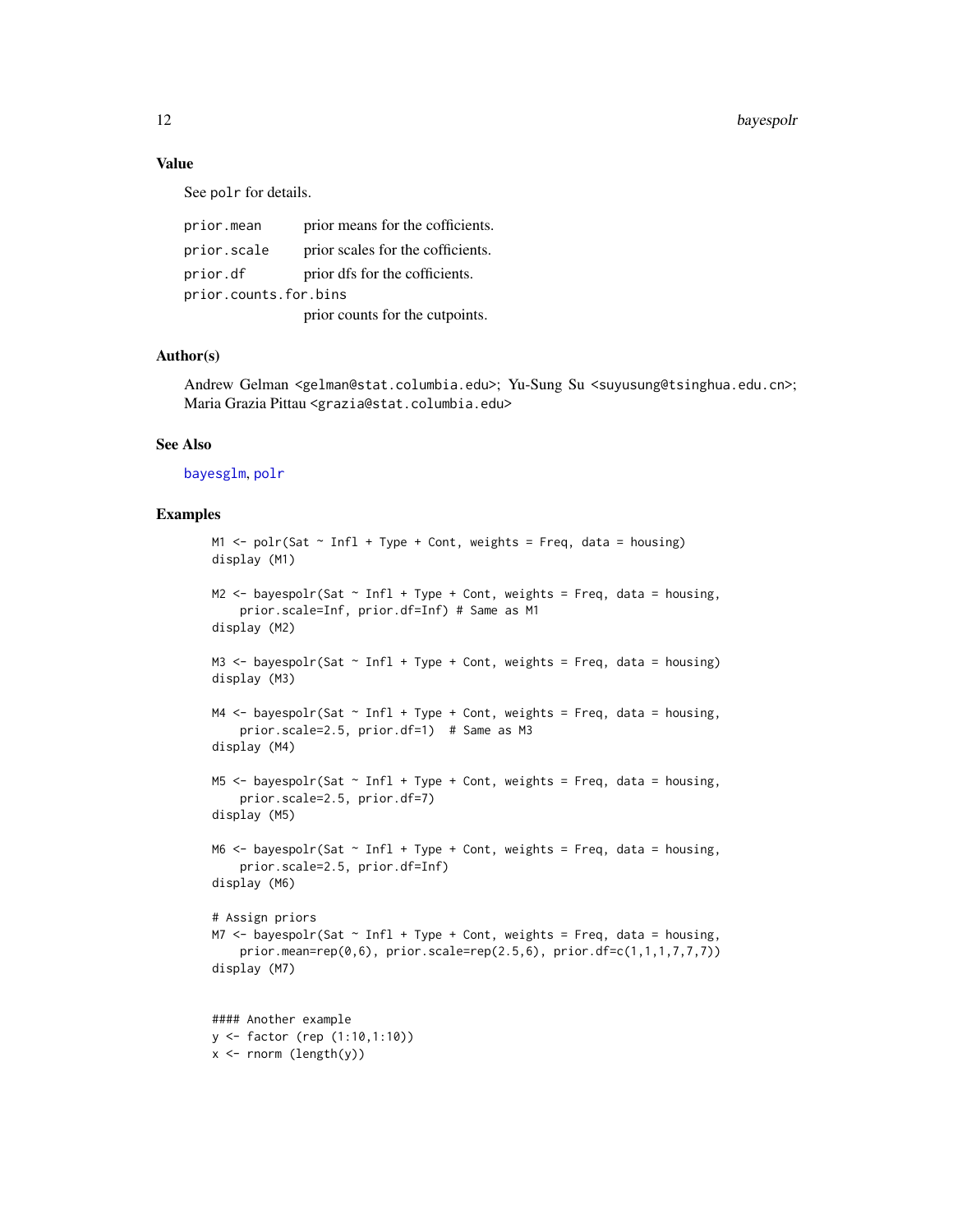## Value

See polr for details.

| | |
|---|---|
| prior.mean | prior means for the cofficients. |
| prior.scale | prior scales for the cofficients. |
| prior.df | prior dfs for the cofficients. |
| prior.counts.for.bins | prior counts for the cutpoints. |

## Author(s)

Andrew Gelman <gelman@stat.columbia.edu>; Yu-Sung Su <suyusung@tsinghua.edu.cn>; Maria Grazia Pittau <grazia@stat.columbia.edu>

## See Also

bayesglm, polr

## Examples

```
M1 <- polr(Sat ~ Infl + Type + Cont, weights = Freq, data = housing)
display (M1)

M2 <- bayespolr(Sat ~ Infl + Type + Cont, weights = Freq, data = housing,
    prior.scale=Inf, prior.df=Inf) # Same as M1
display (M2)

M3 <- bayespolr(Sat ~ Infl + Type + Cont, weights = Freq, data = housing)
display (M3)

M4 <- bayespolr(Sat ~ Infl + Type + Cont, weights = Freq, data = housing,
    prior.scale=2.5, prior.df=1)  # Same as M3
display (M4)

M5 <- bayespolr(Sat ~ Infl + Type + Cont, weights = Freq, data = housing,
    prior.scale=2.5, prior.df=7)
display (M5)

M6 <- bayespolr(Sat ~ Infl + Type + Cont, weights = Freq, data = housing,
    prior.scale=2.5, prior.df=Inf)
display (M6)

# Assign priors
M7 <- bayespolr(Sat ~ Infl + Type + Cont, weights = Freq, data = housing,
    prior.mean=rep(0,6), prior.scale=rep(2.5,6), prior.df=c(1,1,1,7,7,7))
display (M7)


#### Another example
y <- factor (rep (1:10,1:10))
x <- rnorm (length(y))
```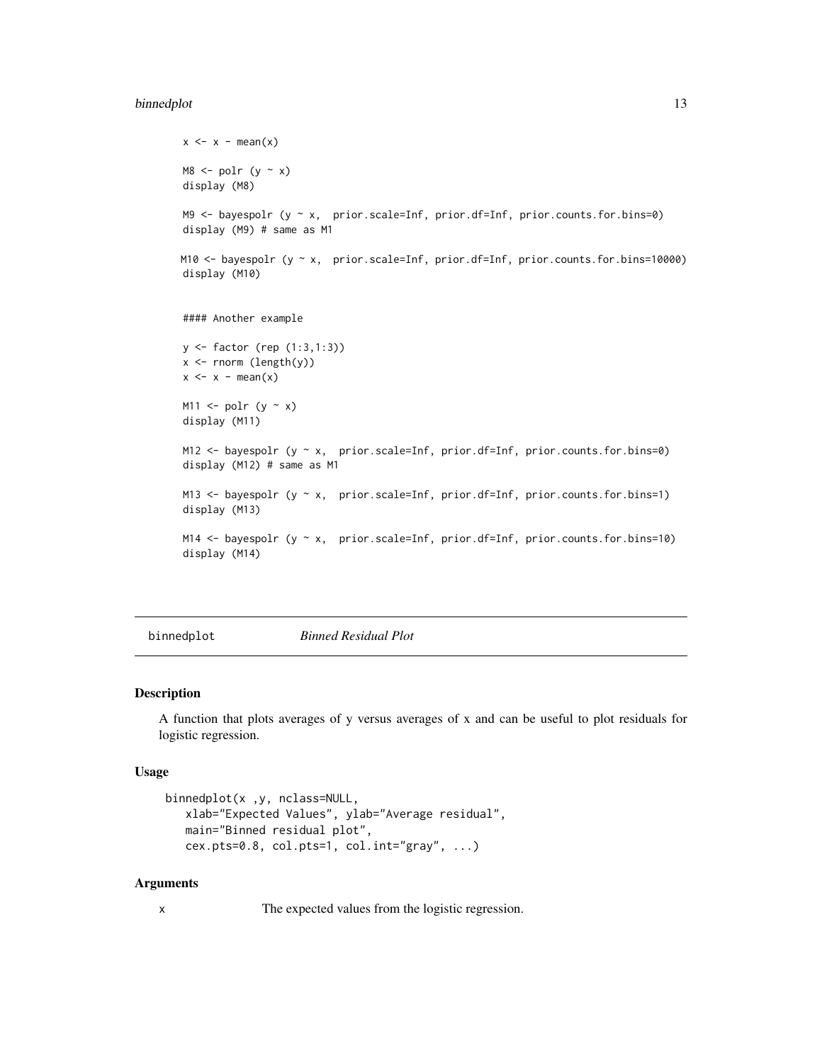```
x <- x - mean(x)

M8 <- polr (y ~ x)
display (M8)

M9 <- bayespolr (y ~ x,  prior.scale=Inf, prior.df=Inf, prior.counts.for.bins=0)
display (M9) # same as M1

M10 <- bayespolr (y ~ x,  prior.scale=Inf, prior.df=Inf, prior.counts.for.bins=10000)
display (M10)


#### Another example

y <- factor (rep (1:3,1:3))
x <- rnorm (length(y))
x <- x - mean(x)

M11 <- polr (y ~ x)
display (M11)

M12 <- bayespolr (y ~ x,  prior.scale=Inf, prior.df=Inf, prior.counts.for.bins=0)
display (M12) # same as M1

M13 <- bayespolr (y ~ x,  prior.scale=Inf, prior.df=Inf, prior.counts.for.bins=1)
display (M13)

M14 <- bayespolr (y ~ x,  prior.scale=Inf, prior.df=Inf, prior.counts.for.bins=10)
display (M14)
```

---

## binnedplot — *Binned Residual Plot*

### Description

A function that plots averages of y versus averages of x and can be useful to plot residuals for logistic regression.

### Usage

```
binnedplot(x ,y, nclass=NULL,
    xlab="Expected Values", ylab="Average residual",
    main="Binned residual plot",
    cex.pts=0.8, col.pts=1, col.int="gray", ...)
```

### Arguments

| | |
|---|---|
| x | The expected values from the logistic regression. |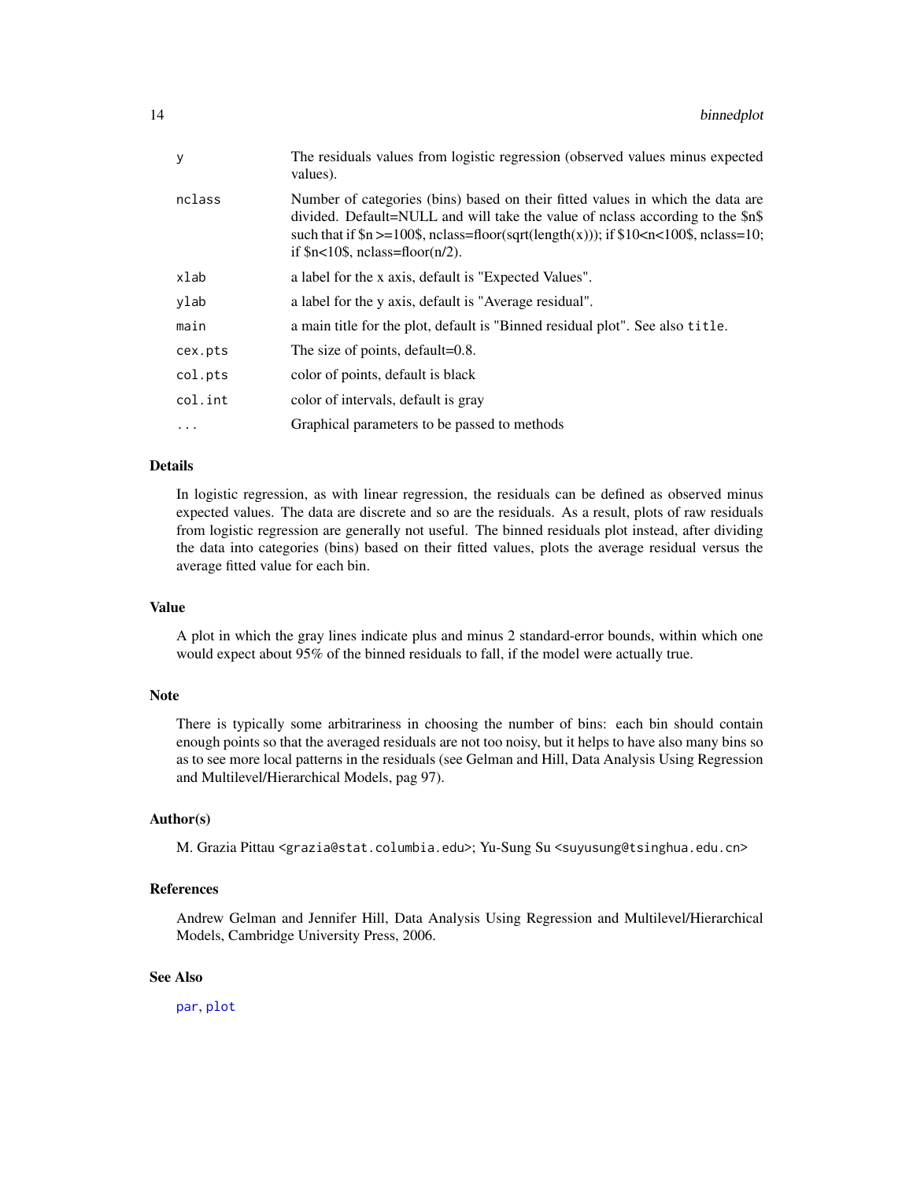| | |
|---|---|
| y | The residuals values from logistic regression (observed values minus expected values). |
| nclass | Number of categories (bins) based on their fitted values in which the data are divided. Default=NULL and will take the value of nclass according to the $n$ such that if $n >=100$, nclass=floor(sqrt(length(x))); if $10<n<100$, nclass=10; if $n<10$, nclass=floor(n/2). |
| xlab | a label for the x axis, default is "Expected Values". |
| ylab | a label for the y axis, default is "Average residual". |
| main | a main title for the plot, default is "Binned residual plot". See also `title`. |
| cex.pts | The size of points, default=0.8. |
| col.pts | color of points, default is black |
| col.int | color of intervals, default is gray |
| ... | Graphical parameters to be passed to methods |

## Details

In logistic regression, as with linear regression, the residuals can be defined as observed minus expected values. The data are discrete and so are the residuals. As a result, plots of raw residuals from logistic regression are generally not useful. The binned residuals plot instead, after dividing the data into categories (bins) based on their fitted values, plots the average residual versus the average fitted value for each bin.

## Value

A plot in which the gray lines indicate plus and minus 2 standard-error bounds, within which one would expect about 95% of the binned residuals to fall, if the model were actually true.

## Note

There is typically some arbitrariness in choosing the number of bins: each bin should contain enough points so that the averaged residuals are not too noisy, but it helps to have also many bins so as to see more local patterns in the residuals (see Gelman and Hill, Data Analysis Using Regression and Multilevel/Hierarchical Models, pag 97).

## Author(s)

M. Grazia Pittau <grazia@stat.columbia.edu>; Yu-Sung Su <suyusung@tsinghua.edu.cn>

## References

Andrew Gelman and Jennifer Hill, Data Analysis Using Regression and Multilevel/Hierarchical Models, Cambridge University Press, 2006.

## See Also

par, plot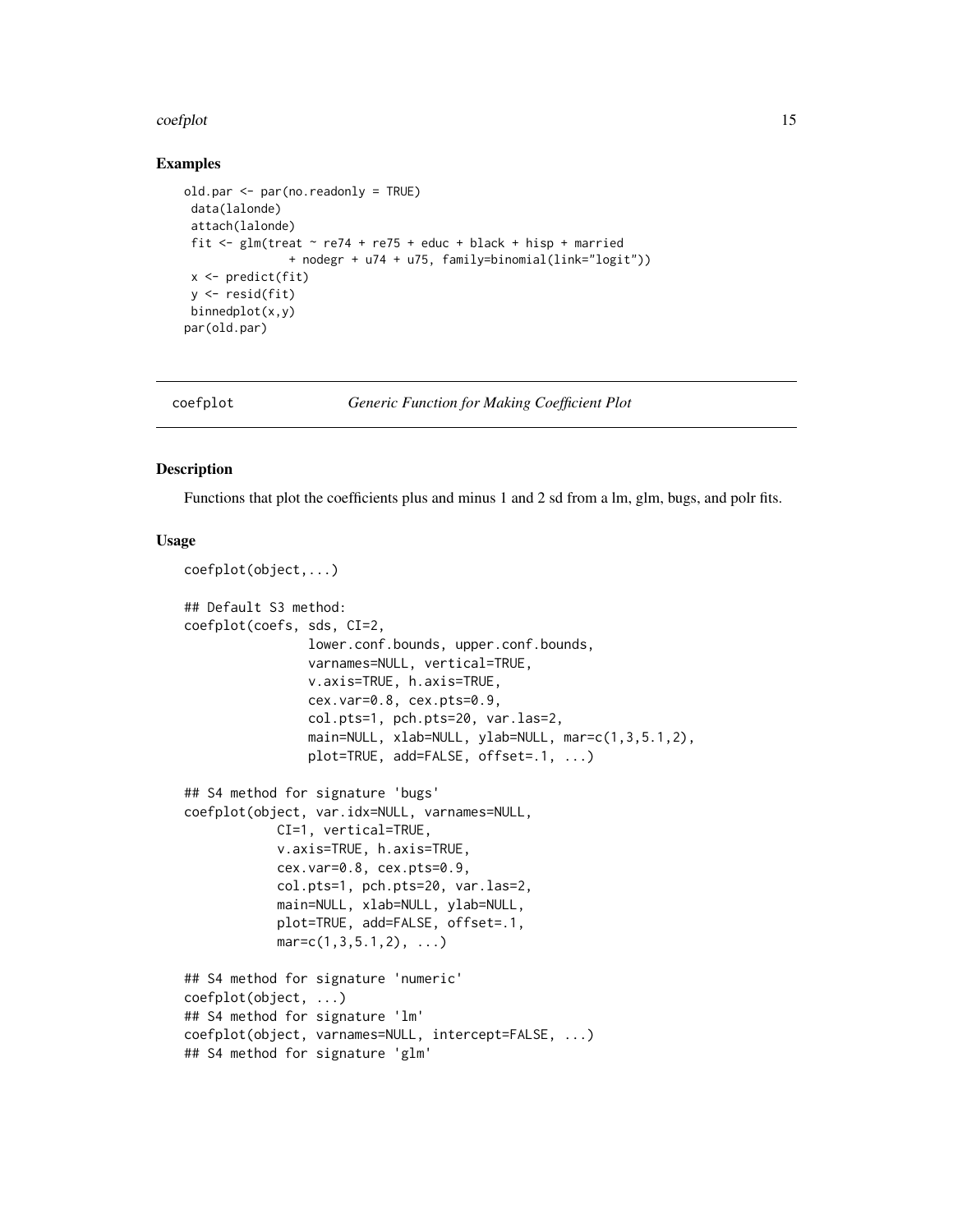## Examples

```
old.par <- par(no.readonly = TRUE)
 data(lalonde)
 attach(lalonde)
 fit <- glm(treat ~ re74 + re75 + educ + black + hisp + married
              + nodegr + u74 + u75, family=binomial(link="logit"))
 x <- predict(fit)
 y <- resid(fit)
 binnedplot(x,y)
par(old.par)
```

---

# coefplot *Generic Function for Making Coefficient Plot*

---

## Description

Functions that plot the coefficients plus and minus 1 and 2 sd from a lm, glm, bugs, and polr fits.

## Usage

```
coefplot(object,...)

## Default S3 method:
coefplot(coefs, sds, CI=2,
                lower.conf.bounds, upper.conf.bounds,
                varnames=NULL, vertical=TRUE,
                v.axis=TRUE, h.axis=TRUE,
                cex.var=0.8, cex.pts=0.9,
                col.pts=1, pch.pts=20, var.las=2,
                main=NULL, xlab=NULL, ylab=NULL, mar=c(1,3,5.1,2),
                plot=TRUE, add=FALSE, offset=.1, ...)

## S4 method for signature 'bugs'
coefplot(object, var.idx=NULL, varnames=NULL,
            CI=1, vertical=TRUE,
            v.axis=TRUE, h.axis=TRUE,
            cex.var=0.8, cex.pts=0.9,
            col.pts=1, pch.pts=20, var.las=2,
            main=NULL, xlab=NULL, ylab=NULL,
            plot=TRUE, add=FALSE, offset=.1,
            mar=c(1,3,5.1,2), ...)

## S4 method for signature 'numeric'
coefplot(object, ...)
## S4 method for signature 'lm'
coefplot(object, varnames=NULL, intercept=FALSE, ...)
## S4 method for signature 'glm'
```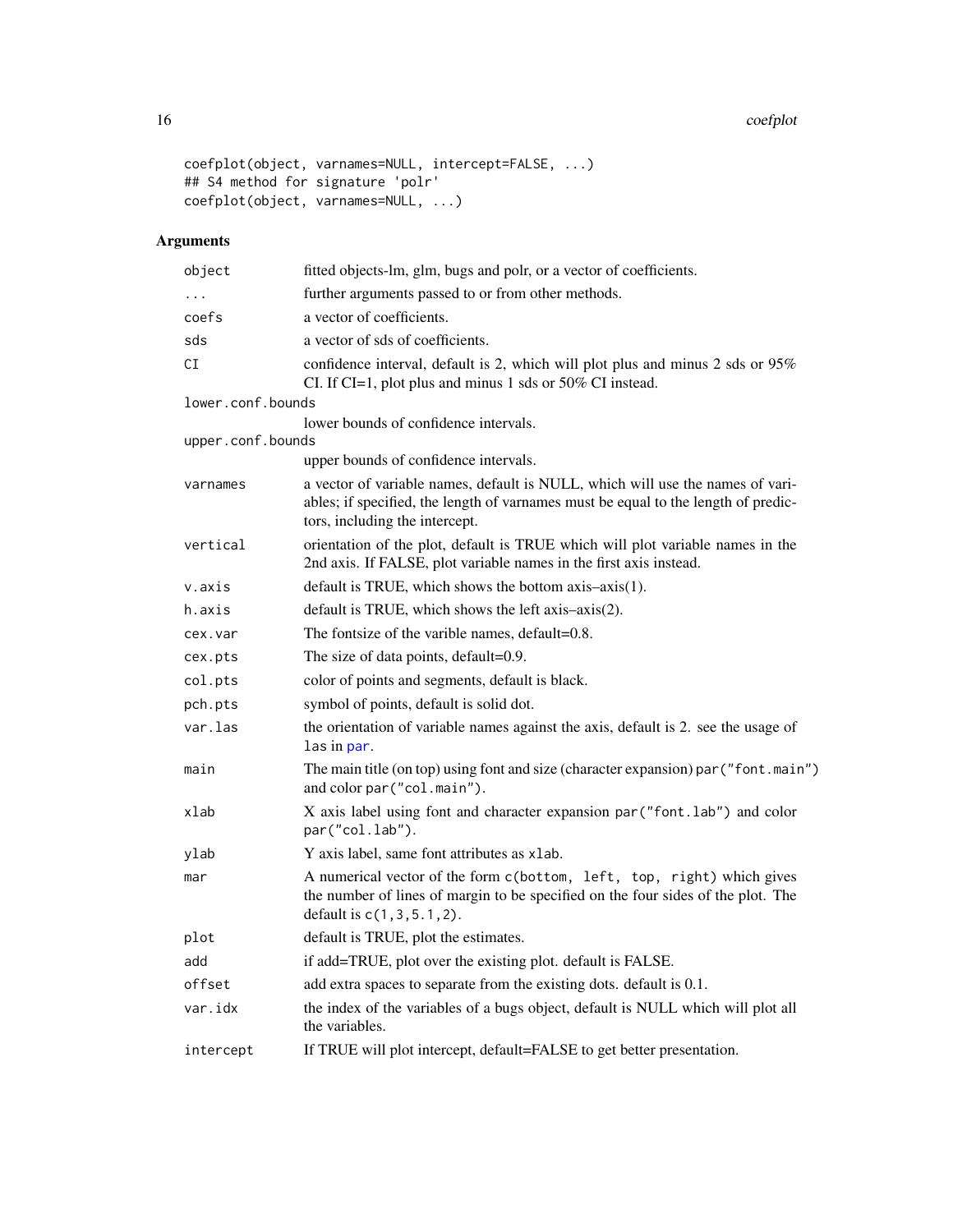```
coefplot(object, varnames=NULL, intercept=FALSE, ...)
## S4 method for signature 'polr'
coefplot(object, varnames=NULL, ...)
```

## Arguments

| Argument | Description |
|---|---|
| `object` | fitted objects-lm, glm, bugs and polr, or a vector of coefficients. |
| `...` | further arguments passed to or from other methods. |
| `coefs` | a vector of coefficients. |
| `sds` | a vector of sds of coefficients. |
| `CI` | confidence interval, default is 2, which will plot plus and minus 2 sds or 95% CI. If CI=1, plot plus and minus 1 sds or 50% CI instead. |
| `lower.conf.bounds` | lower bounds of confidence intervals. |
| `upper.conf.bounds` | upper bounds of confidence intervals. |
| `varnames` | a vector of variable names, default is NULL, which will use the names of variables; if specified, the length of varnames must be equal to the length of predictors, including the intercept. |
| `vertical` | orientation of the plot, default is TRUE which will plot variable names in the 2nd axis. If FALSE, plot variable names in the first axis instead. |
| `v.axis` | default is TRUE, which shows the bottom axis–axis(1). |
| `h.axis` | default is TRUE, which shows the left axis–axis(2). |
| `cex.var` | The fontsize of the varible names, default=0.8. |
| `cex.pts` | The size of data points, default=0.9. |
| `col.pts` | color of points and segments, default is black. |
| `pch.pts` | symbol of points, default is solid dot. |
| `var.las` | the orientation of variable names against the axis, default is 2. see the usage of `las` in `par`. |
| `main` | The main title (on top) using font and size (character expansion) `par("font.main")` and color `par("col.main")`. |
| `xlab` | X axis label using font and character expansion `par("font.lab")` and color `par("col.lab")`. |
| `ylab` | Y axis label, same font attributes as `xlab`. |
| `mar` | A numerical vector of the form `c(bottom, left, top, right)` which gives the number of lines of margin to be specified on the four sides of the plot. The default is `c(1,3,5.1,2)`. |
| `plot` | default is TRUE, plot the estimates. |
| `add` | if add=TRUE, plot over the existing plot. default is FALSE. |
| `offset` | add extra spaces to separate from the existing dots. default is 0.1. |
| `var.idx` | the index of the variables of a bugs object, default is NULL which will plot all the variables. |
| `intercept` | If TRUE will plot intercept, default=FALSE to get better presentation. |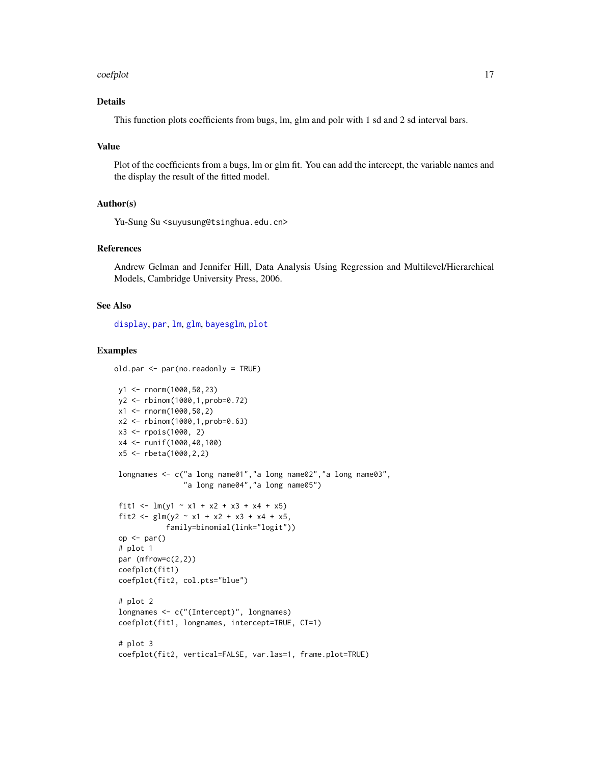## Details

This function plots coefficients from bugs, lm, glm and polr with 1 sd and 2 sd interval bars.

## Value

Plot of the coefficients from a bugs, lm or glm fit. You can add the intercept, the variable names and the display the result of the fitted model.

## Author(s)

Yu-Sung Su <suyusung@tsinghua.edu.cn>

## References

Andrew Gelman and Jennifer Hill, Data Analysis Using Regression and Multilevel/Hierarchical Models, Cambridge University Press, 2006.

## See Also

display, par, lm, glm, bayesglm, plot

## Examples

```
old.par <- par(no.readonly = TRUE)

 y1 <- rnorm(1000,50,23)
 y2 <- rbinom(1000,1,prob=0.72)
 x1 <- rnorm(1000,50,2)
 x2 <- rbinom(1000,1,prob=0.63)
 x3 <- rpois(1000, 2)
 x4 <- runif(1000,40,100)
 x5 <- rbeta(1000,2,2)

 longnames <- c("a long name01","a long name02","a long name03",
                "a long name04","a long name05")

 fit1 <- lm(y1 ~ x1 + x2 + x3 + x4 + x5)
 fit2 <- glm(y2 ~ x1 + x2 + x3 + x4 + x5,
            family=binomial(link="logit"))
 op <- par()
 # plot 1
 par (mfrow=c(2,2))
 coefplot(fit1)
 coefplot(fit2, col.pts="blue")

 # plot 2
 longnames <- c("(Intercept)", longnames)
 coefplot(fit1, longnames, intercept=TRUE, CI=1)

 # plot 3
 coefplot(fit2, vertical=FALSE, var.las=1, frame.plot=TRUE)
```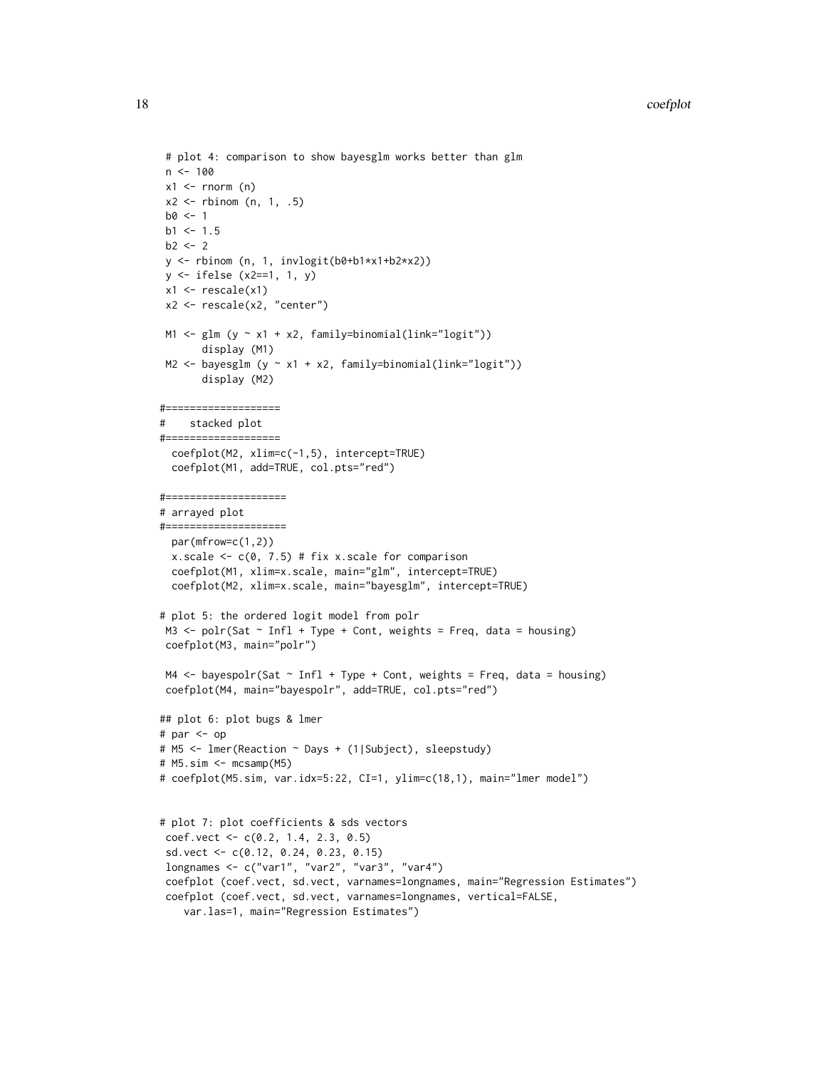```
 # plot 4: comparison to show bayesglm works better than glm
 n <- 100
 x1 <- rnorm (n)
 x2 <- rbinom (n, 1, .5)
 b0 <- 1
 b1 <- 1.5
 b2 <- 2
 y <- rbinom (n, 1, invlogit(b0+b1*x1+b2*x2))
 y <- ifelse (x2==1, 1, y)
 x1 <- rescale(x1)
 x2 <- rescale(x2, "center")

 M1 <- glm (y ~ x1 + x2, family=binomial(link="logit"))
       display (M1)
 M2 <- bayesglm (y ~ x1 + x2, family=binomial(link="logit"))
       display (M2)

#===================
#    stacked plot
#===================
  coefplot(M2, xlim=c(-1,5), intercept=TRUE)
  coefplot(M1, add=TRUE, col.pts="red")

#====================
# arrayed plot
#====================
  par(mfrow=c(1,2))
  x.scale <- c(0, 7.5) # fix x.scale for comparison
  coefplot(M1, xlim=x.scale, main="glm", intercept=TRUE)
  coefplot(M2, xlim=x.scale, main="bayesglm", intercept=TRUE)

# plot 5: the ordered logit model from polr
 M3 <- polr(Sat ~ Infl + Type + Cont, weights = Freq, data = housing)
 coefplot(M3, main="polr")

 M4 <- bayespolr(Sat ~ Infl + Type + Cont, weights = Freq, data = housing)
 coefplot(M4, main="bayespolr", add=TRUE, col.pts="red")

## plot 6: plot bugs & lmer
# par <- op
# M5 <- lmer(Reaction ~ Days + (1|Subject), sleepstudy)
# M5.sim <- mcsamp(M5)
# coefplot(M5.sim, var.idx=5:22, CI=1, ylim=c(18,1), main="lmer model")


# plot 7: plot coefficients & sds vectors
 coef.vect <- c(0.2, 1.4, 2.3, 0.5)
 sd.vect <- c(0.12, 0.24, 0.23, 0.15)
 longnames <- c("var1", "var2", "var3", "var4")
 coefplot (coef.vect, sd.vect, varnames=longnames, main="Regression Estimates")
 coefplot (coef.vect, sd.vect, varnames=longnames, vertical=FALSE,
    var.las=1, main="Regression Estimates")
```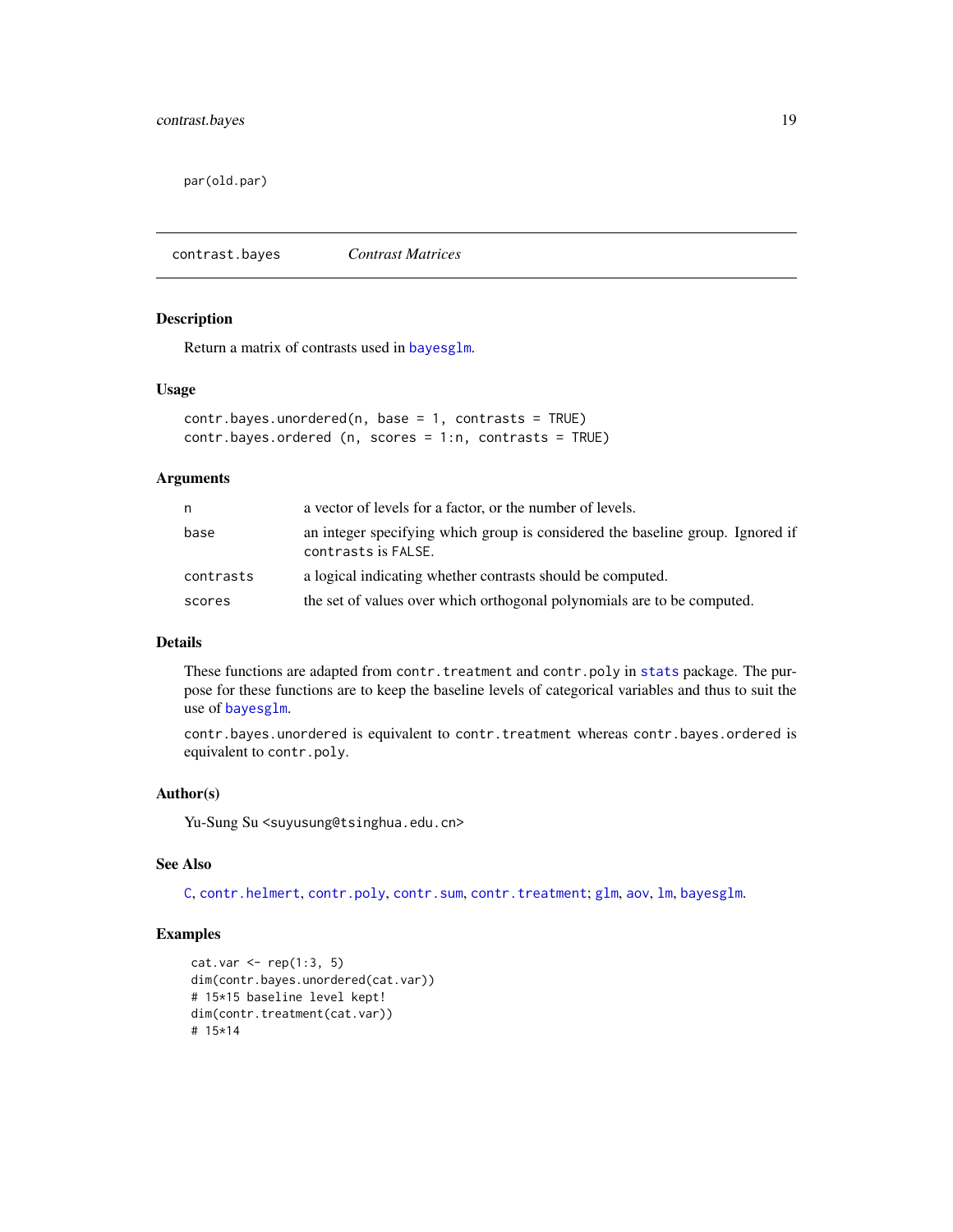```
par(old.par)
```

## contrast.bayes *Contrast Matrices*

### Description

Return a matrix of contrasts used in bayesglm.

### Usage

```
contr.bayes.unordered(n, base = 1, contrasts = TRUE)
contr.bayes.ordered (n, scores = 1:n, contrasts = TRUE)
```

### Arguments

| | |
|---|---|
| n | a vector of levels for a factor, or the number of levels. |
| base | an integer specifying which group is considered the baseline group. Ignored if contrasts is FALSE. |
| contrasts | a logical indicating whether contrasts should be computed. |
| scores | the set of values over which orthogonal polynomials are to be computed. |

### Details

These functions are adapted from contr.treatment and contr.poly in stats package. The purpose for these functions are to keep the baseline levels of categorical variables and thus to suit the use of bayesglm.

contr.bayes.unordered is equivalent to contr.treatment whereas contr.bayes.ordered is equivalent to contr.poly.

### Author(s)

Yu-Sung Su <suyusung@tsinghua.edu.cn>

### See Also

C, contr.helmert, contr.poly, contr.sum, contr.treatment; glm, aov, lm, bayesglm.

### Examples

```
cat.var <- rep(1:3, 5)
dim(contr.bayes.unordered(cat.var))
# 15*15 baseline level kept!
dim(contr.treatment(cat.var))
# 15*14
```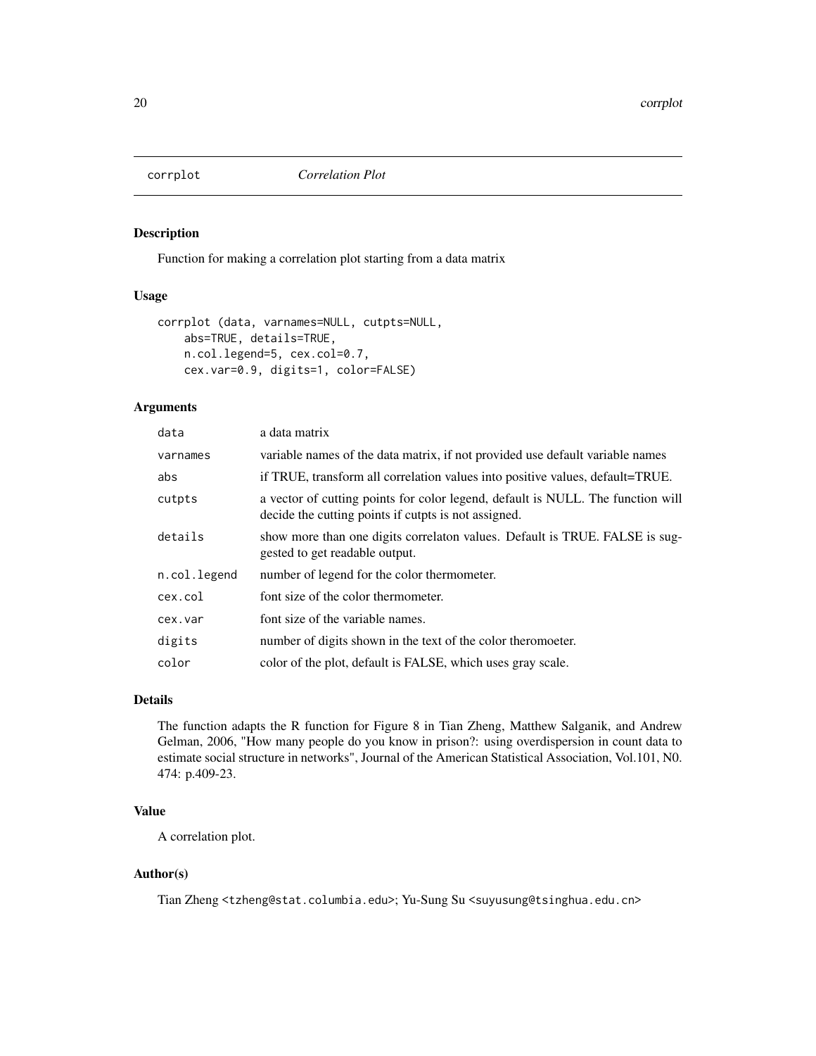## corrplot *Correlation Plot*

### Description

Function for making a correlation plot starting from a data matrix

### Usage

```
corrplot (data, varnames=NULL, cutpts=NULL,
    abs=TRUE, details=TRUE,
    n.col.legend=5, cex.col=0.7,
    cex.var=0.9, digits=1, color=FALSE)
```

### Arguments

| | |
|---|---|
| `data` | a data matrix |
| `varnames` | variable names of the data matrix, if not provided use default variable names |
| `abs` | if TRUE, transform all correlation values into positive values, default=TRUE. |
| `cutpts` | a vector of cutting points for color legend, default is NULL. The function will decide the cutting points if cutpts is not assigned. |
| `details` | show more than one digits correlaton values. Default is TRUE. FALSE is suggested to get readable output. |
| `n.col.legend` | number of legend for the color thermometer. |
| `cex.col` | font size of the color thermometer. |
| `cex.var` | font size of the variable names. |
| `digits` | number of digits shown in the text of the color theromoeter. |
| `color` | color of the plot, default is FALSE, which uses gray scale. |

### Details

The function adapts the R function for Figure 8 in Tian Zheng, Matthew Salganik, and Andrew Gelman, 2006, "How many people do you know in prison?: using overdispersion in count data to estimate social structure in networks", Journal of the American Statistical Association, Vol.101, N0. 474: p.409-23.

### Value

A correlation plot.

### Author(s)

Tian Zheng <tzheng@stat.columbia.edu>; Yu-Sung Su <suyusung@tsinghua.edu.cn>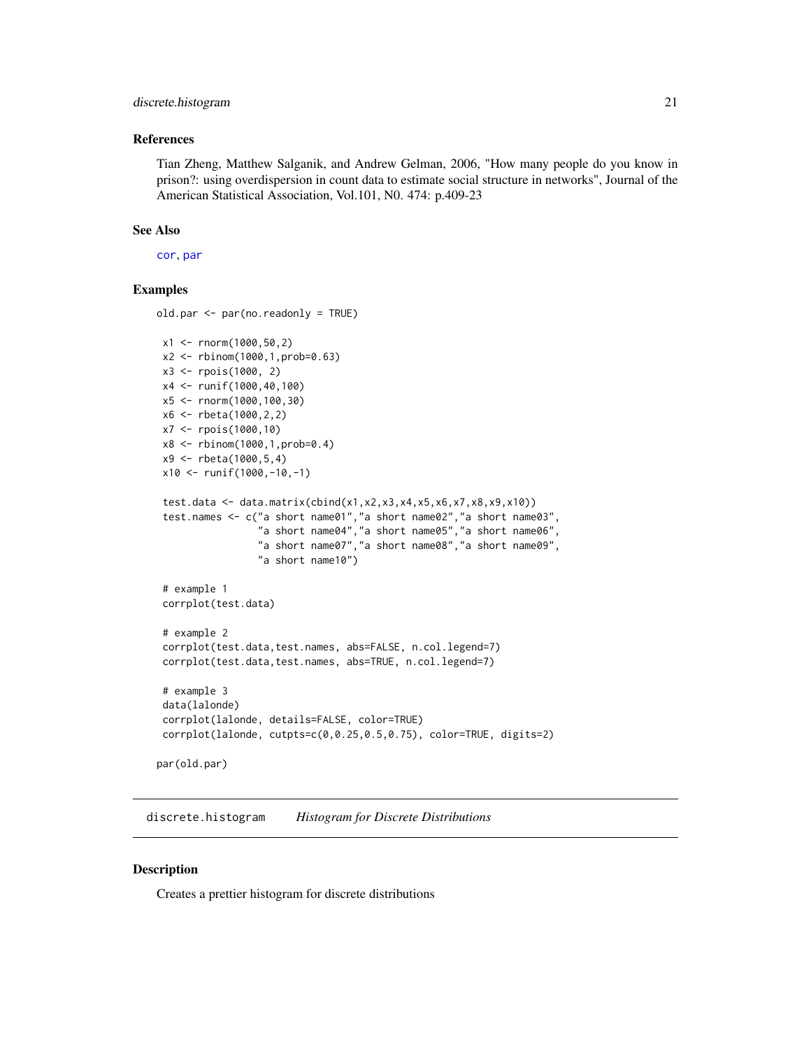### References

Tian Zheng, Matthew Salganik, and Andrew Gelman, 2006, "How many people do you know in prison?: using overdispersion in count data to estimate social structure in networks", Journal of the American Statistical Association, Vol.101, N0. 474: p.409-23

### See Also

cor, par

### Examples

```
old.par <- par(no.readonly = TRUE)

 x1 <- rnorm(1000,50,2)
 x2 <- rbinom(1000,1,prob=0.63)
 x3 <- rpois(1000, 2)
 x4 <- runif(1000,40,100)
 x5 <- rnorm(1000,100,30)
 x6 <- rbeta(1000,2,2)
 x7 <- rpois(1000,10)
 x8 <- rbinom(1000,1,prob=0.4)
 x9 <- rbeta(1000,5,4)
 x10 <- runif(1000,-10,-1)

 test.data <- data.matrix(cbind(x1,x2,x3,x4,x5,x6,x7,x8,x9,x10))
 test.names <- c("a short name01","a short name02","a short name03",
                 "a short name04","a short name05","a short name06",
                 "a short name07","a short name08","a short name09",
                 "a short name10")

 # example 1
 corrplot(test.data)

 # example 2
 corrplot(test.data,test.names, abs=FALSE, n.col.legend=7)
 corrplot(test.data,test.names, abs=TRUE, n.col.legend=7)

 # example 3
 data(lalonde)
 corrplot(lalonde, details=FALSE, color=TRUE)
 corrplot(lalonde, cutpts=c(0,0.25,0.5,0.75), color=TRUE, digits=2)

par(old.par)
```

---

## discrete.histogram    *Histogram for Discrete Distributions*

---

### Description

Creates a prettier histogram for discrete distributions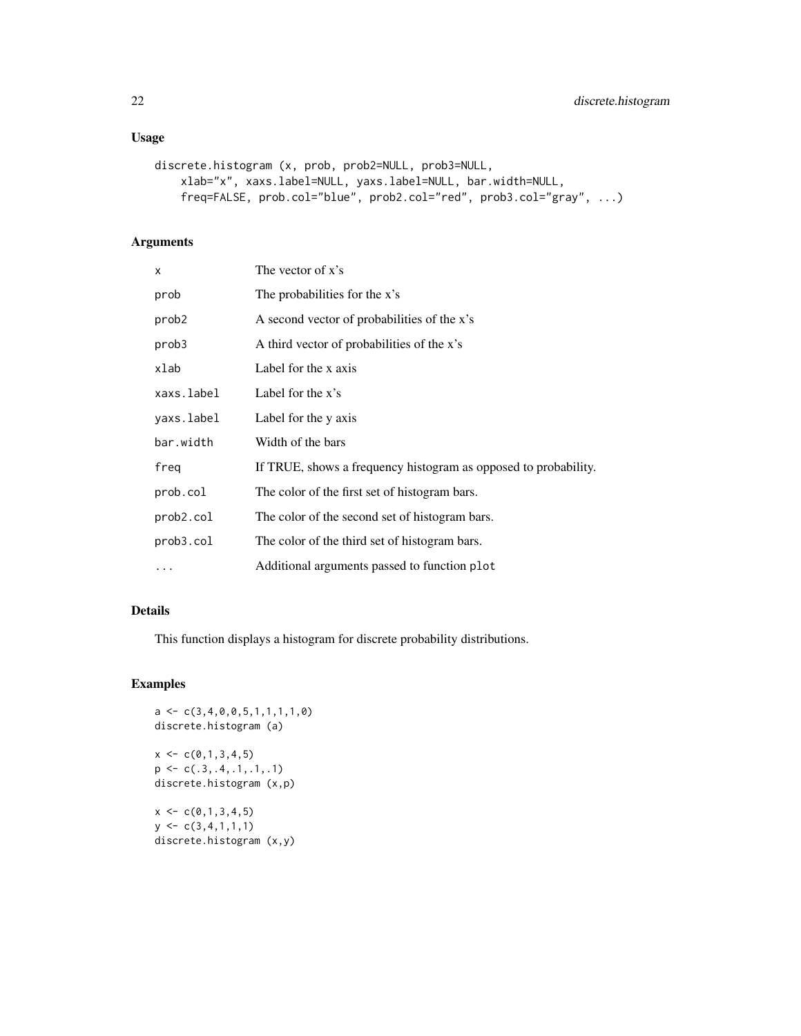## Usage

```
discrete.histogram (x, prob, prob2=NULL, prob3=NULL,
    xlab="x", xaxs.label=NULL, yaxs.label=NULL, bar.width=NULL,
    freq=FALSE, prob.col="blue", prob2.col="red", prob3.col="gray", ...)
```

## Arguments

| | |
|---|---|
| `x` | The vector of x's |
| `prob` | The probabilities for the x's |
| `prob2` | A second vector of probabilities of the x's |
| `prob3` | A third vector of probabilities of the x's |
| `xlab` | Label for the x axis |
| `xaxs.label` | Label for the x's |
| `yaxs.label` | Label for the y axis |
| `bar.width` | Width of the bars |
| `freq` | If TRUE, shows a frequency histogram as opposed to probability. |
| `prob.col` | The color of the first set of histogram bars. |
| `prob2.col` | The color of the second set of histogram bars. |
| `prob3.col` | The color of the third set of histogram bars. |
| `...` | Additional arguments passed to function `plot` |

## Details

This function displays a histogram for discrete probability distributions.

## Examples

```
a <- c(3,4,0,0,5,1,1,1,1,0)
discrete.histogram (a)

x <- c(0,1,3,4,5)
p <- c(.3,.4,.1,.1,.1)
discrete.histogram (x,p)

x <- c(0,1,3,4,5)
y <- c(3,4,1,1,1)
discrete.histogram (x,y)
```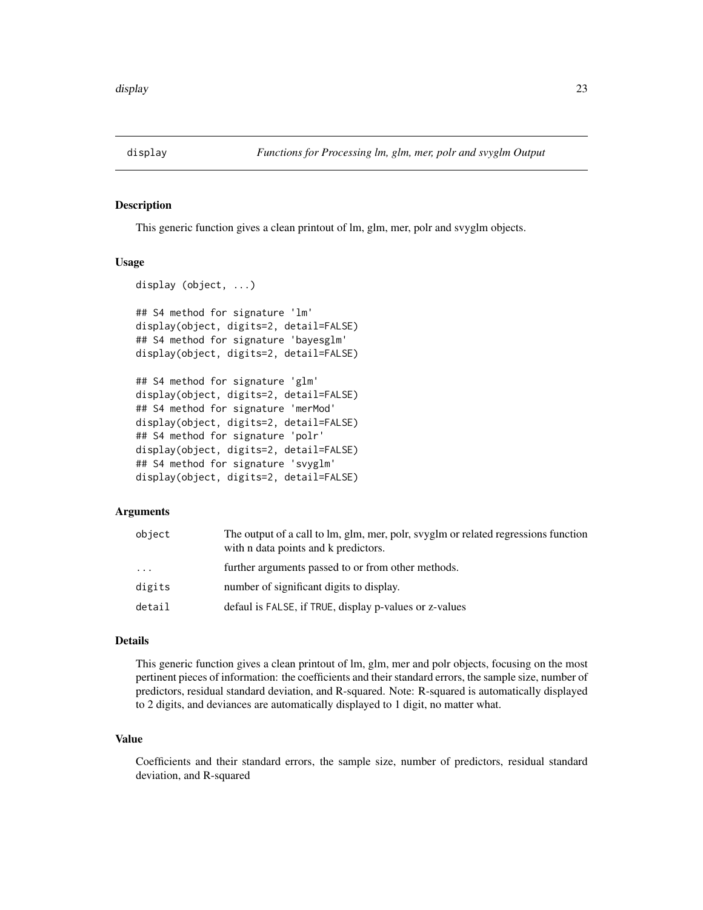display *Functions for Processing lm, glm, mer, polr and svyglm Output*

## Description

This generic function gives a clean printout of lm, glm, mer, polr and svyglm objects.

## Usage

```
display (object, ...)

## S4 method for signature 'lm'
display(object, digits=2, detail=FALSE)
## S4 method for signature 'bayesglm'
display(object, digits=2, detail=FALSE)

## S4 method for signature 'glm'
display(object, digits=2, detail=FALSE)
## S4 method for signature 'merMod'
display(object, digits=2, detail=FALSE)
## S4 method for signature 'polr'
display(object, digits=2, detail=FALSE)
## S4 method for signature 'svyglm'
display(object, digits=2, detail=FALSE)
```

## Arguments

| | |
|---|---|
| object | The output of a call to lm, glm, mer, polr, svyglm or related regressions function with n data points and k predictors. |
| ... | further arguments passed to or from other methods. |
| digits | number of significant digits to display. |
| detail | defaul is FALSE, if TRUE, display p-values or z-values |

## Details

This generic function gives a clean printout of lm, glm, mer and polr objects, focusing on the most pertinent pieces of information: the coefficients and their standard errors, the sample size, number of predictors, residual standard deviation, and R-squared. Note: R-squared is automatically displayed to 2 digits, and deviances are automatically displayed to 1 digit, no matter what.

## Value

Coefficients and their standard errors, the sample size, number of predictors, residual standard deviation, and R-squared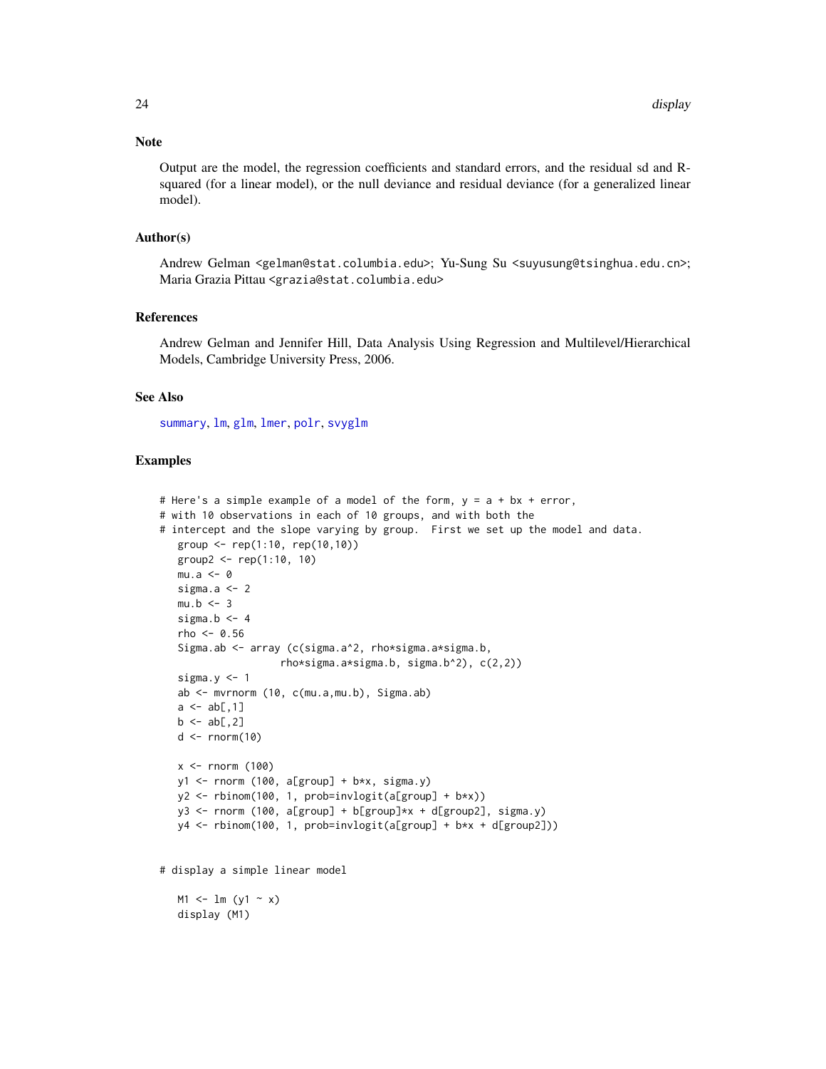## Note

Output are the model, the regression coefficients and standard errors, and the residual sd and R-squared (for a linear model), or the null deviance and residual deviance (for a generalized linear model).

## Author(s)

Andrew Gelman <gelman@stat.columbia.edu>; Yu-Sung Su <suyusung@tsinghua.edu.cn>; Maria Grazia Pittau <grazia@stat.columbia.edu>

## References

Andrew Gelman and Jennifer Hill, Data Analysis Using Regression and Multilevel/Hierarchical Models, Cambridge University Press, 2006.

## See Also

summary, lm, glm, lmer, polr, svyglm

## Examples

```
# Here's a simple example of a model of the form, y = a + bx + error,
# with 10 observations in each of 10 groups, and with both the
# intercept and the slope varying by group.  First we set up the model and data.
   group <- rep(1:10, rep(10,10))
   group2 <- rep(1:10, 10)
   mu.a <- 0
   sigma.a <- 2
   mu.b <- 3
   sigma.b <- 4
   rho <- 0.56
   Sigma.ab <- array (c(sigma.a^2, rho*sigma.a*sigma.b,
                    rho*sigma.a*sigma.b, sigma.b^2), c(2,2))
   sigma.y <- 1
   ab <- mvrnorm (10, c(mu.a,mu.b), Sigma.ab)
   a <- ab[,1]
   b <- ab[,2]
   d <- rnorm(10)

   x <- rnorm (100)
   y1 <- rnorm (100, a[group] + b*x, sigma.y)
   y2 <- rbinom(100, 1, prob=invlogit(a[group] + b*x))
   y3 <- rnorm (100, a[group] + b[group]*x + d[group2], sigma.y)
   y4 <- rbinom(100, 1, prob=invlogit(a[group] + b*x + d[group2]))


# display a simple linear model

   M1 <- lm (y1 ~ x)
   display (M1)
```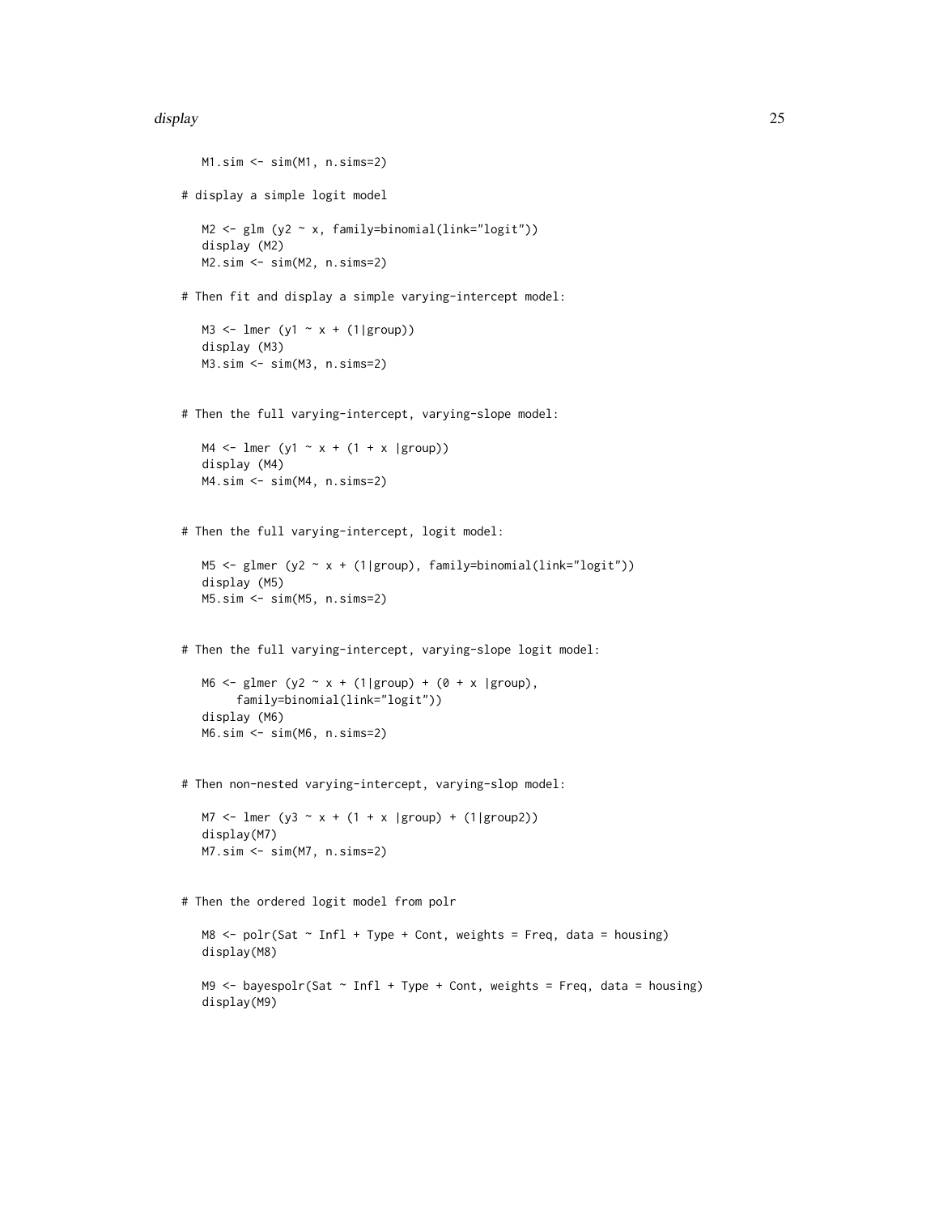```
   M1.sim <- sim(M1, n.sims=2)

# display a simple logit model

   M2 <- glm (y2 ~ x, family=binomial(link="logit"))
   display (M2)
   M2.sim <- sim(M2, n.sims=2)

# Then fit and display a simple varying-intercept model:

   M3 <- lmer (y1 ~ x + (1|group))
   display (M3)
   M3.sim <- sim(M3, n.sims=2)


# Then the full varying-intercept, varying-slope model:

   M4 <- lmer (y1 ~ x + (1 + x |group))
   display (M4)
   M4.sim <- sim(M4, n.sims=2)


# Then the full varying-intercept, logit model:

   M5 <- glmer (y2 ~ x + (1|group), family=binomial(link="logit"))
   display (M5)
   M5.sim <- sim(M5, n.sims=2)


# Then the full varying-intercept, varying-slope logit model:

   M6 <- glmer (y2 ~ x + (1|group) + (0 + x |group),
        family=binomial(link="logit"))
   display (M6)
   M6.sim <- sim(M6, n.sims=2)


# Then non-nested varying-intercept, varying-slop model:

   M7 <- lmer (y3 ~ x + (1 + x |group) + (1|group2))
   display(M7)
   M7.sim <- sim(M7, n.sims=2)


# Then the ordered logit model from polr

   M8 <- polr(Sat ~ Infl + Type + Cont, weights = Freq, data = housing)
   display(M8)

   M9 <- bayespolr(Sat ~ Infl + Type + Cont, weights = Freq, data = housing)
   display(M9)
```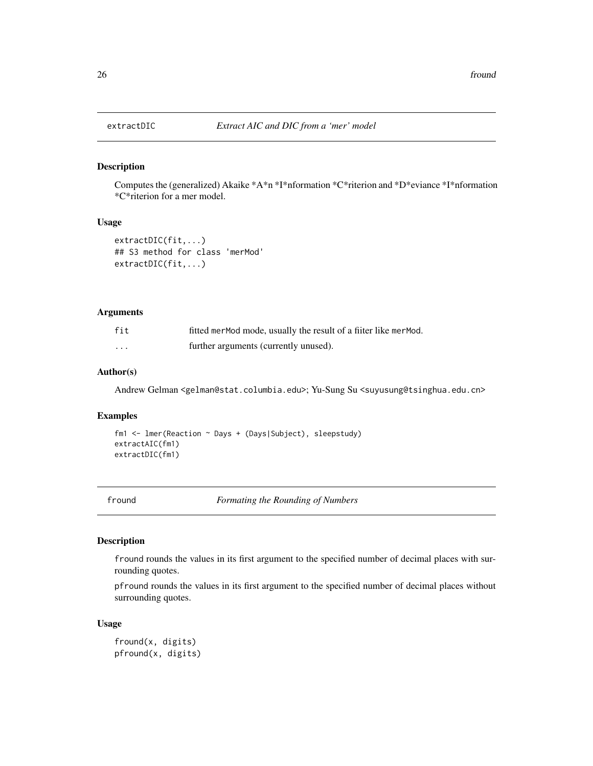## extractDIC *Extract AIC and DIC from a 'mer' model*

### Description

Computes the (generalized) Akaike *A*n *I*nformation *C*riterion and *D*eviance *I*nformation *C*riterion for a mer model.

### Usage

```
extractDIC(fit,...)
## S3 method for class 'merMod'
extractDIC(fit,...)
```

### Arguments

| | |
|---|---|
| fit | fitted merMod mode, usually the result of a fiiter like merMod. |
| ... | further arguments (currently unused). |

### Author(s)

Andrew Gelman <gelman@stat.columbia.edu>; Yu-Sung Su <suyusung@tsinghua.edu.cn>

### Examples

```
fm1 <- lmer(Reaction ~ Days + (Days|Subject), sleepstudy)
extractAIC(fm1)
extractDIC(fm1)
```

## fround *Formating the Rounding of Numbers*

### Description

fround rounds the values in its first argument to the specified number of decimal places with surrounding quotes.

pfround rounds the values in its first argument to the specified number of decimal places without surrounding quotes.

### Usage

```
fround(x, digits)
pfround(x, digits)
```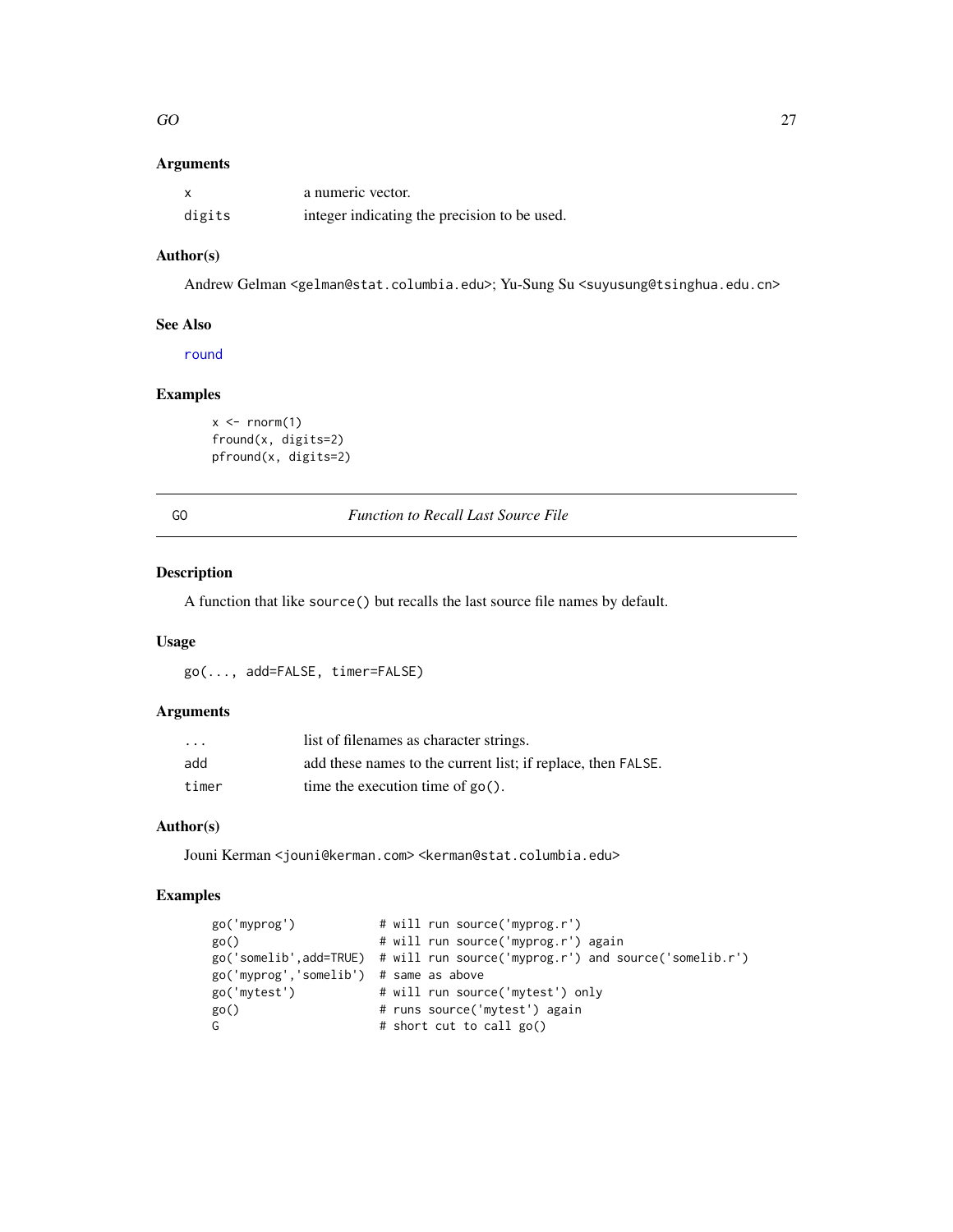### Arguments

| | |
|---|---|
| `x` | a numeric vector. |
| `digits` | integer indicating the precision to be used. |

### Author(s)

Andrew Gelman <gelman@stat.columbia.edu>; Yu-Sung Su <suyusung@tsinghua.edu.cn>

### See Also

round

### Examples

```
x <- rnorm(1)
fround(x, digits=2)
pfround(x, digits=2)
```

---

## GO — *Function to Recall Last Source File*

### Description

A function that like `source()` but recalls the last source file names by default.

### Usage

```
go(..., add=FALSE, timer=FALSE)
```

### Arguments

| | |
|---|---|
| `...` | list of filenames as character strings. |
| `add` | add these names to the current list; if replace, then `FALSE`. |
| `timer` | time the execution time of `go()`. |

### Author(s)

Jouni Kerman <jouni@kerman.com> <kerman@stat.columbia.edu>

### Examples

```
go('myprog')            # will run source('myprog.r')
go()                    # will run source('myprog.r') again
go('somelib',add=TRUE)  # will run source('myprog.r') and source('somelib.r')
go('myprog','somelib')  # same as above
go('mytest')            # will run source('mytest') only
go()                    # runs source('mytest') again
G                       # short cut to call go()
```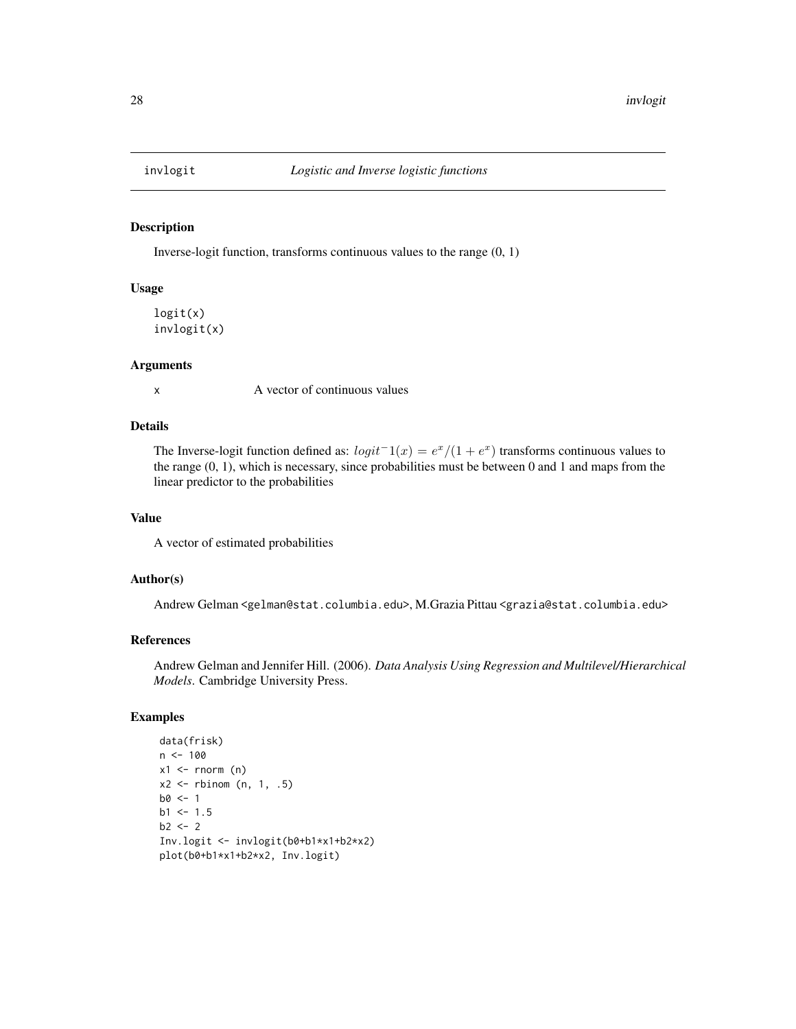# invlogit — *Logistic and Inverse logistic functions*

## Description

Inverse-logit function, transforms continuous values to the range (0, 1)

## Usage

```
logit(x)
invlogit(x)
```

## Arguments

| | |
|---|---|
| x | A vector of continuous values |

## Details

The Inverse-logit function defined as: $logit^-1(x) = e^x/(1 + e^x)$ transforms continuous values to the range (0, 1), which is necessary, since probabilities must be between 0 and 1 and maps from the linear predictor to the probabilities

## Value

A vector of estimated probabilities

## Author(s)

Andrew Gelman <gelman@stat.columbia.edu>, M.Grazia Pittau <grazia@stat.columbia.edu>

## References

Andrew Gelman and Jennifer Hill. (2006). *Data Analysis Using Regression and Multilevel/Hierarchical Models*. Cambridge University Press.

## Examples

```
data(frisk)
n <- 100
x1 <- rnorm (n)
x2 <- rbinom (n, 1, .5)
b0 <- 1
b1 <- 1.5
b2 <- 2
Inv.logit <- invlogit(b0+b1*x1+b2*x2)
plot(b0+b1*x1+b2*x2, Inv.logit)
```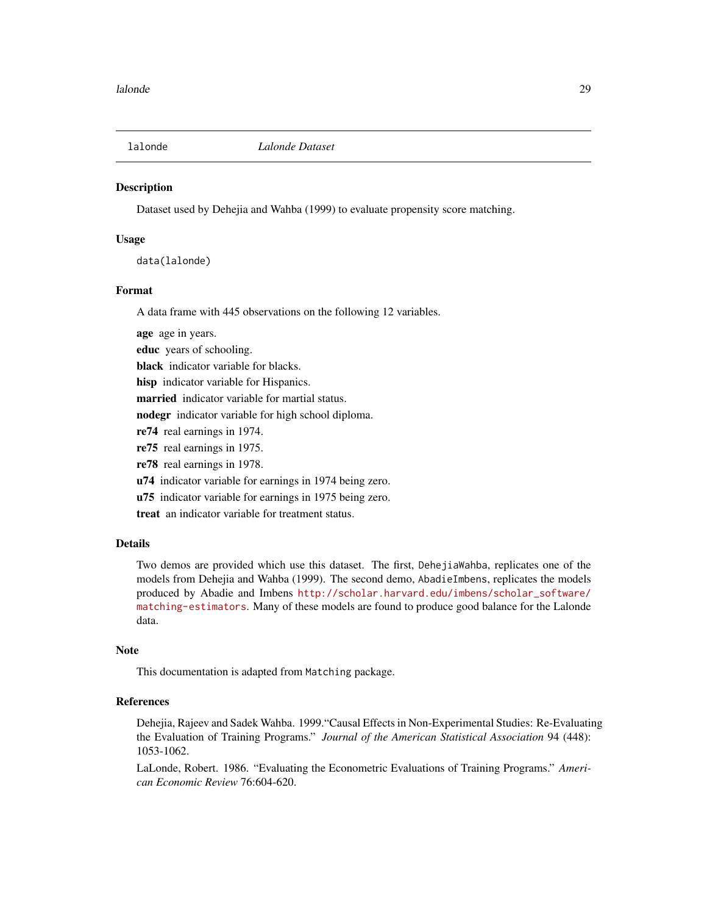## lalonde — *Lalonde Dataset*

### Description

Dataset used by Dehejia and Wahba (1999) to evaluate propensity score matching.

### Usage

```
data(lalonde)
```

### Format

A data frame with 445 observations on the following 12 variables.

- **age** age in years.
- **educ** years of schooling.
- **black** indicator variable for blacks.
- **hisp** indicator variable for Hispanics.
- **married** indicator variable for martial status.
- **nodegr** indicator variable for high school diploma.
- **re74** real earnings in 1974.
- **re75** real earnings in 1975.
- **re78** real earnings in 1978.
- **u74** indicator variable for earnings in 1974 being zero.
- **u75** indicator variable for earnings in 1975 being zero.
- **treat** an indicator variable for treatment status.

### Details

Two demos are provided which use this dataset. The first, `DehejiaWahba`, replicates one of the models from Dehejia and Wahba (1999). The second demo, `AbadieImbens`, replicates the models produced by Abadie and Imbens http://scholar.harvard.edu/imbens/scholar_software/matching-estimators. Many of these models are found to produce good balance for the Lalonde data.

### Note

This documentation is adapted from `Matching` package.

### References

Dehejia, Rajeev and Sadek Wahba. 1999."Causal Effects in Non-Experimental Studies: Re-Evaluating the Evaluation of Training Programs." *Journal of the American Statistical Association* 94 (448): 1053-1062.

LaLonde, Robert. 1986. "Evaluating the Econometric Evaluations of Training Programs." *American Economic Review* 76:604-620.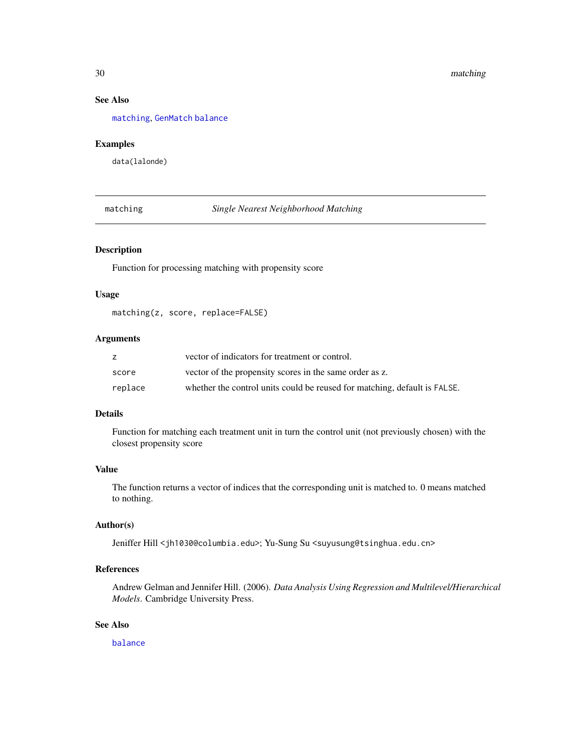### See Also

matching, GenMatch balance

### Examples

```
data(lalonde)
```

---

## matching — *Single Nearest Neighborhood Matching*

---

### Description

Function for processing matching with propensity score

### Usage

```
matching(z, score, replace=FALSE)
```

### Arguments

| | |
|---|---|
| z | vector of indicators for treatment or control. |
| score | vector of the propensity scores in the same order as z. |
| replace | whether the control units could be reused for matching, default is FALSE. |

### Details

Function for matching each treatment unit in turn the control unit (not previously chosen) with the closest propensity score

### Value

The function returns a vector of indices that the corresponding unit is matched to. 0 means matched to nothing.

### Author(s)

Jeniffer Hill <jh1030@columbia.edu>; Yu-Sung Su <suyusung@tsinghua.edu.cn>

### References

Andrew Gelman and Jennifer Hill. (2006). *Data Analysis Using Regression and Multilevel/Hierarchical Models.* Cambridge University Press.

### See Also

balance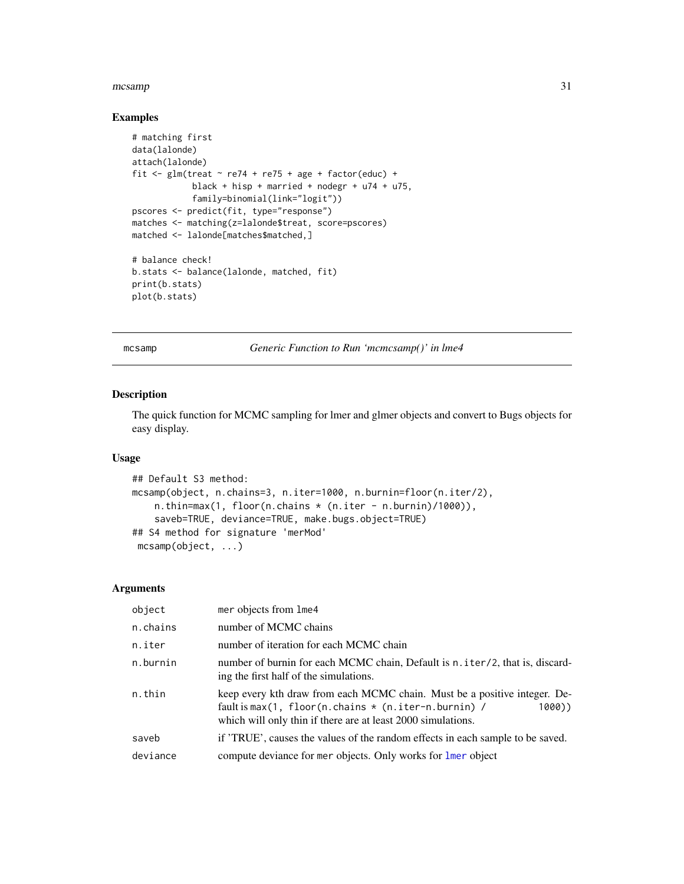## Examples

```
# matching first
data(lalonde)
attach(lalonde)
fit <- glm(treat ~ re74 + re75 + age + factor(educ) +
            black + hisp + married + nodegr + u74 + u75,
            family=binomial(link="logit"))
pscores <- predict(fit, type="response")
matches <- matching(z=lalonde$treat, score=pscores)
matched <- lalonde[matches$matched,]

# balance check!
b.stats <- balance(lalonde, matched, fit)
print(b.stats)
plot(b.stats)
```

---

# mcsamp *Generic Function to Run 'mcmcsamp()' in lme4*

---

## Description

The quick function for MCMC sampling for lmer and glmer objects and convert to Bugs objects for easy display.

## Usage

```
## Default S3 method:
mcsamp(object, n.chains=3, n.iter=1000, n.burnin=floor(n.iter/2),
    n.thin=max(1, floor(n.chains * (n.iter - n.burnin)/1000)),
    saveb=TRUE, deviance=TRUE, make.bugs.object=TRUE)
## S4 method for signature 'merMod'
 mcsamp(object, ...)
```

## Arguments

| | |
|---|---|
| `object` | `mer` objects from `lme4` |
| `n.chains` | number of MCMC chains |
| `n.iter` | number of iteration for each MCMC chain |
| `n.burnin` | number of burnin for each MCMC chain, Default is `n.iter/2`, that is, discarding the first half of the simulations. |
| `n.thin` | keep every kth draw from each MCMC chain. Must be a positive integer. Default is `max(1, floor(n.chains * (n.iter-n.burnin) / 1000))` which will only thin if there are at least 2000 simulations. |
| `saveb` | if 'TRUE', causes the values of the random effects in each sample to be saved. |
| `deviance` | compute deviance for `mer` objects. Only works for `lmer` object |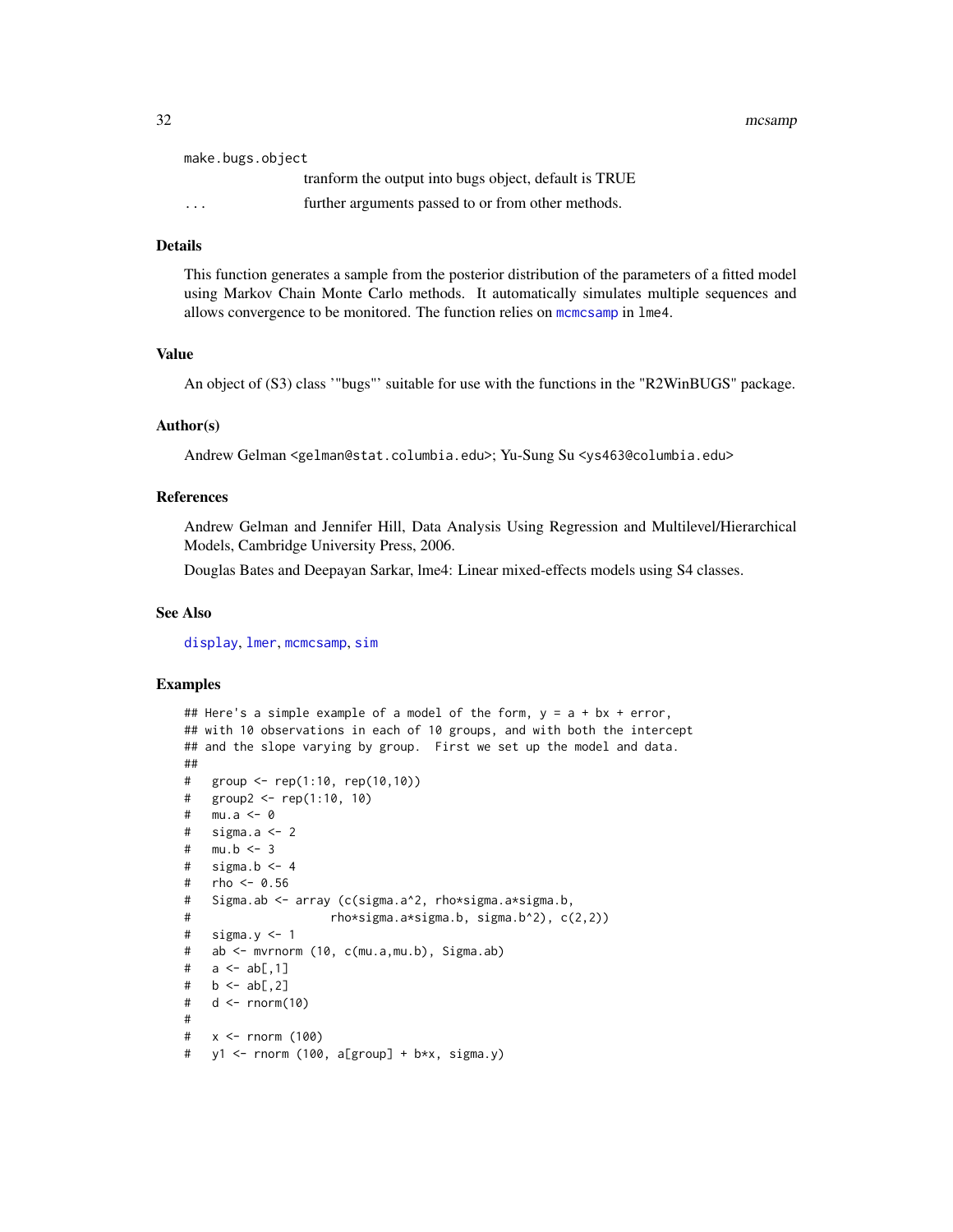`make.bycs.object`

| | |
|---|---|
| `make.bugs.object` | tranform the output into bugs object, default is TRUE |
| `...` | further arguments passed to or from other methods. |

### Details

This function generates a sample from the posterior distribution of the parameters of a fitted model using Markov Chain Monte Carlo methods. It automatically simulates multiple sequences and allows convergence to be monitored. The function relies on `mcmcsamp` in `lme4`.

### Value

An object of (S3) class '"bugs"' suitable for use with the functions in the "R2WinBUGS" package.

### Author(s)

Andrew Gelman <gelman@stat.columbia.edu>; Yu-Sung Su <ys463@columbia.edu>

### References

Andrew Gelman and Jennifer Hill, Data Analysis Using Regression and Multilevel/Hierarchical Models, Cambridge University Press, 2006.

Douglas Bates and Deepayan Sarkar, lme4: Linear mixed-effects models using S4 classes.

### See Also

`display`, `lmer`, `mcmcsamp`, `sim`

### Examples

```
## Here's a simple example of a model of the form, y = a + bx + error,
## with 10 observations in each of 10 groups, and with both the intercept
## and the slope varying by group.  First we set up the model and data.
##
#   group <- rep(1:10, rep(10,10))
#   group2 <- rep(1:10, 10)
#   mu.a <- 0
#   sigma.a <- 2
#   mu.b <- 3
#   sigma.b <- 4
#   rho <- 0.56
#   Sigma.ab <- array (c(sigma.a^2, rho*sigma.a*sigma.b,
#                  rho*sigma.a*sigma.b, sigma.b^2), c(2,2))
#   sigma.y <- 1
#   ab <- mvrnorm (10, c(mu.a,mu.b), Sigma.ab)
#   a <- ab[,1]
#   b <- ab[,2]
#   d <- rnorm(10)
#
#   x <- rnorm (100)
#   y1 <- rnorm (100, a[group] + b*x, sigma.y)
```

| | |
|---|---|
| `make.bugs.object` | tranform the output into bugs object, default is TRUE |
| `...` | further arguments passed to or from other methods. |

### Details

This function generates a sample from the posterior distribution of the parameters of a fitted model using Markov Chain Monte Carlo methods. It automatically simulates multiple sequences and allows convergence to be monitored. The function relies on `mcmcsamp` in `lme4`.

### Value

An object of (S3) class '"bugs"' suitable for use with the functions in the "R2WinBUGS" package.

### Author(s)

Andrew Gelman <gelman@stat.columbia.edu>; Yu-Sung Su <ys463@columbia.edu>

### References

Andrew Gelman and Jennifer Hill, Data Analysis Using Regression and Multilevel/Hierarchical Models, Cambridge University Press, 2006.

Douglas Bates and Deepayan Sarkar, lme4: Linear mixed-effects models using S4 classes.

### See Also

`display`, `lmer`, `mcmcsamp`, `sim`

### Examples

```
## Here's a simple example of a model of the form, y = a + bx + error,
## with 10 observations in each of 10 groups, and with both the intercept
## and the slope varying by group.  First we set up the model and data.
##
#   group <- rep(1:10, rep(10,10))
#   group2 <- rep(1:10, 10)
#   mu.a <- 0
#   sigma.a <- 2
#   mu.b <- 3
#   sigma.b <- 4
#   rho <- 0.56
#   Sigma.ab <- array (c(sigma.a^2, rho*sigma.a*sigma.b,
#                  rho*sigma.a*sigma.b, sigma.b^2), c(2,2))
#   sigma.y <- 1
#   ab <- mvrnorm (10, c(mu.a,mu.b), Sigma.ab)
#   a <- ab[,1]
#   b <- ab[,2]
#   d <- rnorm(10)
#
#   x <- rnorm (100)
#   y1 <- rnorm (100, a[group] + b*x, sigma.y)
```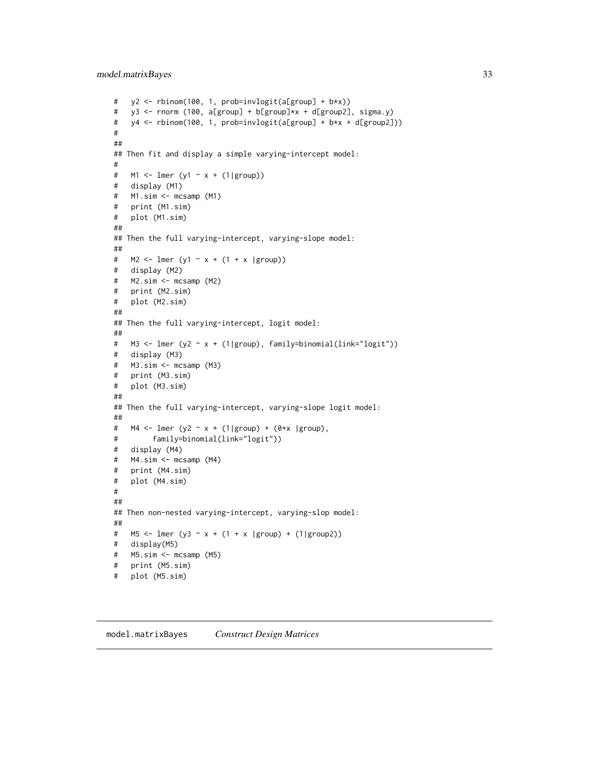```
#   y2 <- rbinom(100, 1, prob=invlogit(a[group] + b*x))
#   y3 <- rnorm (100, a[group] + b[group]*x + d[group2], sigma.y)
#   y4 <- rbinom(100, 1, prob=invlogit(a[group] + b*x + d[group2]))
#
##
## Then fit and display a simple varying-intercept model:
#
#   M1 <- lmer (y1 ~ x + (1|group))
#   display (M1)
#   M1.sim <- mcsamp (M1)
#   print (M1.sim)
#   plot (M1.sim)
##
## Then the full varying-intercept, varying-slope model:
##
#   M2 <- lmer (y1 ~ x + (1 + x |group))
#   display (M2)
#   M2.sim <- mcsamp (M2)
#   print (M2.sim)
#   plot (M2.sim)
##
## Then the full varying-intercept, logit model:
##
#   M3 <- lmer (y2 ~ x + (1|group), family=binomial(link="logit"))
#   display (M3)
#   M3.sim <- mcsamp (M3)
#   print (M3.sim)
#   plot (M3.sim)
##
## Then the full varying-intercept, varying-slope logit model:
##
#   M4 <- lmer (y2 ~ x + (1|group) + (0+x |group),
#        family=binomial(link="logit"))
#   display (M4)
#   M4.sim <- mcsamp (M4)
#   print (M4.sim)
#   plot (M4.sim)
#
##
## Then non-nested varying-intercept, varying-slop model:
##
#   M5 <- lmer (y3 ~ x + (1 + x |group) + (1|group2))
#   display(M5)
#   M5.sim <- mcsamp (M5)
#   print (M5.sim)
#   plot (M5.sim)
```

# model.matrixBayes *Construct Design Matrices*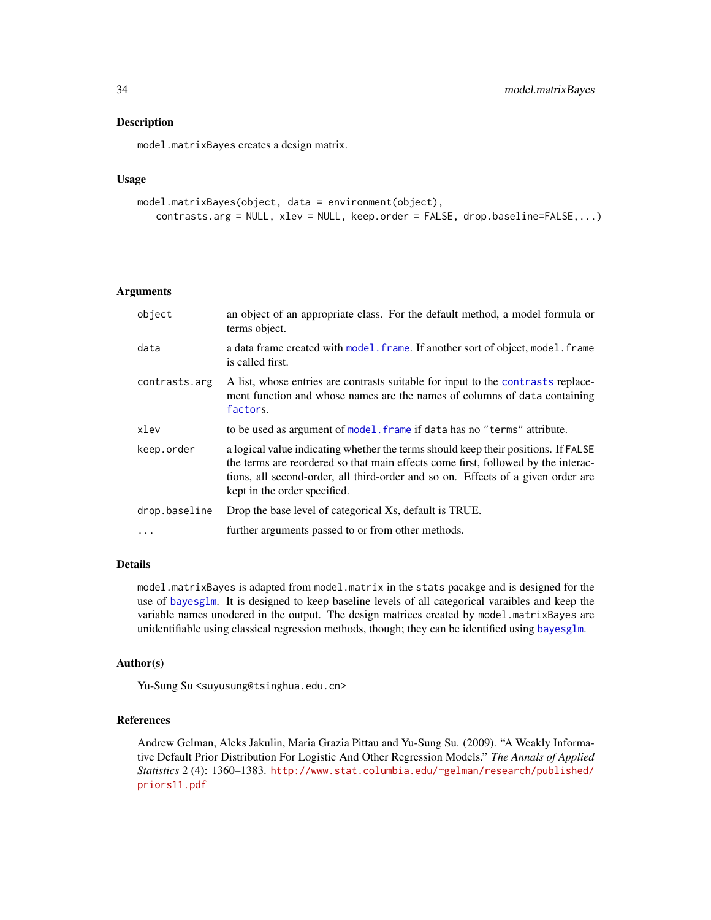## Description

`model.matrixBayes` creates a design matrix.

## Usage

```
model.matrixBayes(object, data = environment(object),
   contrasts.arg = NULL, xlev = NULL, keep.order = FALSE, drop.baseline=FALSE,...)
```

## Arguments

| | |
|---|---|
| `object` | an object of an appropriate class. For the default method, a model formula or terms object. |
| `data` | a data frame created with `model.frame`. If another sort of object, `model.frame` is called first. |
| `contrasts.arg` | A list, whose entries are contrasts suitable for input to the `contrasts` replacement function and whose names are the names of columns of `data` containing `factor`s. |
| `xlev` | to be used as argument of `model.frame` if `data` has no `"terms"` attribute. |
| `keep.order` | a logical value indicating whether the terms should keep their positions. If `FALSE` the terms are reordered so that main effects come first, followed by the interactions, all second-order, all third-order and so on. Effects of a given order are kept in the order specified. |
| `drop.baseline` | Drop the base level of categorical Xs, default is TRUE. |
| `...` | further arguments passed to or from other methods. |

## Details

`model.matrixBayes` is adapted from `model.matrix` in the `stats` pacakge and is designed for the use of `bayesglm`. It is designed to keep baseline levels of all categorical varaibles and keep the variable names unodered in the output. The design matrices created by `model.matrixBayes` are unidentifiable using classical regression methods, though; they can be identified using `bayesglm`.

## Author(s)

Yu-Sung Su <suyusung@tsinghua.edu.cn>

## References

Andrew Gelman, Aleks Jakulin, Maria Grazia Pittau and Yu-Sung Su. (2009). "A Weakly Informative Default Prior Distribution For Logistic And Other Regression Models." *The Annals of Applied Statistics* 2 (4): 1360–1383. http://www.stat.columbia.edu/~gelman/research/published/priors11.pdf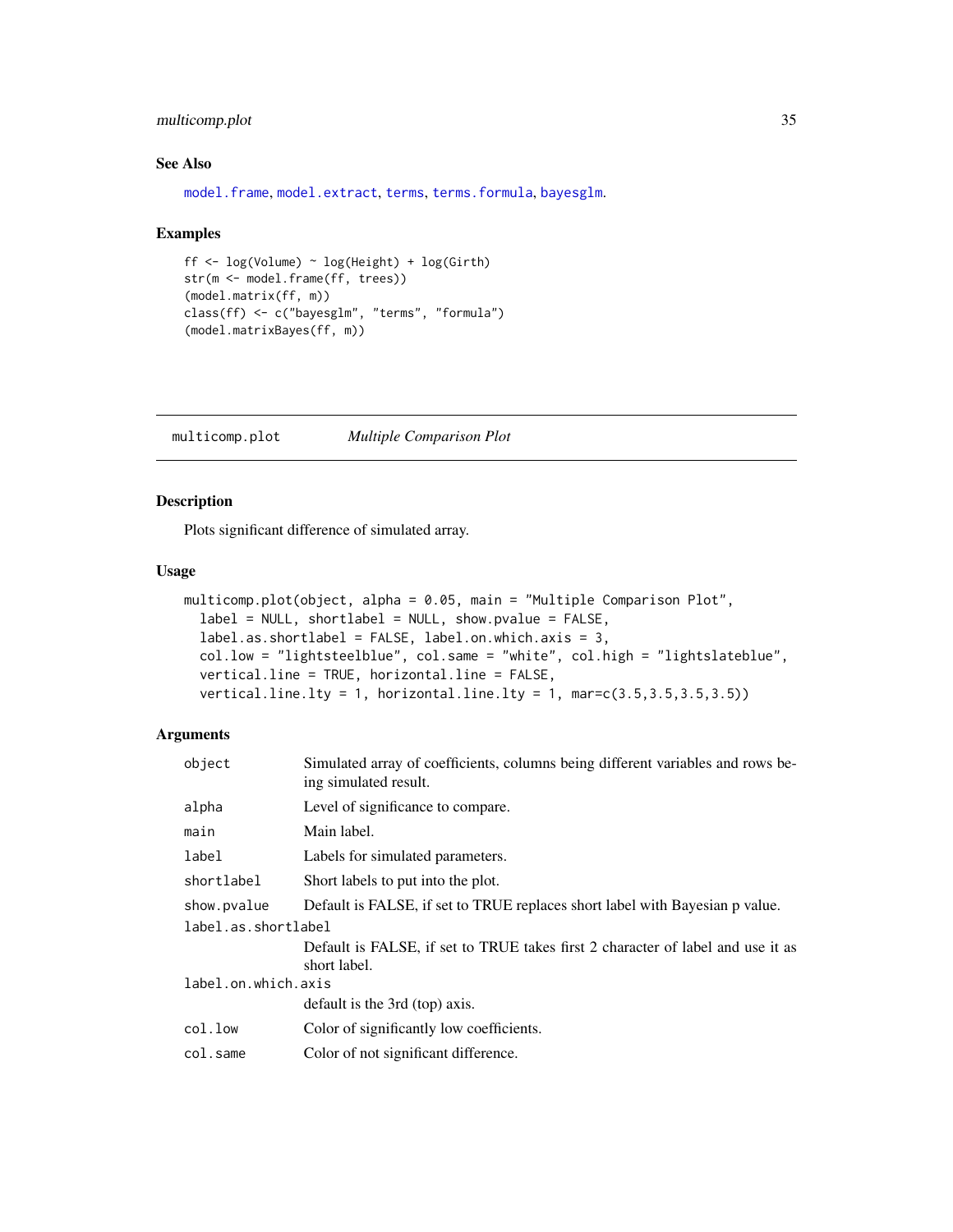### See Also

model.frame, model.extract, terms, terms.formula, bayesglm.

### Examples

```
ff <- log(Volume) ~ log(Height) + log(Girth)
str(m <- model.frame(ff, trees))
(model.matrix(ff, m))
class(ff) <- c("bayesglm", "terms", "formula")
(model.matrixBayes(ff, m))
```

---

## multicomp.plot *Multiple Comparison Plot*

---

### Description

Plots significant difference of simulated array.

### Usage

```
multicomp.plot(object, alpha = 0.05, main = "Multiple Comparison Plot",
  label = NULL, shortlabel = NULL, show.pvalue = FALSE,
  label.as.shortlabel = FALSE, label.on.which.axis = 3,
  col.low = "lightsteelblue", col.same = "white", col.high = "lightslateblue",
  vertical.line = TRUE, horizontal.line = FALSE,
  vertical.line.lty = 1, horizontal.line.lty = 1, mar=c(3.5,3.5,3.5,3.5))
```

### Arguments

| | |
|---|---|
| `object` | Simulated array of coefficients, columns being different variables and rows being simulated result. |
| `alpha` | Level of significance to compare. |
| `main` | Main label. |
| `label` | Labels for simulated parameters. |
| `shortlabel` | Short labels to put into the plot. |
| `show.pvalue` | Default is FALSE, if set to TRUE replaces short label with Bayesian p value. |
| `label.as.shortlabel` | Default is FALSE, if set to TRUE takes first 2 character of label and use it as short label. |
| `label.on.which.axis` | default is the 3rd (top) axis. |
| `col.low` | Color of significantly low coefficients. |
| `col.same` | Color of not significant difference. |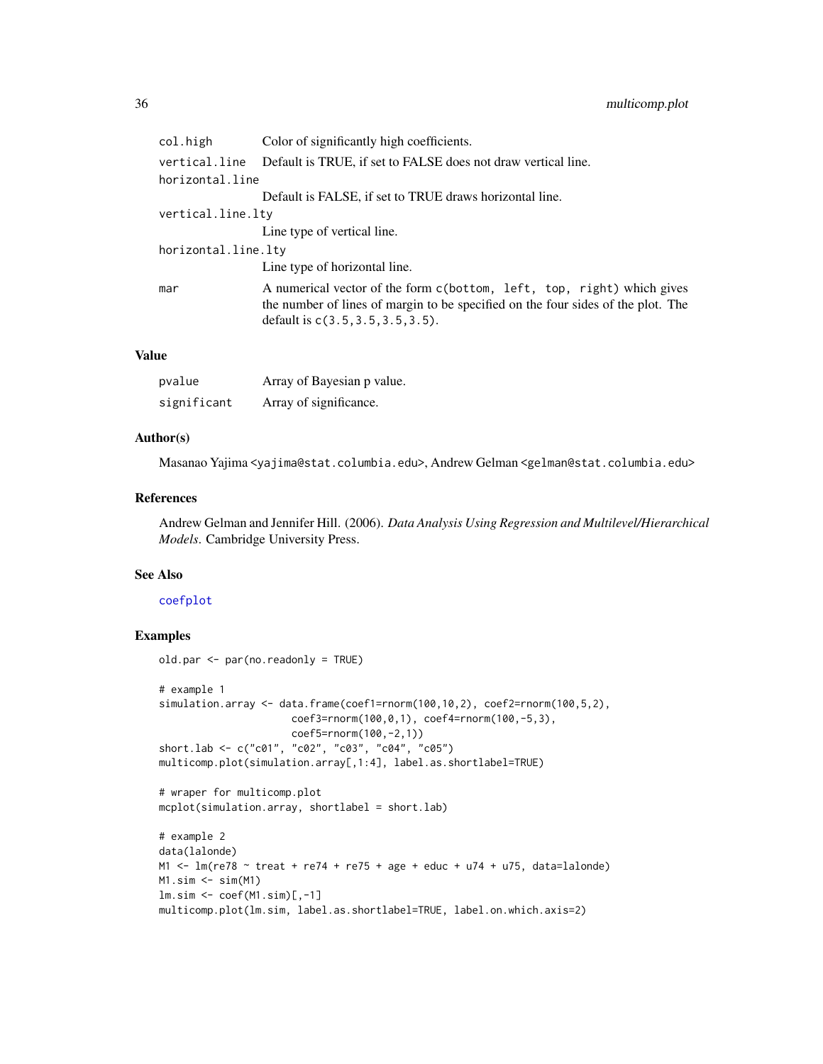| | |
|---|---|
| `col.high` | Color of significantly high coefficients. |
| `vertical.line` | Default is TRUE, if set to FALSE does not draw vertical line. |
| `horizontal.line` | Default is FALSE, if set to TRUE draws horizontal line. |
| `vertical.line.lty` | Line type of vertical line. |
| `horizontal.line.lty` | Line type of horizontal line. |
| `mar` | A numerical vector of the form `c(bottom, left, top, right)` which gives the number of lines of margin to be specified on the four sides of the plot. The default is `c(3.5,3.5,3.5,3.5)`. |

## Value

| | |
|---|---|
| `pvalue` | Array of Bayesian p value. |
| `significant` | Array of significance. |

## Author(s)

Masanao Yajima <yajima@stat.columbia.edu>, Andrew Gelman <gelman@stat.columbia.edu>

## References

Andrew Gelman and Jennifer Hill. (2006). *Data Analysis Using Regression and Multilevel/Hierarchical Models*. Cambridge University Press.

## See Also

`coefplot`

## Examples

```
old.par <- par(no.readonly = TRUE)

# example 1
simulation.array <- data.frame(coef1=rnorm(100,10,2), coef2=rnorm(100,5,2),
                        coef3=rnorm(100,0,1), coef4=rnorm(100,-5,3),
                        coef5=rnorm(100,-2,1))
short.lab <- c("c01", "c02", "c03", "c04", "c05")
multicomp.plot(simulation.array[,1:4], label.as.shortlabel=TRUE)

# wraper for multicomp.plot
mcplot(simulation.array, shortlabel = short.lab)

# example 2
data(lalonde)
M1 <- lm(re78 ~ treat + re74 + re75 + age + educ + u74 + u75, data=lalonde)
M1.sim <- sim(M1)
lm.sim <- coef(M1.sim)[,-1]
multicomp.plot(lm.sim, label.as.shortlabel=TRUE, label.on.which.axis=2)
```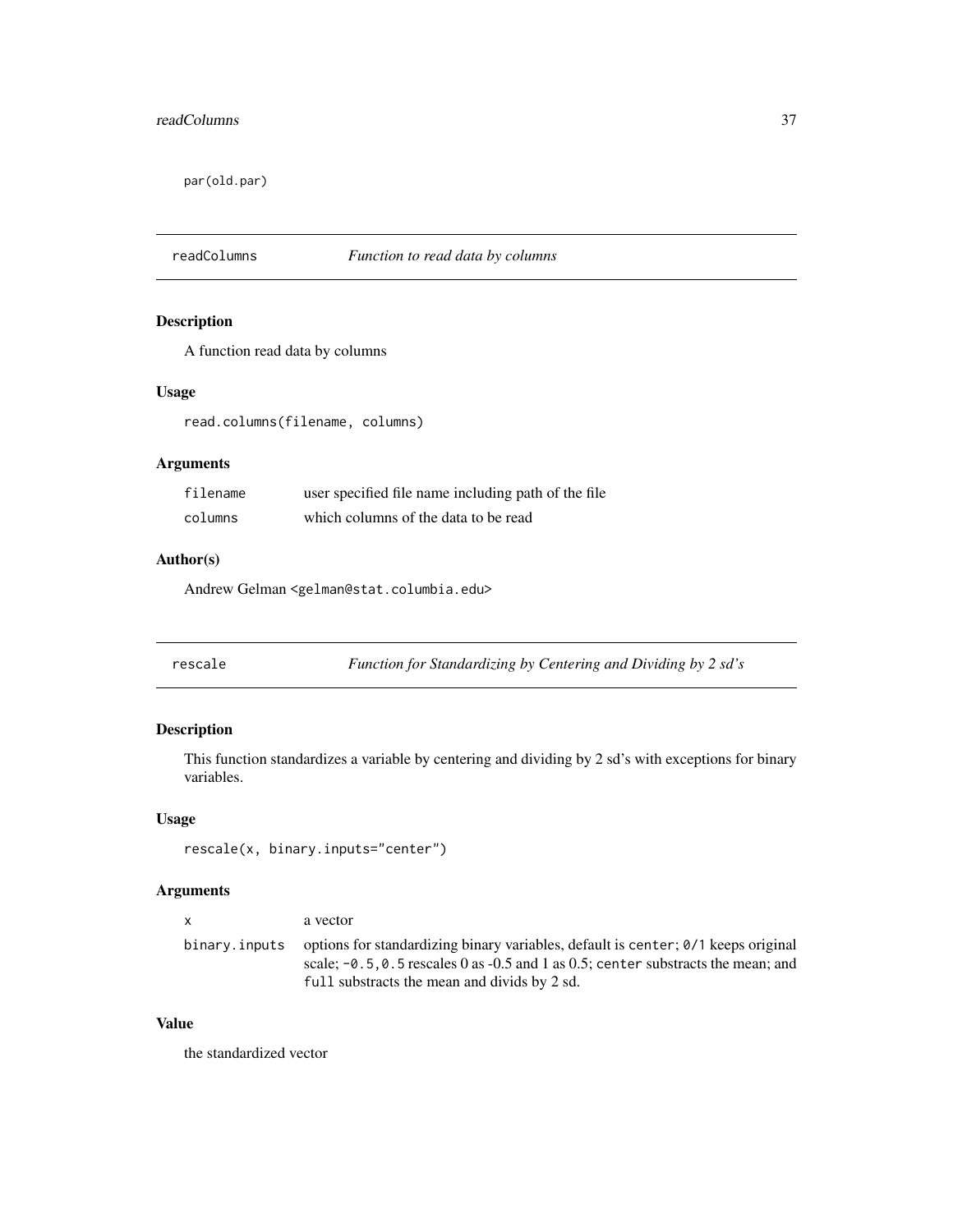```
par(old.par)
```

## readColumns *Function to read data by columns*

### Description

A function read data by columns

### Usage

```
read.columns(filename, columns)
```

### Arguments

| | |
|---|---|
| `filename` | user specified file name including path of the file |
| `columns` | which columns of the data to be read |

### Author(s)

Andrew Gelman <gelman@stat.columbia.edu>

## rescale *Function for Standardizing by Centering and Dividing by 2 sd's*

### Description

This function standardizes a variable by centering and dividing by 2 sd's with exceptions for binary variables.

### Usage

```
rescale(x, binary.inputs="center")
```

### Arguments

| | |
|---|---|
| `x` | a vector |
| `binary.inputs` | options for standardizing binary variables, default is `center`; `0/1` keeps original scale; `-0.5,0.5` rescales 0 as -0.5 and 1 as 0.5; `center` substracts the mean; and `full` substracts the mean and divids by 2 sd. |

### Value

the standardized vector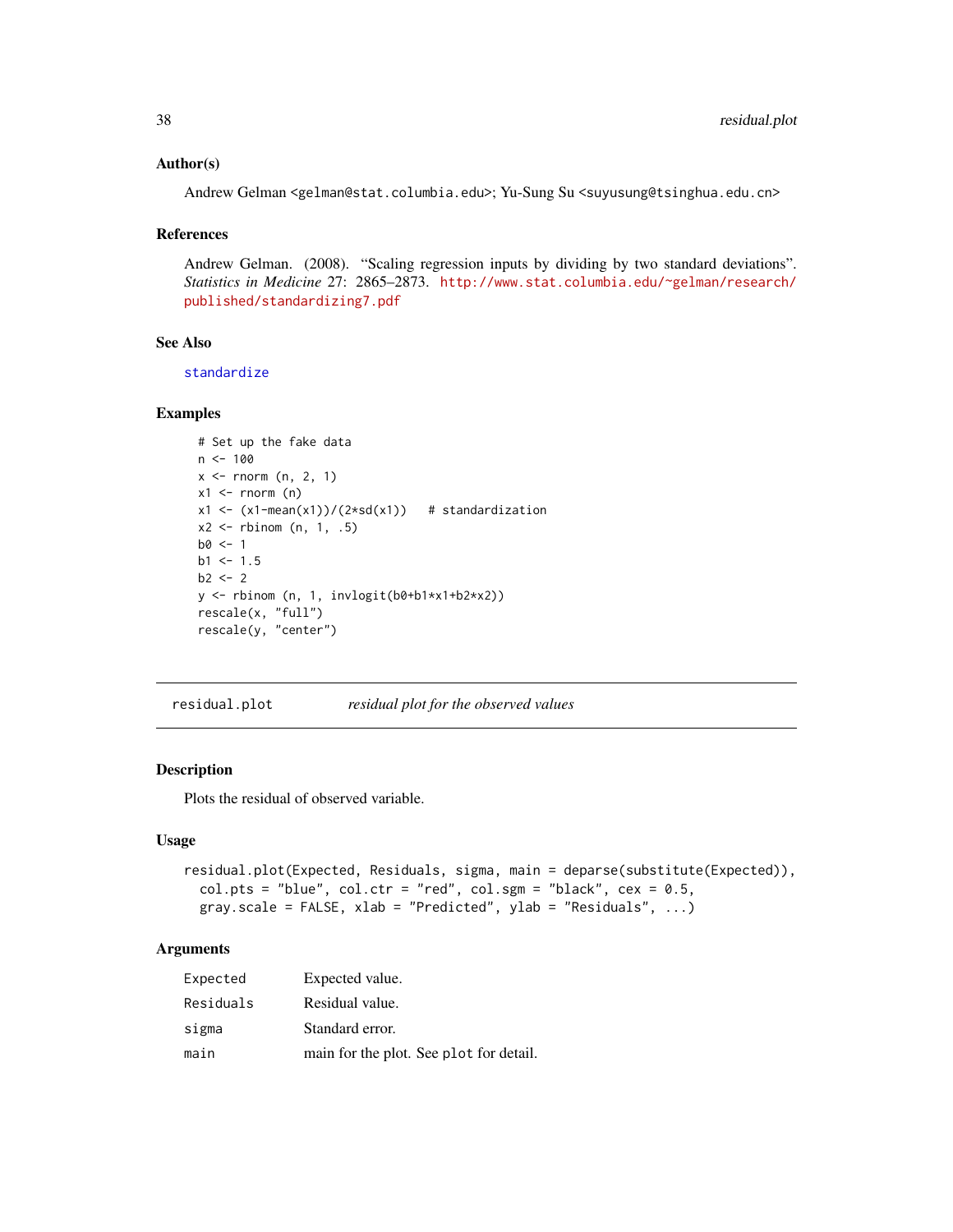### Author(s)

Andrew Gelman <gelman@stat.columbia.edu>; Yu-Sung Su <suyusung@tsinghua.edu.cn>

### References

Andrew Gelman. (2008). "Scaling regression inputs by dividing by two standard deviations". *Statistics in Medicine* 27: 2865–2873. http://www.stat.columbia.edu/~gelman/research/published/standardizing7.pdf

### See Also

standardize

### Examples

```
# Set up the fake data
n <- 100
x <- rnorm (n, 2, 1)
x1 <- rnorm (n)
x1 <- (x1-mean(x1))/(2*sd(x1))   # standardization
x2 <- rbinom (n, 1, .5)
b0 <- 1
b1 <- 1.5
b2 <- 2
y <- rbinom (n, 1, invlogit(b0+b1*x1+b2*x2))
rescale(x, "full")
rescale(y, "center")
```

## residual.plot *residual plot for the observed values*

### Description

Plots the residual of observed variable.

### Usage

```
residual.plot(Expected, Residuals, sigma, main = deparse(substitute(Expected)),
  col.pts = "blue", col.ctr = "red", col.sgm = "black", cex = 0.5,
  gray.scale = FALSE, xlab = "Predicted", ylab = "Residuals", ...)
```

### Arguments

| | |
|---|---|
| Expected | Expected value. |
| Residuals | Residual value. |
| sigma | Standard error. |
| main | main for the plot. See plot for detail. |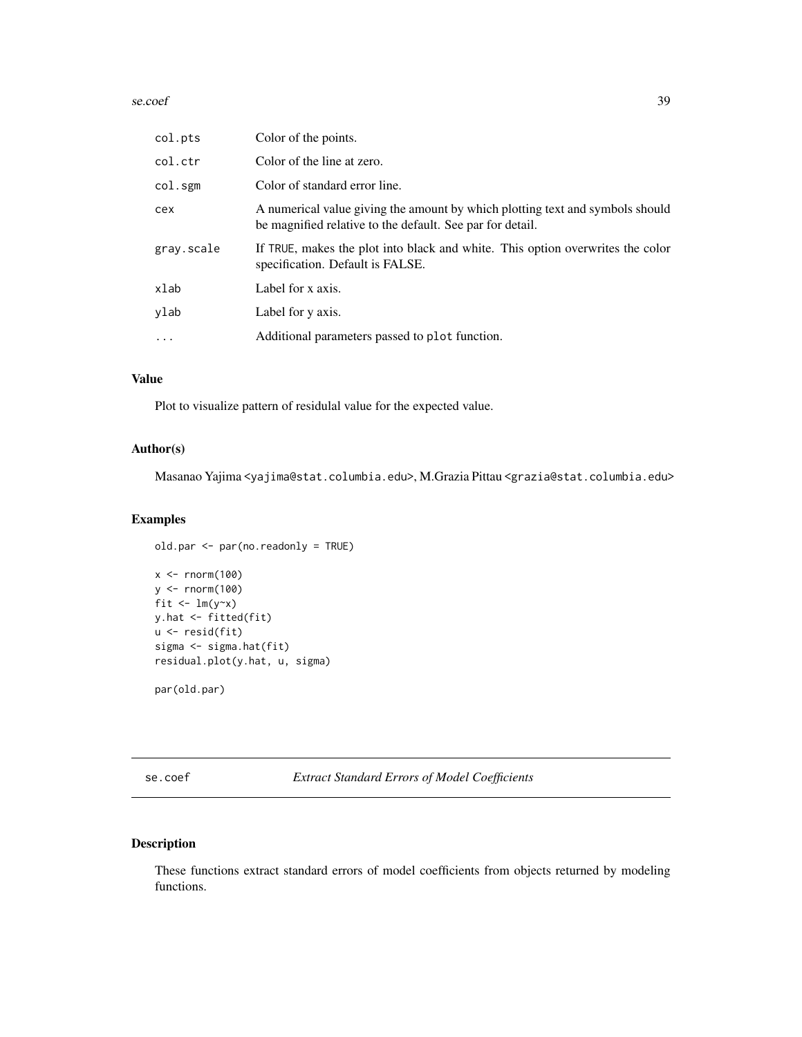| | |
|---|---|
| col.pts | Color of the points. |
| col.ctr | Color of the line at zero. |
| col.sgm | Color of standard error line. |
| cex | A numerical value giving the amount by which plotting text and symbols should be magnified relative to the default. See par for detail. |
| gray.scale | If TRUE, makes the plot into black and white. This option overwrites the color specification. Default is FALSE. |
| xlab | Label for x axis. |
| ylab | Label for y axis. |
| ... | Additional parameters passed to plot function. |

## Value

Plot to visualize pattern of residulal value for the expected value.

## Author(s)

Masanao Yajima <yajima@stat.columbia.edu>, M.Grazia Pittau <grazia@stat.columbia.edu>

## Examples

```
old.par <- par(no.readonly = TRUE)

x <- rnorm(100)
y <- rnorm(100)
fit <- lm(y~x)
y.hat <- fitted(fit)
u <- resid(fit)
sigma <- sigma.hat(fit)
residual.plot(y.hat, u, sigma)

par(old.par)
```

---

# se.coef *Extract Standard Errors of Model Coefficients*

---

## Description

These functions extract standard errors of model coefficients from objects returned by modeling functions.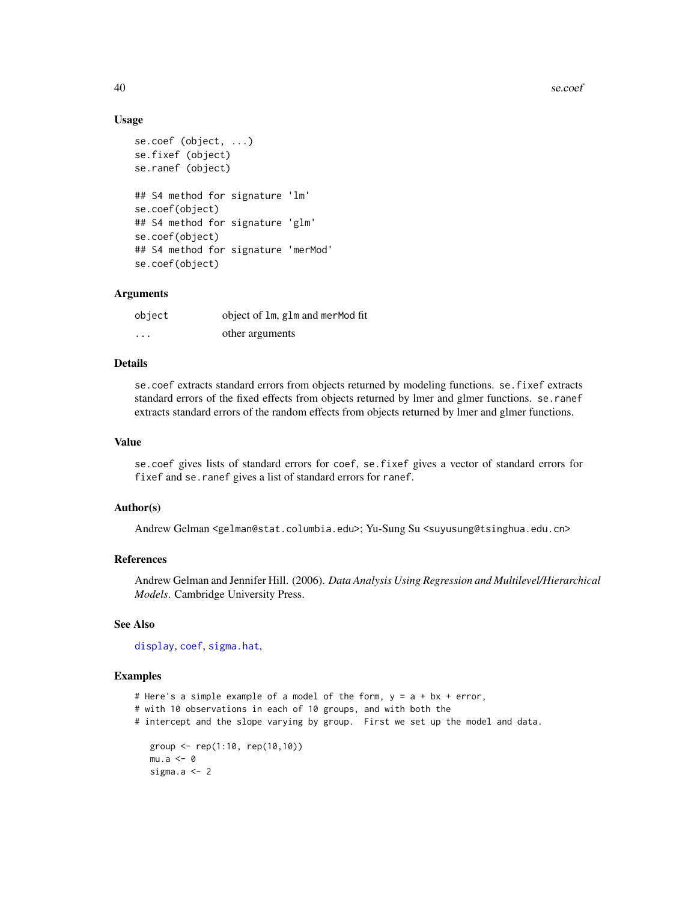## Usage

```
se.coef (object, ...)
se.fixef (object)
se.ranef (object)

## S4 method for signature 'lm'
se.coef(object)
## S4 method for signature 'glm'
se.coef(object)
## S4 method for signature 'merMod'
se.coef(object)
```

## Arguments

| | |
|---|---|
| `object` | object of `lm`, `glm` and `merMod` fit |
| `...` | other arguments |

## Details

`se.coef` extracts standard errors from objects returned by modeling functions. `se.fixef` extracts standard errors of the fixed effects from objects returned by lmer and glmer functions. `se.ranef` extracts standard errors of the random effects from objects returned by lmer and glmer functions.

## Value

`se.coef` gives lists of standard errors for `coef`, `se.fixef` gives a vector of standard errors for `fixef` and `se.ranef` gives a list of standard errors for `ranef`.

## Author(s)

Andrew Gelman <gelman@stat.columbia.edu>; Yu-Sung Su <suyusung@tsinghua.edu.cn>

## References

Andrew Gelman and Jennifer Hill. (2006). *Data Analysis Using Regression and Multilevel/Hierarchical Models*. Cambridge University Press.

## See Also

`display`, `coef`, `sigma.hat`,

## Examples

```
# Here's a simple example of a model of the form, y = a + bx + error,
# with 10 observations in each of 10 groups, and with both the
# intercept and the slope varying by group.  First we set up the model and data.

   group <- rep(1:10, rep(10,10))
   mu.a <- 0
   sigma.a <- 2
```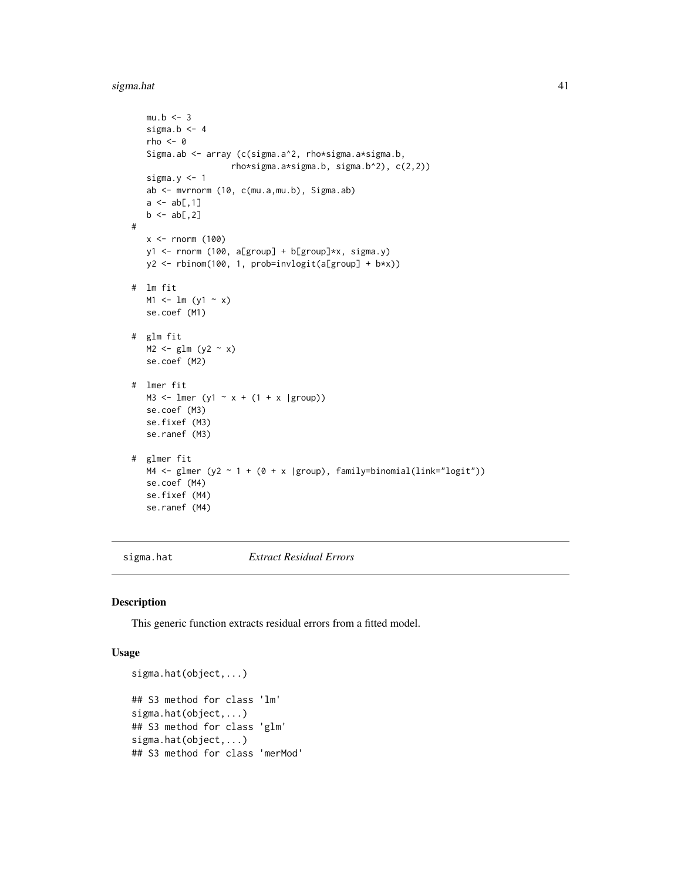```
    mu.b <- 3
    sigma.b <- 4
    rho <- 0
    Sigma.ab <- array (c(sigma.a^2, rho*sigma.a*sigma.b,
                    rho*sigma.a*sigma.b, sigma.b^2), c(2,2))
    sigma.y <- 1
    ab <- mvrnorm (10, c(mu.a,mu.b), Sigma.ab)
    a <- ab[,1]
    b <- ab[,2]
#
    x <- rnorm (100)
    y1 <- rnorm (100, a[group] + b[group]*x, sigma.y)
    y2 <- rbinom(100, 1, prob=invlogit(a[group] + b*x))

#  lm fit
    M1 <- lm (y1 ~ x)
    se.coef (M1)

#  glm fit
    M2 <- glm (y2 ~ x)
    se.coef (M2)

#  lmer fit
    M3 <- lmer (y1 ~ x + (1 + x |group))
    se.coef (M3)
    se.fixef (M3)
    se.ranef (M3)

#  glmer fit
    M4 <- glmer (y2 ~ 1 + (0 + x |group), family=binomial(link="logit"))
    se.coef (M4)
    se.fixef (M4)
    se.ranef (M4)
```

---

## sigma.hat &nbsp;&nbsp;&nbsp;&nbsp;&nbsp;&nbsp;&nbsp; *Extract Residual Errors*

---

### Description

This generic function extracts residual errors from a fitted model.

### Usage

```
sigma.hat(object,...)

## S3 method for class 'lm'
sigma.hat(object,...)
## S3 method for class 'glm'
sigma.hat(object,...)
## S3 method for class 'merMod'
```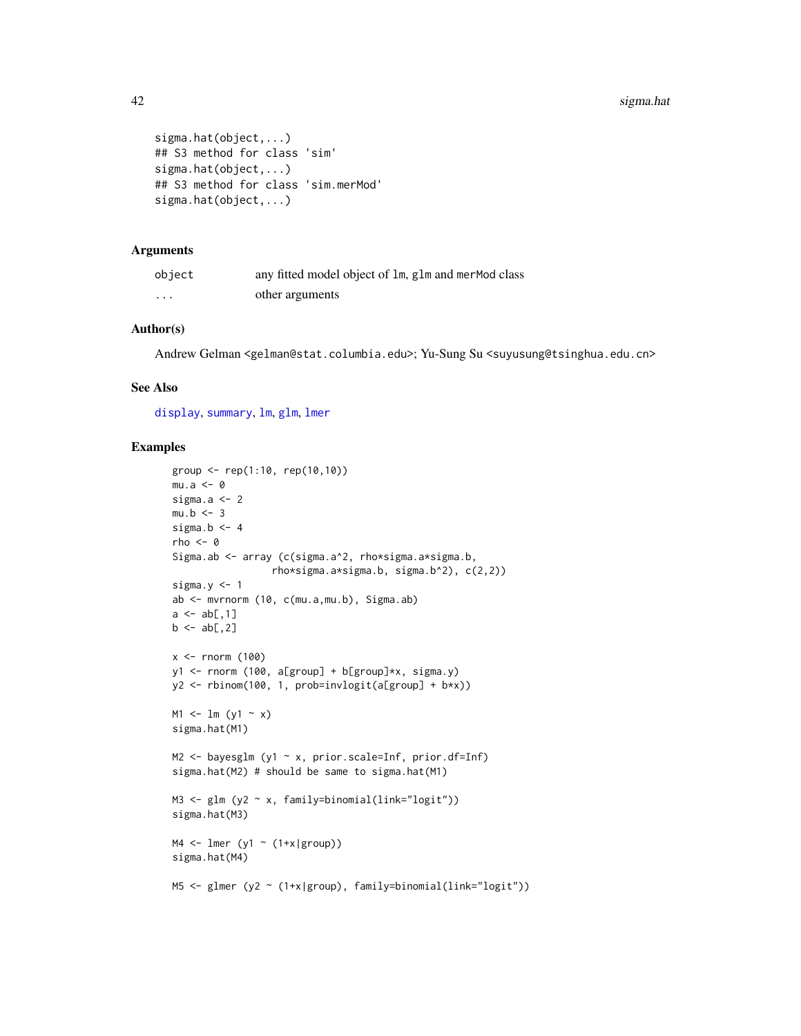```
sigma.hat(object,...)
## S3 method for class 'sim'
sigma.hat(object,...)
## S3 method for class 'sim.merMod'
sigma.hat(object,...)
```

## Arguments

| | |
|---|---|
| `object` | any fitted model object of `lm`, `glm` and `merMod` class |
| `...` | other arguments |

## Author(s)

Andrew Gelman <gelman@stat.columbia.edu>; Yu-Sung Su <suyusung@tsinghua.edu.cn>

## See Also

display, summary, lm, glm, lmer

## Examples

```
group <- rep(1:10, rep(10,10))
mu.a <- 0
sigma.a <- 2
mu.b <- 3
sigma.b <- 4
rho <- 0
Sigma.ab <- array (c(sigma.a^2, rho*sigma.a*sigma.b,
                 rho*sigma.a*sigma.b, sigma.b^2), c(2,2))
sigma.y <- 1
ab <- mvrnorm (10, c(mu.a,mu.b), Sigma.ab)
a <- ab[,1]
b <- ab[,2]

x <- rnorm (100)
y1 <- rnorm (100, a[group] + b[group]*x, sigma.y)
y2 <- rbinom(100, 1, prob=invlogit(a[group] + b*x))

M1 <- lm (y1 ~ x)
sigma.hat(M1)

M2 <- bayesglm (y1 ~ x, prior.scale=Inf, prior.df=Inf)
sigma.hat(M2) # should be same to sigma.hat(M1)

M3 <- glm (y2 ~ x, family=binomial(link="logit"))
sigma.hat(M3)

M4 <- lmer (y1 ~ (1+x|group))
sigma.hat(M4)

M5 <- glmer (y2 ~ (1+x|group), family=binomial(link="logit"))
```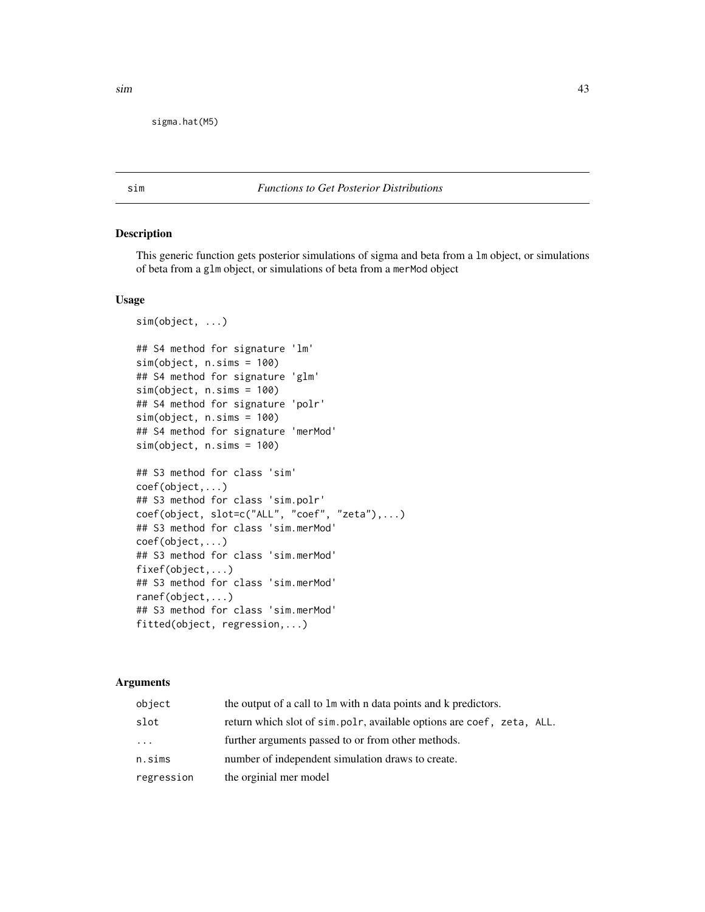```
sigma.hat(M5)
```

## sim — *Functions to Get Posterior Distributions*

### Description

This generic function gets posterior simulations of sigma and beta from a `lm` object, or simulations of beta from a `glm` object, or simulations of beta from a `merMod` object

### Usage

```
sim(object, ...)

## S4 method for signature 'lm'
sim(object, n.sims = 100)
## S4 method for signature 'glm'
sim(object, n.sims = 100)
## S4 method for signature 'polr'
sim(object, n.sims = 100)
## S4 method for signature 'merMod'
sim(object, n.sims = 100)

## S3 method for class 'sim'
coef(object,...)
## S3 method for class 'sim.polr'
coef(object, slot=c("ALL", "coef", "zeta"),...)
## S3 method for class 'sim.merMod'
coef(object,...)
## S3 method for class 'sim.merMod'
fixef(object,...)
## S3 method for class 'sim.merMod'
ranef(object,...)
## S3 method for class 'sim.merMod'
fitted(object, regression,...)
```

### Arguments

| | |
|---|---|
| `object` | the output of a call to `lm` with n data points and k predictors. |
| `slot` | return which slot of `sim.polr`, available options are `coef, zeta, ALL`. |
| `...` | further arguments passed to or from other methods. |
| `n.sims` | number of independent simulation draws to create. |
| `regression` | the orginial mer model |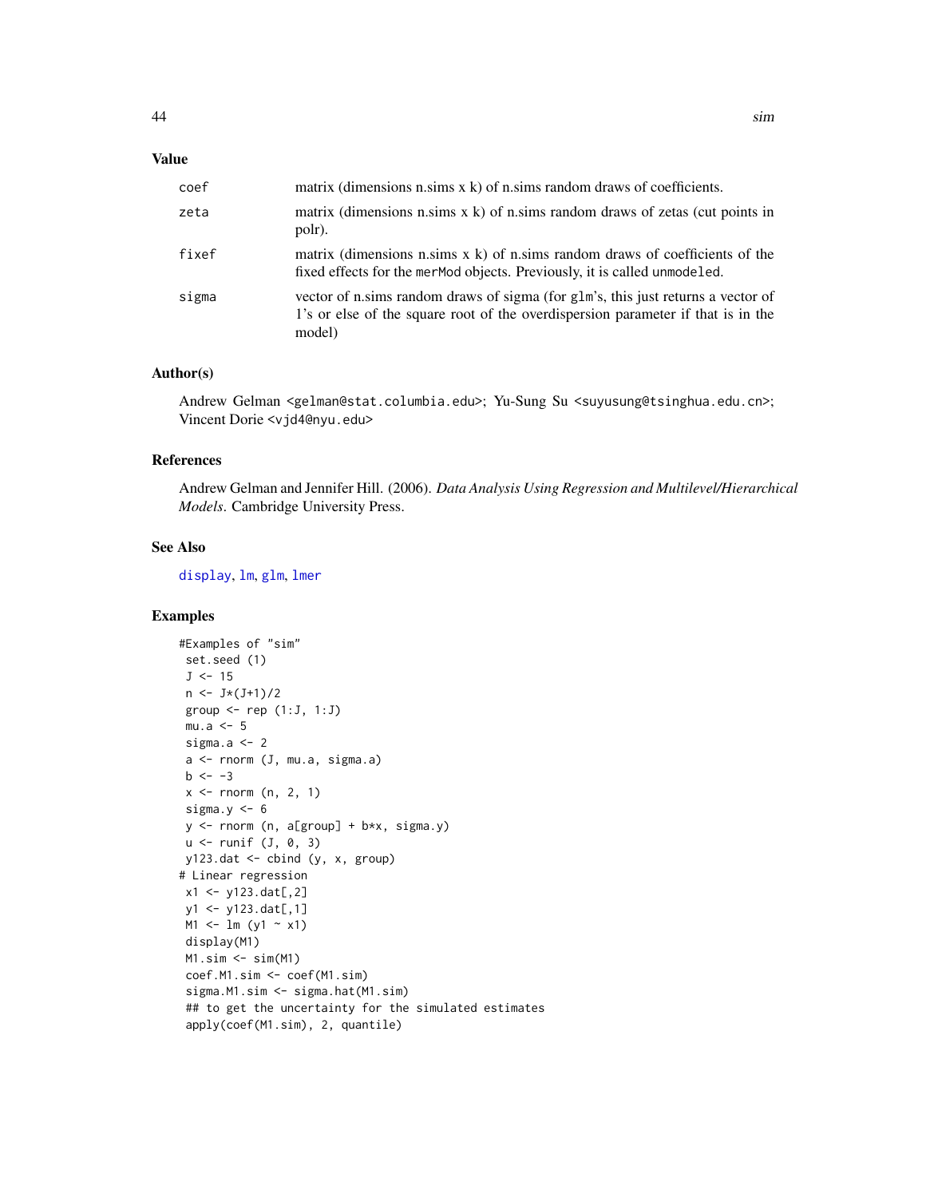## Value

| | |
|---|---|
| `coef` | matrix (dimensions n.sims x k) of n.sims random draws of coefficients. |
| `zeta` | matrix (dimensions n.sims x k) of n.sims random draws of zetas (cut points in polr). |
| `fixef` | matrix (dimensions n.sims x k) of n.sims random draws of coefficients of the fixed effects for the `merMod` objects. Previously, it is called `unmodeled`. |
| `sigma` | vector of n.sims random draws of sigma (for `glm`'s, this just returns a vector of 1's or else of the square root of the overdispersion parameter if that is in the model) |

## Author(s)

Andrew Gelman <gelman@stat.columbia.edu>; Yu-Sung Su <suyusung@tsinghua.edu.cn>; Vincent Dorie <vjd4@nyu.edu>

## References

Andrew Gelman and Jennifer Hill. (2006). *Data Analysis Using Regression and Multilevel/Hierarchical Models.* Cambridge University Press.

## See Also

display, lm, glm, lmer

## Examples

```
#Examples of "sim"
 set.seed (1)
 J <- 15
 n <- J*(J+1)/2
 group <- rep (1:J, 1:J)
 mu.a <- 5
 sigma.a <- 2
 a <- rnorm (J, mu.a, sigma.a)
 b <- -3
 x <- rnorm (n, 2, 1)
 sigma.y <- 6
 y <- rnorm (n, a[group] + b*x, sigma.y)
 u <- runif (J, 0, 3)
 y123.dat <- cbind (y, x, group)
# Linear regression
 x1 <- y123.dat[,2]
 y1 <- y123.dat[,1]
 M1 <- lm (y1 ~ x1)
 display(M1)
 M1.sim <- sim(M1)
 coef.M1.sim <- coef(M1.sim)
 sigma.M1.sim <- sigma.hat(M1.sim)
 ## to get the uncertainty for the simulated estimates
 apply(coef(M1.sim), 2, quantile)
```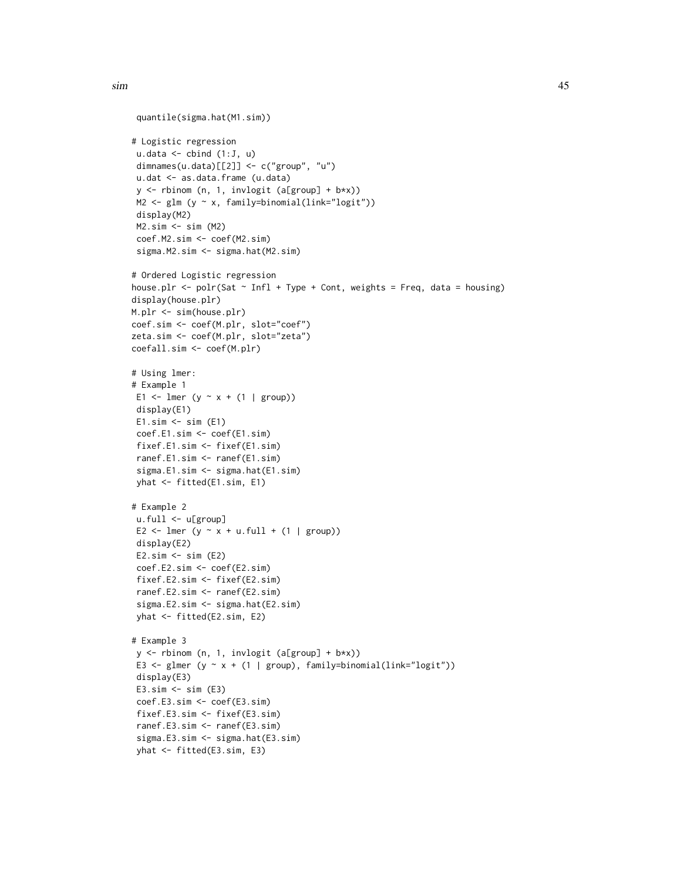```
 quantile(sigma.hat(M1.sim))

# Logistic regression
 u.data <- cbind (1:J, u)
 dimnames(u.data)[[2]] <- c("group", "u")
 u.dat <- as.data.frame (u.data)
 y <- rbinom (n, 1, invlogit (a[group] + b*x))
 M2 <- glm (y ~ x, family=binomial(link="logit"))
 display(M2)
 M2.sim <- sim (M2)
 coef.M2.sim <- coef(M2.sim)
 sigma.M2.sim <- sigma.hat(M2.sim)

# Ordered Logistic regression
house.plr <- polr(Sat ~ Infl + Type + Cont, weights = Freq, data = housing)
display(house.plr)
M.plr <- sim(house.plr)
coef.sim <- coef(M.plr, slot="coef")
zeta.sim <- coef(M.plr, slot="zeta")
coefall.sim <- coef(M.plr)

# Using lmer:
# Example 1
 E1 <- lmer (y ~ x + (1 | group))
 display(E1)
 E1.sim <- sim (E1)
 coef.E1.sim <- coef(E1.sim)
 fixef.E1.sim <- fixef(E1.sim)
 ranef.E1.sim <- ranef(E1.sim)
 sigma.E1.sim <- sigma.hat(E1.sim)
 yhat <- fitted(E1.sim, E1)

# Example 2
 u.full <- u[group]
 E2 <- lmer (y ~ x + u.full + (1 | group))
 display(E2)
 E2.sim <- sim (E2)
 coef.E2.sim <- coef(E2.sim)
 fixef.E2.sim <- fixef(E2.sim)
 ranef.E2.sim <- ranef(E2.sim)
 sigma.E2.sim <- sigma.hat(E2.sim)
 yhat <- fitted(E2.sim, E2)

# Example 3
 y <- rbinom (n, 1, invlogit (a[group] + b*x))
 E3 <- glmer (y ~ x + (1 | group), family=binomial(link="logit"))
 display(E3)
 E3.sim <- sim (E3)
 coef.E3.sim <- coef(E3.sim)
 fixef.E3.sim <- fixef(E3.sim)
 ranef.E3.sim <- ranef(E3.sim)
 sigma.E3.sim <- sigma.hat(E3.sim)
 yhat <- fitted(E3.sim, E3)
```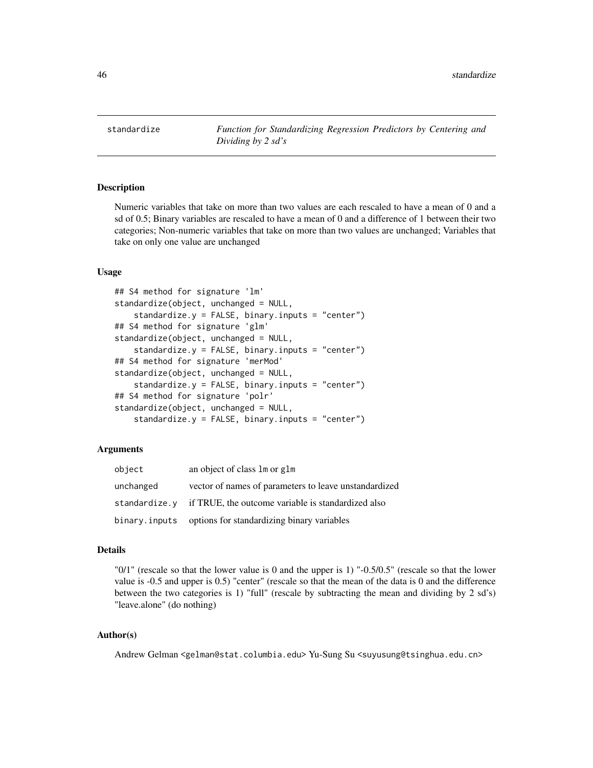# standardize — *Function for Standardizing Regression Predictors by Centering and Dividing by 2 sd's*

## Description

Numeric variables that take on more than two values are each rescaled to have a mean of 0 and a sd of 0.5; Binary variables are rescaled to have a mean of 0 and a difference of 1 between their two categories; Non-numeric variables that take on more than two values are unchanged; Variables that take on only one value are unchanged

## Usage

```
## S4 method for signature 'lm'
standardize(object, unchanged = NULL,
    standardize.y = FALSE, binary.inputs = "center")
## S4 method for signature 'glm'
standardize(object, unchanged = NULL,
    standardize.y = FALSE, binary.inputs = "center")
## S4 method for signature 'merMod'
standardize(object, unchanged = NULL,
    standardize.y = FALSE, binary.inputs = "center")
## S4 method for signature 'polr'
standardize(object, unchanged = NULL,
    standardize.y = FALSE, binary.inputs = "center")
```

## Arguments

| | |
|---|---|
| `object` | an object of class `lm` or `glm` |
| `unchanged` | vector of names of parameters to leave unstandardized |
| `standardize.y` | if TRUE, the outcome variable is standardized also |
| `binary.inputs` | options for standardizing binary variables |

## Details

"0/1" (rescale so that the lower value is 0 and the upper is 1) "-0.5/0.5" (rescale so that the lower value is -0.5 and upper is 0.5) "center" (rescale so that the mean of the data is 0 and the difference between the two categories is 1) "full" (rescale by subtracting the mean and dividing by 2 sd's) "leave.alone" (do nothing)

## Author(s)

Andrew Gelman <gelman@stat.columbia.edu> Yu-Sung Su <suyusung@tsinghua.edu.cn>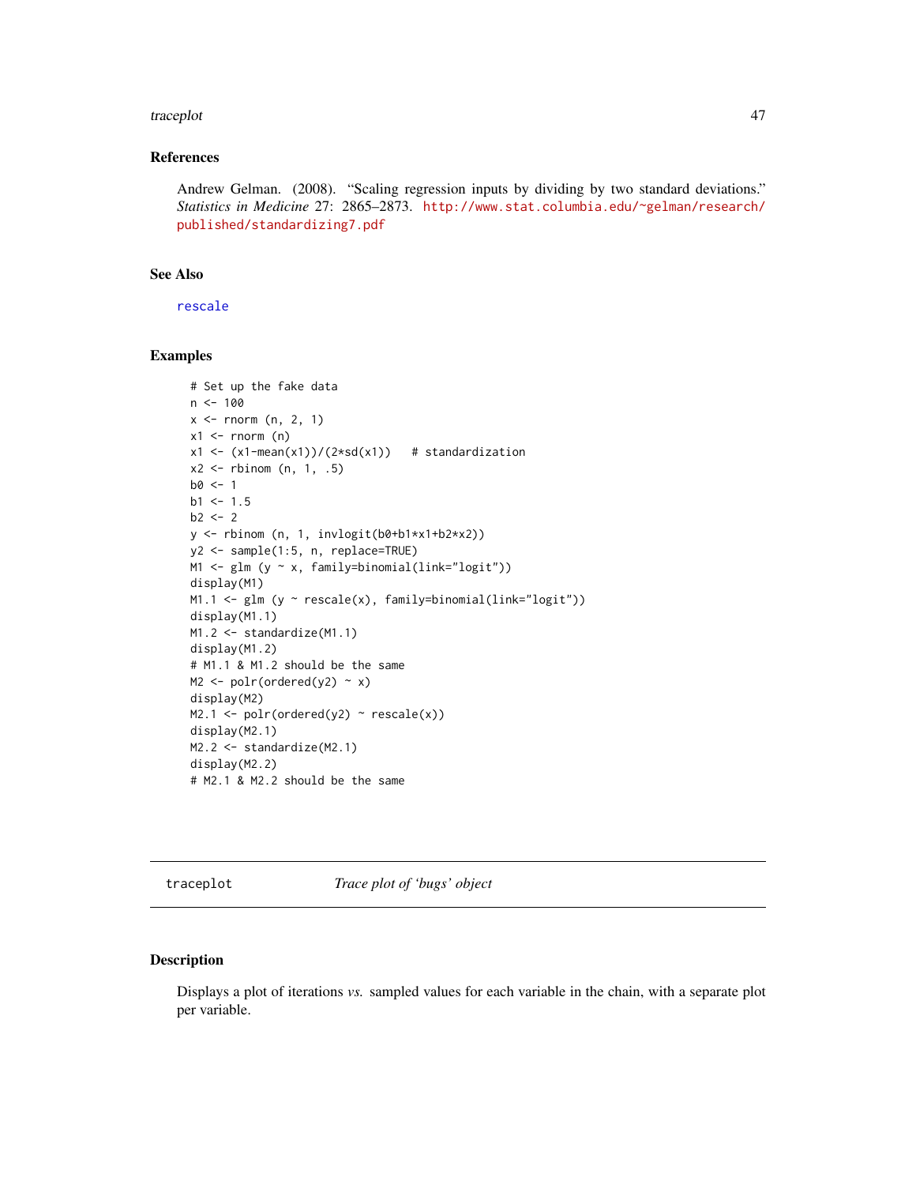### References

Andrew Gelman. (2008). "Scaling regression inputs by dividing by two standard deviations." *Statistics in Medicine* 27: 2865–2873. http://www.stat.columbia.edu/~gelman/research/published/standardizing7.pdf

### See Also

rescale

### Examples

```
# Set up the fake data
n <- 100
x <- rnorm (n, 2, 1)
x1 <- rnorm (n)
x1 <- (x1-mean(x1))/(2*sd(x1))   # standardization
x2 <- rbinom (n, 1, .5)
b0 <- 1
b1 <- 1.5
b2 <- 2
y <- rbinom (n, 1, invlogit(b0+b1*x1+b2*x2))
y2 <- sample(1:5, n, replace=TRUE)
M1 <- glm (y ~ x, family=binomial(link="logit"))
display(M1)
M1.1 <- glm (y ~ rescale(x), family=binomial(link="logit"))
display(M1.1)
M1.2 <- standardize(M1.1)
display(M1.2)
# M1.1 & M1.2 should be the same
M2 <- polr(ordered(y2) ~ x)
display(M2)
M2.1 <- polr(ordered(y2) ~ rescale(x))
display(M2.1)
M2.2 <- standardize(M2.1)
display(M2.2)
# M2.1 & M2.2 should be the same
```

---

## traceplot — *Trace plot of 'bugs' object*

### Description

Displays a plot of iterations *vs.* sampled values for each variable in the chain, with a separate plot per variable.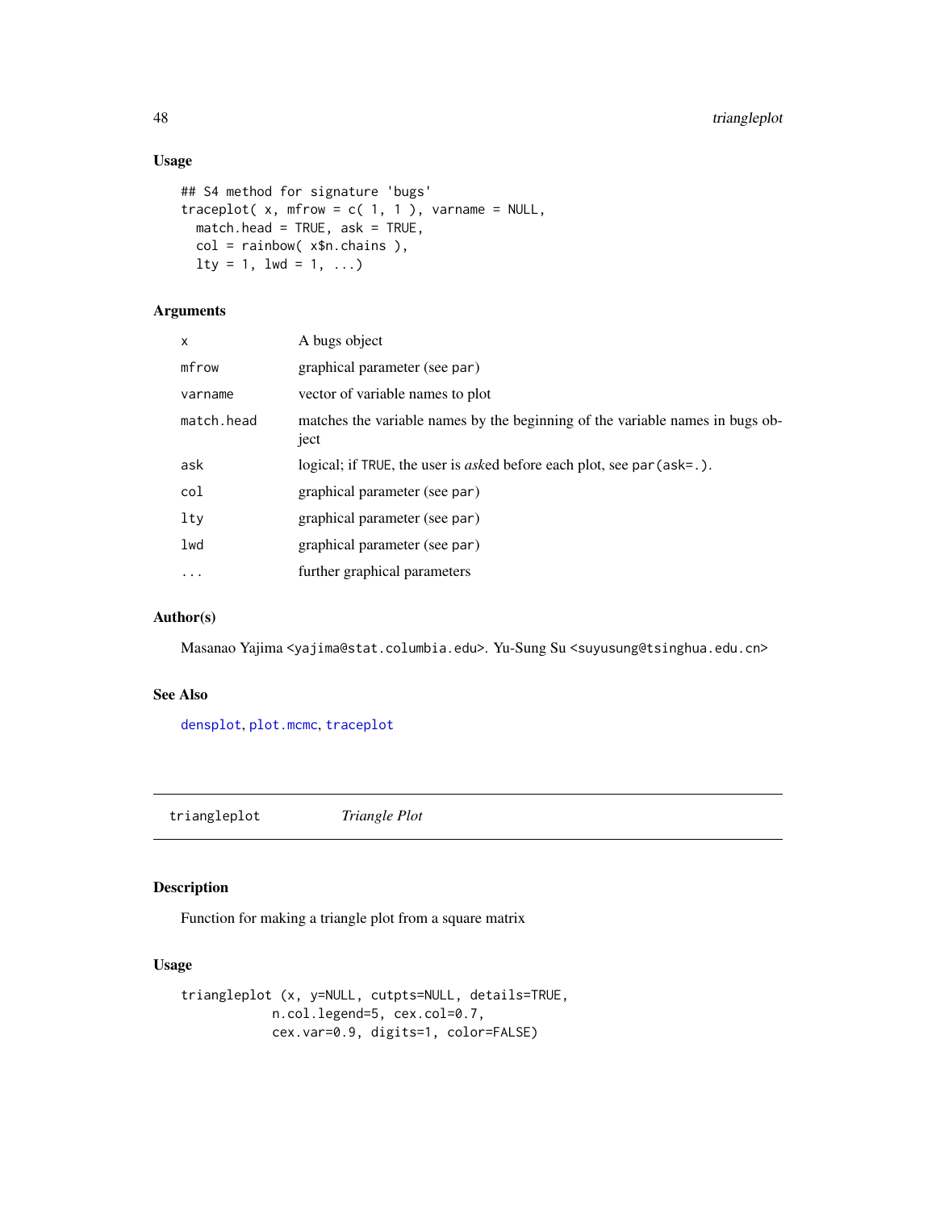### Usage

```
## S4 method for signature 'bugs'
traceplot( x, mfrow = c( 1, 1 ), varname = NULL,
  match.head = TRUE, ask = TRUE,
  col = rainbow( x$n.chains ),
  lty = 1, lwd = 1, ...)
```

### Arguments

| | |
|---|---|
| `x` | A bugs object |
| `mfrow` | graphical parameter (see `par`) |
| `varname` | vector of variable names to plot |
| `match.head` | matches the variable names by the beginning of the variable names in bugs object |
| `ask` | logical; if `TRUE`, the user is *ask*ed before each plot, see `par(ask=.)`. |
| `col` | graphical parameter (see `par`) |
| `lty` | graphical parameter (see `par`) |
| `lwd` | graphical parameter (see `par`) |
| `...` | further graphical parameters |

### Author(s)

Masanao Yajima `<yajima@stat.columbia.edu>`. Yu-Sung Su `<suyusung@tsinghua.edu.cn>`

### See Also

`densplot`, `plot.mcmc`, `traceplot`

---

## triangleplot *Triangle Plot*

---

### Description

Function for making a triangle plot from a square matrix

### Usage

```
triangleplot (x, y=NULL, cutpts=NULL, details=TRUE,
            n.col.legend=5, cex.col=0.7,
            cex.var=0.9, digits=1, color=FALSE)
```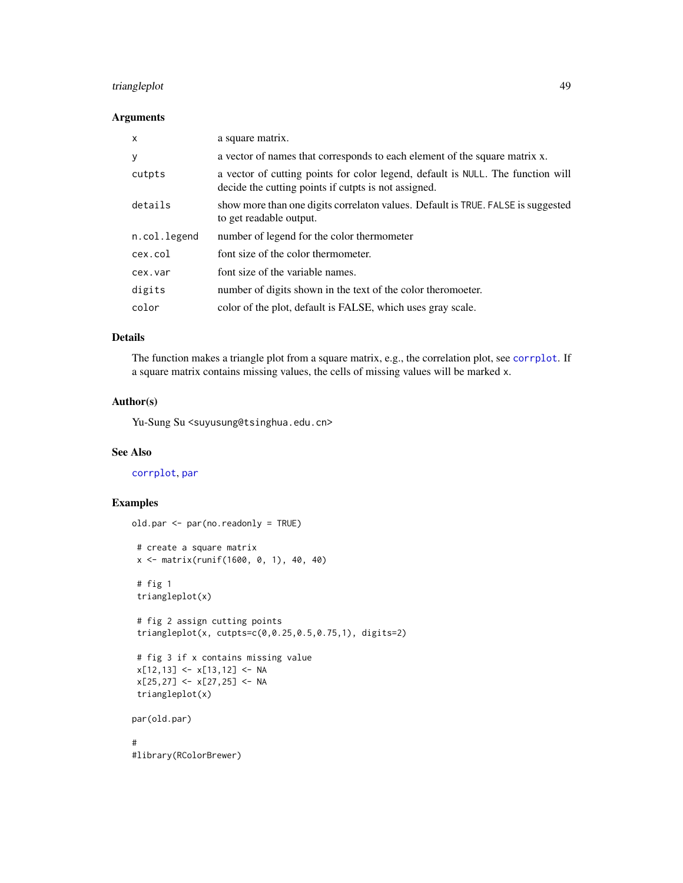### Arguments

| | |
|---|---|
| `x` | a square matrix. |
| `y` | a vector of names that corresponds to each element of the square matrix x. |
| `cutpts` | a vector of cutting points for color legend, default is `NULL`. The function will decide the cutting points if cutpts is not assigned. |
| `details` | show more than one digits correlaton values. Default is `TRUE`. `FALSE` is suggested to get readable output. |
| `n.col.legend` | number of legend for the color thermometer |
| `cex.col` | font size of the color thermometer. |
| `cex.var` | font size of the variable names. |
| `digits` | number of digits shown in the text of the color theromoeter. |
| `color` | color of the plot, default is FALSE, which uses gray scale. |

### Details

The function makes a triangle plot from a square matrix, e.g., the correlation plot, see `corrplot`. If a square matrix contains missing values, the cells of missing values will be marked `x`.

### Author(s)

Yu-Sung Su <suyusung@tsinghua.edu.cn>

### See Also

`corrplot`, `par`

### Examples

```
old.par <- par(no.readonly = TRUE)

 # create a square matrix
 x <- matrix(runif(1600, 0, 1), 40, 40)

 # fig 1
 triangleplot(x)

 # fig 2 assign cutting points
 triangleplot(x, cutpts=c(0,0.25,0.5,0.75,1), digits=2)

 # fig 3 if x contains missing value
 x[12,13] <- x[13,12] <- NA
 x[25,27] <- x[27,25] <- NA
 triangleplot(x)

par(old.par)

#
#library(RColorBrewer)
```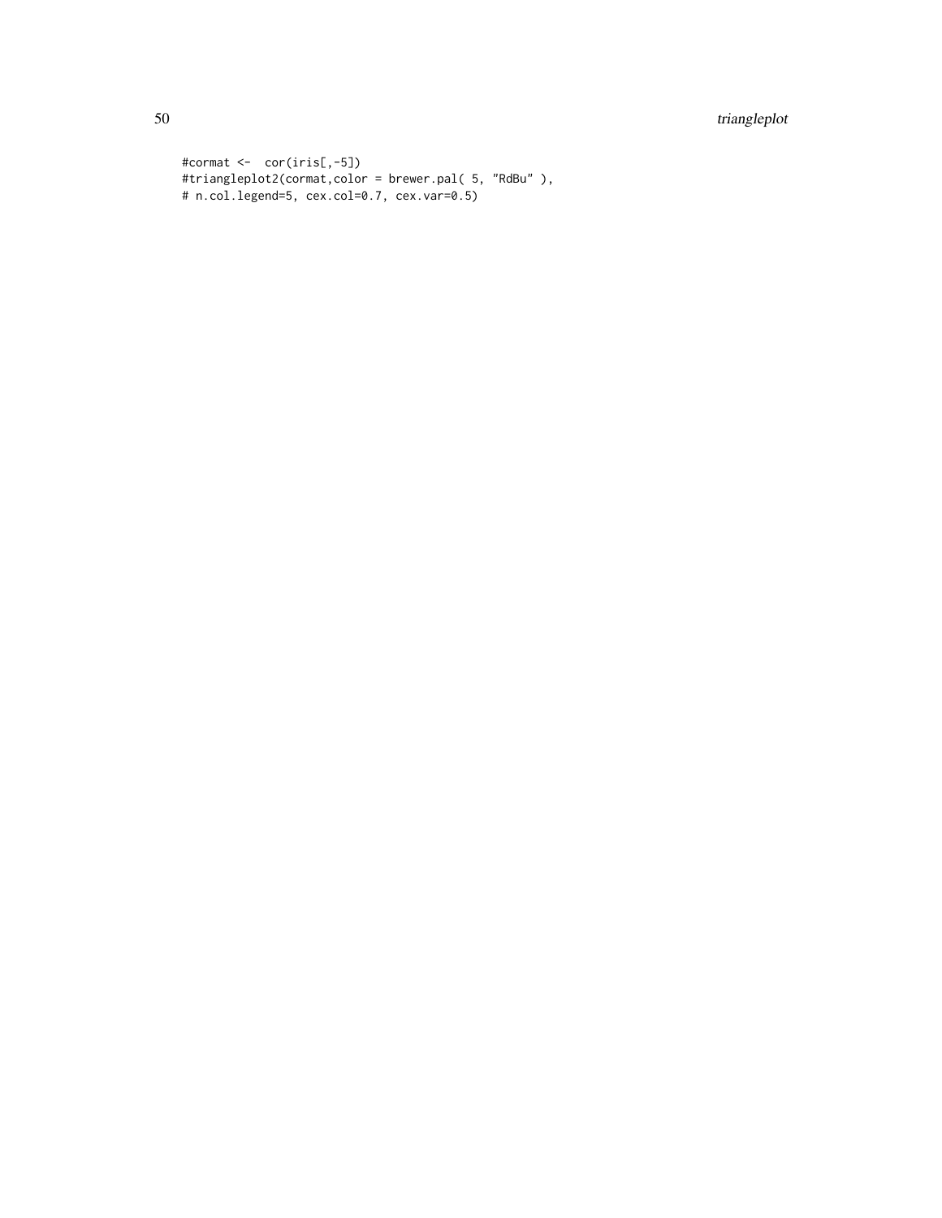```
#cormat <-  cor(iris[,-5])
#triangleplot2(cormat,color = brewer.pal( 5, "RdBu" ),
# n.col.legend=5, cex.col=0.7, cex.var=0.5)
```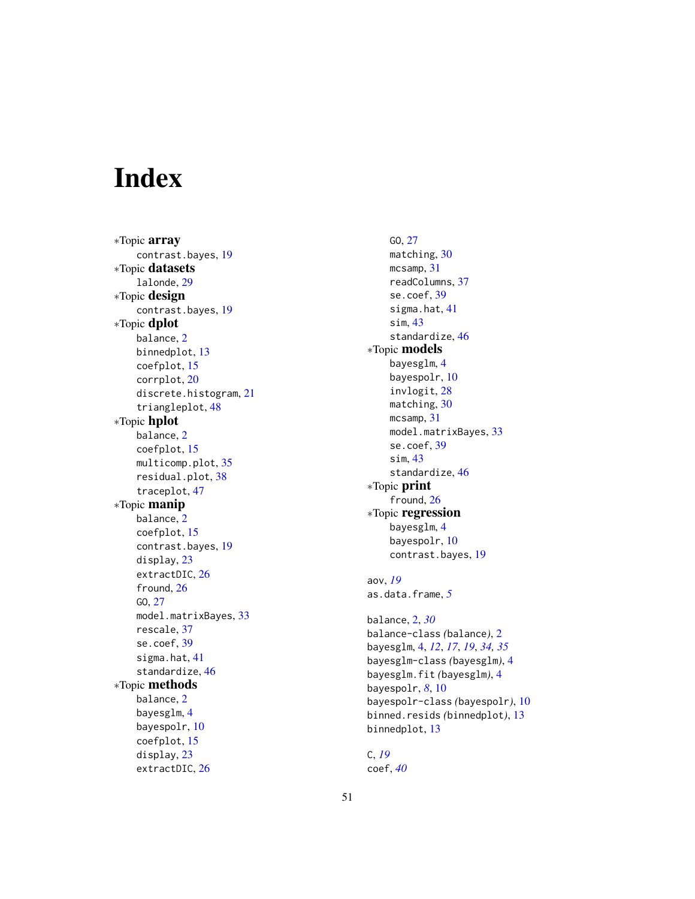# Index

*Topic **array**
  contrast.bayes, 19
*Topic **datasets**
  lalonde, 29
*Topic **design**
  contrast.bayes, 19
*Topic **dplot**
  balance, 2
  binnedplot, 13
  coefplot, 15
  corrplot, 20
  discrete.histogram, 21
  triangleplot, 48
*Topic **hplot**
  balance, 2
  coefplot, 15
  multicomp.plot, 35
  residual.plot, 38
  traceplot, 47
*Topic **manip**
  balance, 2
  coefplot, 15
  contrast.bayes, 19
  display, 23
  extractDIC, 26
  fround, 26
  GO, 27
  model.matrixBayes, 33
  rescale, 37
  se.coef, 39
  sigma.hat, 41
  standardize, 46
*Topic **methods**
  balance, 2
  bayesglm, 4
  bayespolr, 10
  coefplot, 15
  display, 23
  extractDIC, 26
  GO, 27
  matching, 30
  mcsamp, 31
  readColumns, 37
  se.coef, 39
  sigma.hat, 41
  sim, 43
  standardize, 46
*Topic **models**
  bayesglm, 4
  bayespolr, 10
  invlogit, 28
  matching, 30
  mcsamp, 31
  model.matrixBayes, 33
  se.coef, 39
  sim, 43
  standardize, 46
*Topic **print**
  fround, 26
*Topic **regression**
  bayesglm, 4
  bayespolr, 10
  contrast.bayes, 19

aov, *19*
as.data.frame, *5*

balance, 2, *30*
balance-class *(balance)*, 2
bayesglm, 4, *12*, *17*, *19*, *34*, *35*
bayesglm-class *(bayesglm)*, 4
bayesglm.fit *(bayesglm)*, 4
bayespolr, *8*, 10
bayespolr-class *(bayespolr)*, 10
binned.resids *(binnedplot)*, 13
binnedplot, 13

C, *19*
coef, *40*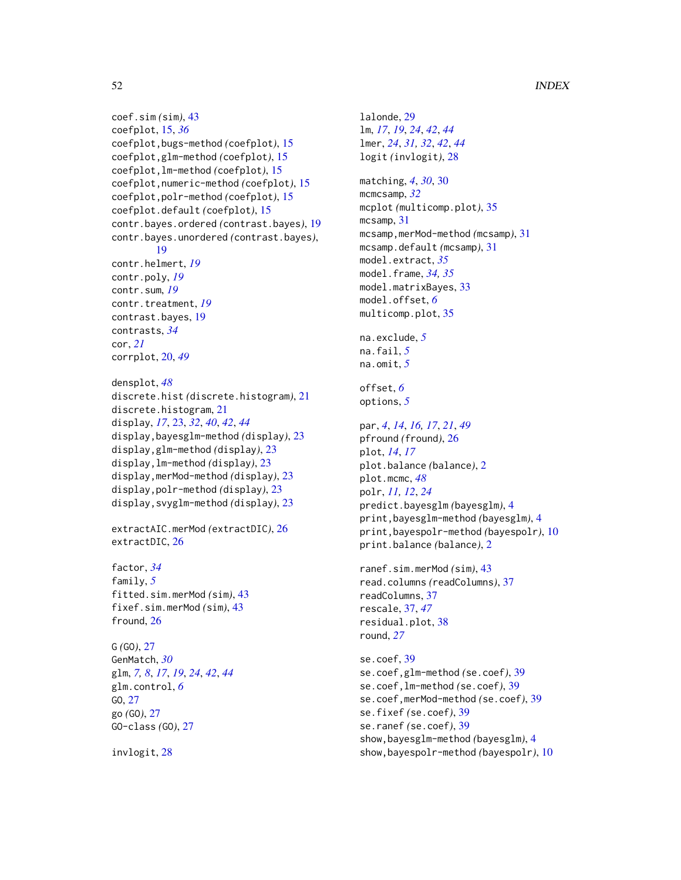coef.sim *(sim)*, 43
coefplot, 15, *36*
coefplot,bugs-method *(coefplot)*, 15
coefplot,glm-method *(coefplot)*, 15
coefplot,lm-method *(coefplot)*, 15
coefplot,numeric-method *(coefplot)*, 15
coefplot,polr-method *(coefplot)*, 15
coefplot.default *(coefplot)*, 15
contr.bayes.ordered *(contrast.bayes)*, 19
contr.bayes.unordered *(contrast.bayes)*, 19
contr.helmert, *19*
contr.poly, *19*
contr.sum, *19*
contr.treatment, *19*
contrast.bayes, 19
contrasts, *34*
cor, *21*
corrplot, 20, *49*

densplot, *48*
discrete.hist *(discrete.histogram)*, 21
discrete.histogram, 21
display, *17*, 23, *32*, *40*, *42*, *44*
display,bayesglm-method *(display)*, 23
display,glm-method *(display)*, 23
display,lm-method *(display)*, 23
display,merMod-method *(display)*, 23
display,polr-method *(display)*, 23
display,svyglm-method *(display)*, 23

extractAIC.merMod *(extractDIC)*, 26
extractDIC, 26

factor, *34*
family, *5*
fitted.sim.merMod *(sim)*, 43
fixef.sim.merMod *(sim)*, 43
fround, 26

G *(GO)*, 27
GenMatch, *30*
glm, *7, 8*, *17*, *19*, *24*, *42*, *44*
glm.control, *6*
GO, 27
go *(GO)*, 27
GO-class *(GO)*, 27

invlogit, 28

lalonde, 29
lm, *17*, *19*, *24*, *42*, *44*
lmer, *24*, *31, 32*, *42*, *44*
logit *(invlogit)*, 28

matching, *4*, *30*, 30
mcmcsamp, *32*
mcplot *(multicomp.plot)*, 35
mcsamp, 31
mcsamp,merMod-method *(mcsamp)*, 31
mcsamp.default *(mcsamp)*, 31
model.extract, *35*
model.frame, *34, 35*
model.matrixBayes, 33
model.offset, *6*
multicomp.plot, 35

na.exclude, *5*
na.fail, *5*
na.omit, *5*

offset, *6*
options, *5*

par, *4*, *14*, *16, 17*, *21*, *49*
pfround *(fround)*, 26
plot, *14*, *17*
plot.balance *(balance)*, 2
plot.mcmc, *48*
polr, *11, 12*, *24*
predict.bayesglm *(bayesglm)*, 4
print,bayesglm-method *(bayesglm)*, 4
print,bayespolr-method *(bayespolr)*, 10
print.balance *(balance)*, 2

ranef.sim.merMod *(sim)*, 43
read.columns *(readColumns)*, 37
readColumns, 37
rescale, 37, *47*
residual.plot, 38
round, *27*

se.coef, 39
se.coef,glm-method *(se.coef)*, 39
se.coef,lm-method *(se.coef)*, 39
se.coef,merMod-method *(se.coef)*, 39
se.fixef *(se.coef)*, 39
se.ranef *(se.coef)*, 39
show,bayesglm-method *(bayesglm)*, 4
show,bayespolr-method *(bayespolr)*, 10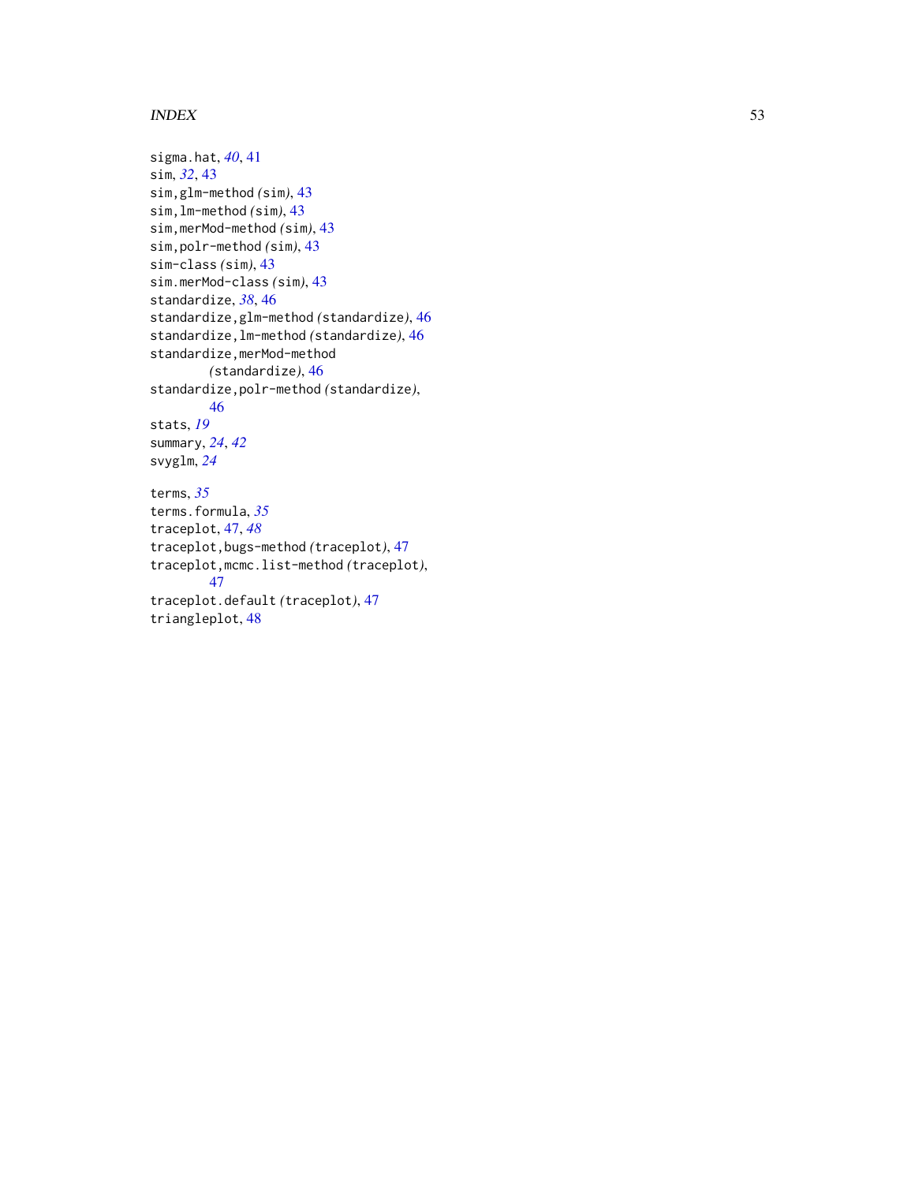sigma.hat, *40*, 41
sim, *32*, 43
sim,glm-method *(*sim*)*, 43
sim,lm-method *(*sim*)*, 43
sim,merMod-method *(*sim*)*, 43
sim,polr-method *(*sim*)*, 43
sim-class *(*sim*)*, 43
sim.merMod-class *(*sim*)*, 43
standardize, *38*, 46
standardize,glm-method *(*standardize*)*, 46
standardize,lm-method *(*standardize*)*, 46
standardize,merMod-method *(*standardize*)*, 46
standardize,polr-method *(*standardize*)*, 46
stats, *19*
summary, *24*, *42*
svyglm, *24*

terms, *35*
terms.formula, *35*
traceplot, 47, *48*
traceplot,bugs-method *(*traceplot*)*, 47
traceplot,mcmc.list-method *(*traceplot*)*, 47
traceplot.default *(*traceplot*)*, 47
triangleplot, 48